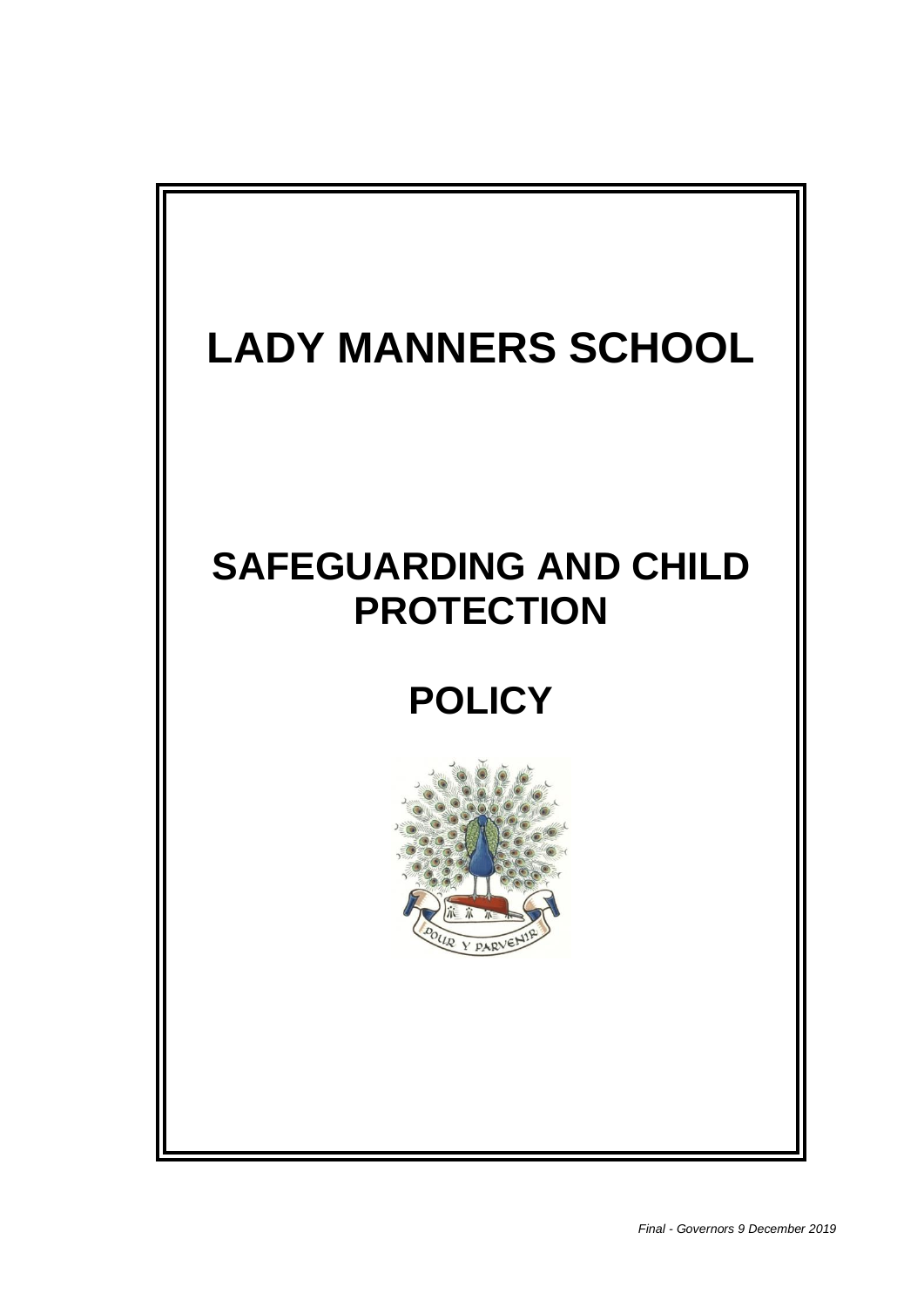# LADY MANNERS SCHOOL

# SAFEGUARDING AND CHILD PROTECTION

# POLICY

*Final - Governors 9 December 2019*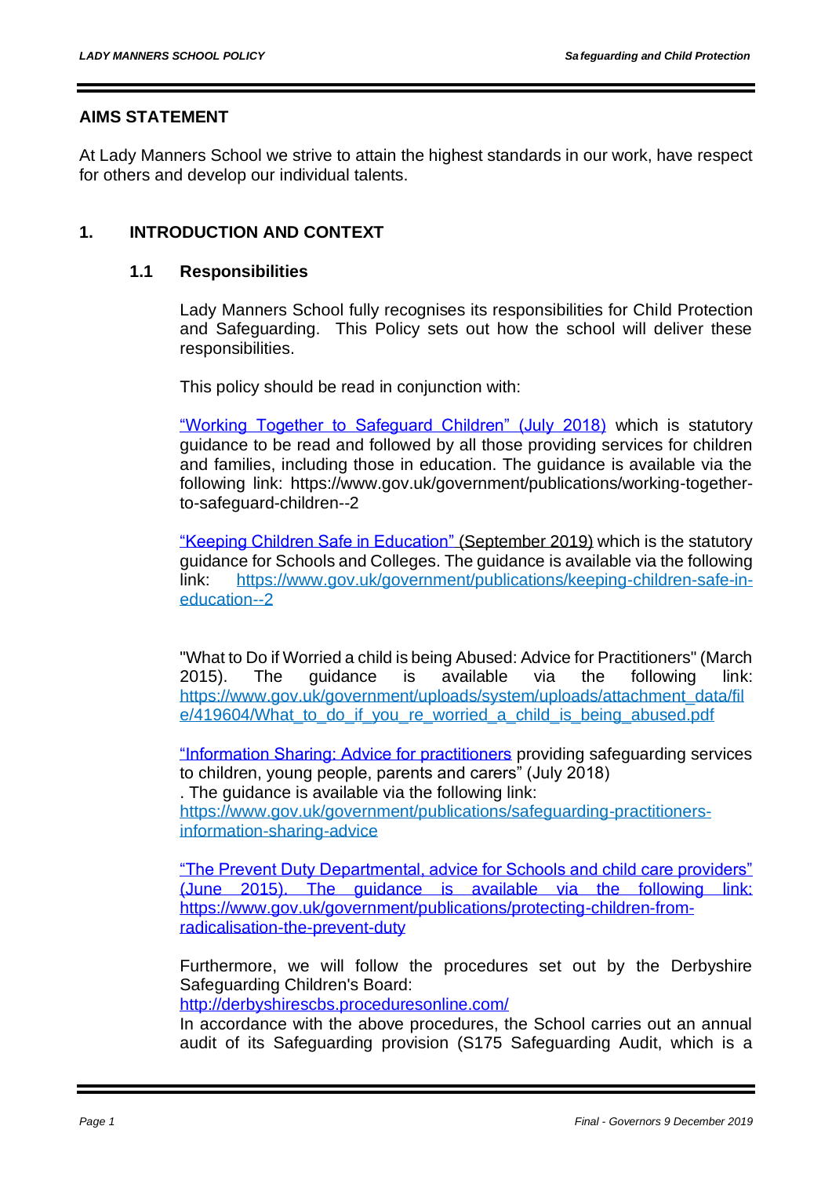## AIMS STATEMENT

At Lady Manners School we strive to attain the highest standards in our work, have respect for others and develop our individual talents.

## 1. INTRODUCTION AND CONTEXT

### 1.1 Responsibilities

Lady Manners School fully recognises its responsibilities for Child Protection and Safeguarding. This Policy sets out how the school will deliver these responsibilities.

This policy should be read in conjunction with:

"Working Together to Safeguard Children" (July 2018) which is statutory guidance to be read and followed by all those providing services for children and families, including those in education. The guidance is available via the following link: https://www.gov.uk/government/publications/working-together-to-safeguard-children--2

"Keeping Children Safe in Education" (September 2019) which is the statutory guidance for Schools and Colleges. The guidance is available via the following link: https://www.gov.uk/government/publications/keeping-children-safe-in-education--2

"What to Do if Worried a child is being Abused: Advice for Practitioners" (March 2015). The guidance is available via the following link: https://www.gov.uk/government/uploads/system/uploads/attachment_data/file/419604/What_to_do_if_you_re_worried_a_child_is_being_abused.pdf

"Information Sharing: Advice for practitioners providing safeguarding services to children, young people, parents and carers" (July 2018) . The guidance is available via the following link: https://www.gov.uk/government/publications/safeguarding-practitioners-information-sharing-advice

"The Prevent Duty Departmental, advice for Schools and child care providers" (June 2015). The guidance is available via the following link: https://www.gov.uk/government/publications/protecting-children-from-radicalisation-the-prevent-duty

Furthermore, we will follow the procedures set out by the Derbyshire Safeguarding Children's Board: http://derbyshirescbs.proceduresonline.com/

In accordance with the above procedures, the School carries out an annual audit of its Safeguarding provision (S175 Safeguarding Audit, which is a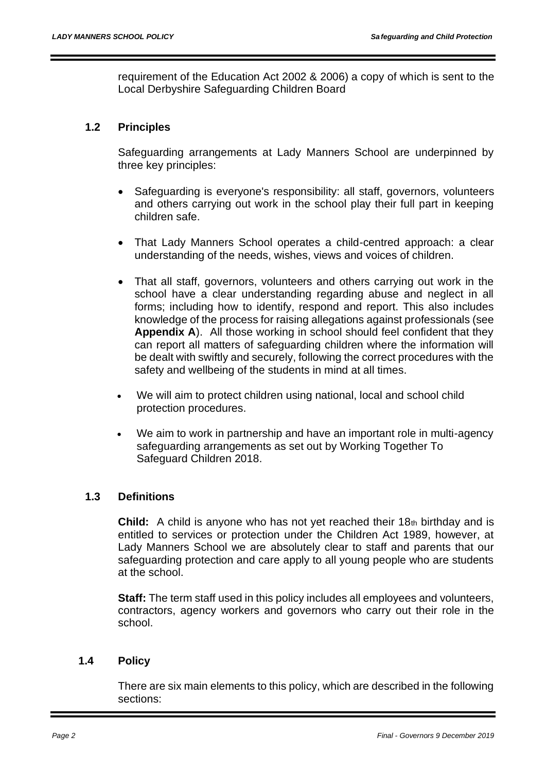requirement of the Education Act 2002 & 2006) a copy of which is sent to the Local Derbyshire Safeguarding Children Board

### 1.2 Principles

Safeguarding arrangements at Lady Manners School are underpinned by three key principles:

- Safeguarding is everyone's responsibility: all staff, governors, volunteers and others carrying out work in the school play their full part in keeping children safe.
- That Lady Manners School operates a child-centred approach: a clear understanding of the needs, wishes, views and voices of children.
- That all staff, governors, volunteers and others carrying out work in the school have a clear understanding regarding abuse and neglect in all forms; including how to identify, respond and report. This also includes knowledge of the process for raising allegations against professionals (see **Appendix A**). All those working in school should feel confident that they can report all matters of safeguarding children where the information will be dealt with swiftly and securely, following the correct procedures with the safety and wellbeing of the students in mind at all times.
- We will aim to protect children using national, local and school child protection procedures.
- We aim to work in partnership and have an important role in multi-agency safeguarding arrangements as set out by Working Together To Safeguard Children 2018.

### 1.3 Definitions

**Child:** A child is anyone who has not yet reached their 18th birthday and is entitled to services or protection under the Children Act 1989, however, at Lady Manners School we are absolutely clear to staff and parents that our safeguarding protection and care apply to all young people who are students at the school.

**Staff:** The term staff used in this policy includes all employees and volunteers, contractors, agency workers and governors who carry out their role in the school.

### 1.4 Policy

There are six main elements to this policy, which are described in the following sections: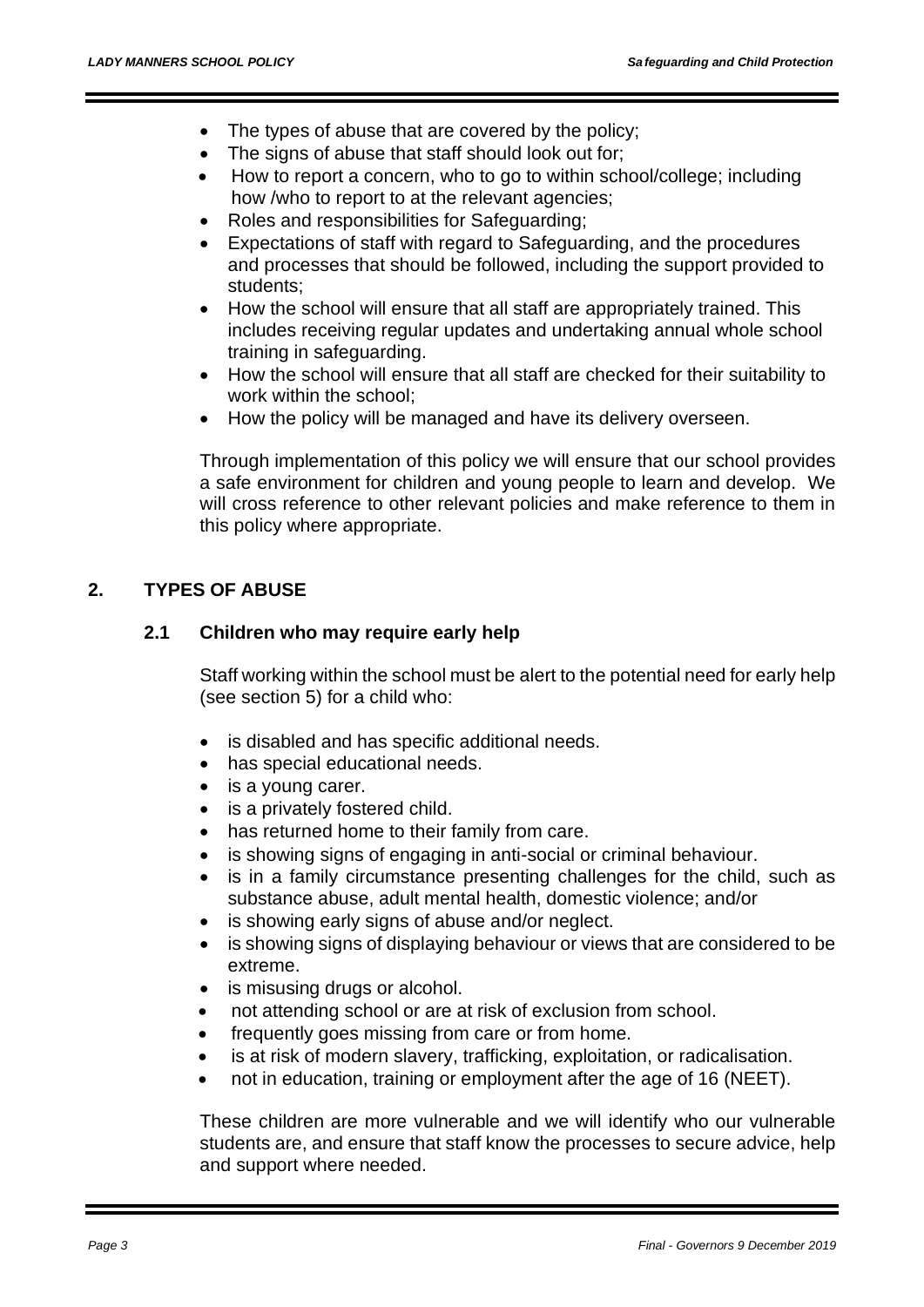- The types of abuse that are covered by the policy;
- The signs of abuse that staff should look out for;
- How to report a concern, who to go to within school/college; including how /who to report to at the relevant agencies;
- Roles and responsibilities for Safeguarding;
- Expectations of staff with regard to Safeguarding, and the procedures and processes that should be followed, including the support provided to students;
- How the school will ensure that all staff are appropriately trained. This includes receiving regular updates and undertaking annual whole school training in safeguarding.
- How the school will ensure that all staff are checked for their suitability to work within the school;
- How the policy will be managed and have its delivery overseen.

Through implementation of this policy we will ensure that our school provides a safe environment for children and young people to learn and develop. We will cross reference to other relevant policies and make reference to them in this policy where appropriate.

## 2. TYPES OF ABUSE

### 2.1 Children who may require early help

Staff working within the school must be alert to the potential need for early help (see section 5) for a child who:

- is disabled and has specific additional needs.
- has special educational needs.
- is a young carer.
- is a privately fostered child.
- has returned home to their family from care.
- is showing signs of engaging in anti-social or criminal behaviour.
- is in a family circumstance presenting challenges for the child, such as substance abuse, adult mental health, domestic violence; and/or
- is showing early signs of abuse and/or neglect.
- is showing signs of displaying behaviour or views that are considered to be extreme.
- is misusing drugs or alcohol.
- not attending school or are at risk of exclusion from school.
- frequently goes missing from care or from home.
- is at risk of modern slavery, trafficking, exploitation, or radicalisation.
- not in education, training or employment after the age of 16 (NEET).

These children are more vulnerable and we will identify who our vulnerable students are, and ensure that staff know the processes to secure advice, help and support where needed.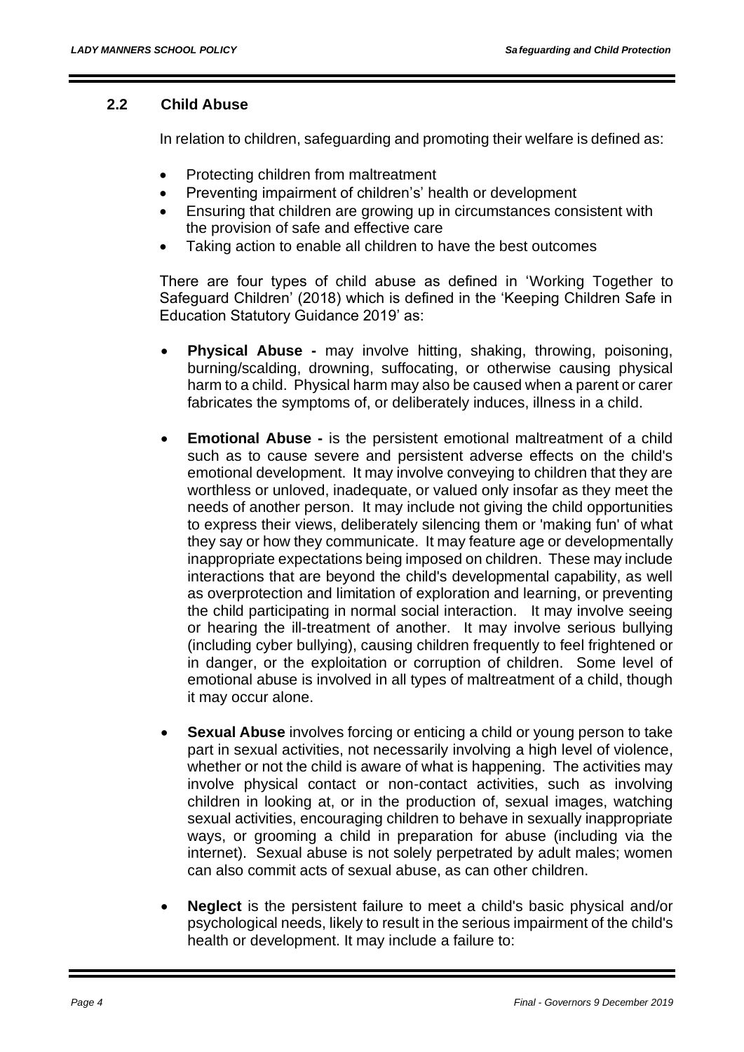## 2.2 Child Abuse

In relation to children, safeguarding and promoting their welfare is defined as:

- Protecting children from maltreatment
- Preventing impairment of children's' health or development
- Ensuring that children are growing up in circumstances consistent with the provision of safe and effective care
- Taking action to enable all children to have the best outcomes

There are four types of child abuse as defined in 'Working Together to Safeguard Children' (2018) which is defined in the 'Keeping Children Safe in Education Statutory Guidance 2019' as:

- **Physical Abuse -** may involve hitting, shaking, throwing, poisoning, burning/scalding, drowning, suffocating, or otherwise causing physical harm to a child. Physical harm may also be caused when a parent or carer fabricates the symptoms of, or deliberately induces, illness in a child.

- **Emotional Abuse -** is the persistent emotional maltreatment of a child such as to cause severe and persistent adverse effects on the child's emotional development. It may involve conveying to children that they are worthless or unloved, inadequate, or valued only insofar as they meet the needs of another person. It may include not giving the child opportunities to express their views, deliberately silencing them or 'making fun' of what they say or how they communicate. It may feature age or developmentally inappropriate expectations being imposed on children. These may include interactions that are beyond the child's developmental capability, as well as overprotection and limitation of exploration and learning, or preventing the child participating in normal social interaction. It may involve seeing or hearing the ill-treatment of another. It may involve serious bullying (including cyber bullying), causing children frequently to feel frightened or in danger, or the exploitation or corruption of children. Some level of emotional abuse is involved in all types of maltreatment of a child, though it may occur alone.

- **Sexual Abuse** involves forcing or enticing a child or young person to take part in sexual activities, not necessarily involving a high level of violence, whether or not the child is aware of what is happening. The activities may involve physical contact or non-contact activities, such as involving children in looking at, or in the production of, sexual images, watching sexual activities, encouraging children to behave in sexually inappropriate ways, or grooming a child in preparation for abuse (including via the internet). Sexual abuse is not solely perpetrated by adult males; women can also commit acts of sexual abuse, as can other children.

- **Neglect** is the persistent failure to meet a child's basic physical and/or psychological needs, likely to result in the serious impairment of the child's health or development. It may include a failure to: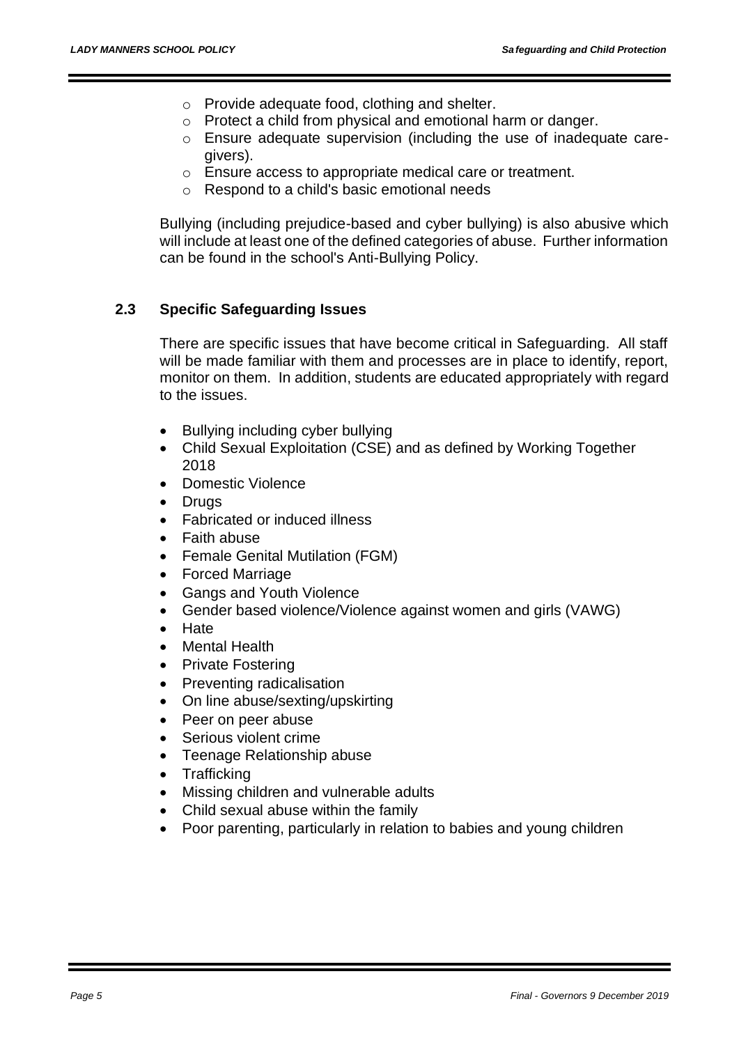- Provide adequate food, clothing and shelter.
  - Protect a child from physical and emotional harm or danger.
  - Ensure adequate supervision (including the use of inadequate care-givers).
  - Ensure access to appropriate medical care or treatment.
  - Respond to a child's basic emotional needs

Bullying (including prejudice-based and cyber bullying) is also abusive which will include at least one of the defined categories of abuse. Further information can be found in the school's Anti-Bullying Policy.

### 2.3 Specific Safeguarding Issues

There are specific issues that have become critical in Safeguarding. All staff will be made familiar with them and processes are in place to identify, report, monitor on them. In addition, students are educated appropriately with regard to the issues.

- Bullying including cyber bullying
- Child Sexual Exploitation (CSE) and as defined by Working Together 2018
- Domestic Violence
- Drugs
- Fabricated or induced illness
- Faith abuse
- Female Genital Mutilation (FGM)
- Forced Marriage
- Gangs and Youth Violence
- Gender based violence/Violence against women and girls (VAWG)
- Hate
- Mental Health
- Private Fostering
- Preventing radicalisation
- On line abuse/sexting/upskirting
- Peer on peer abuse
- Serious violent crime
- Teenage Relationship abuse
- Trafficking
- Missing children and vulnerable adults
- Child sexual abuse within the family
- Poor parenting, particularly in relation to babies and young children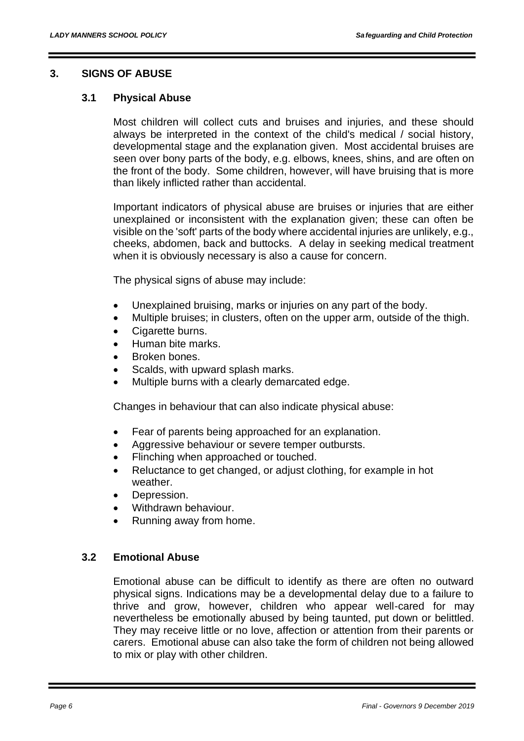## 3. SIGNS OF ABUSE

### 3.1 Physical Abuse

Most children will collect cuts and bruises and injuries, and these should always be interpreted in the context of the child's medical / social history, developmental stage and the explanation given. Most accidental bruises are seen over bony parts of the body, e.g. elbows, knees, shins, and are often on the front of the body. Some children, however, will have bruising that is more than likely inflicted rather than accidental.

Important indicators of physical abuse are bruises or injuries that are either unexplained or inconsistent with the explanation given; these can often be visible on the 'soft' parts of the body where accidental injuries are unlikely, e.g., cheeks, abdomen, back and buttocks. A delay in seeking medical treatment when it is obviously necessary is also a cause for concern.

The physical signs of abuse may include:

- Unexplained bruising, marks or injuries on any part of the body.
- Multiple bruises; in clusters, often on the upper arm, outside of the thigh.
- Cigarette burns.
- Human bite marks.
- Broken bones.
- Scalds, with upward splash marks.
- Multiple burns with a clearly demarcated edge.

Changes in behaviour that can also indicate physical abuse:

- Fear of parents being approached for an explanation.
- Aggressive behaviour or severe temper outbursts.
- Flinching when approached or touched.
- Reluctance to get changed, or adjust clothing, for example in hot weather.
- Depression.
- Withdrawn behaviour.
- Running away from home.

### 3.2 Emotional Abuse

Emotional abuse can be difficult to identify as there are often no outward physical signs. Indications may be a developmental delay due to a failure to thrive and grow, however, children who appear well-cared for may nevertheless be emotionally abused by being taunted, put down or belittled. They may receive little or no love, affection or attention from their parents or carers. Emotional abuse can also take the form of children not being allowed to mix or play with other children.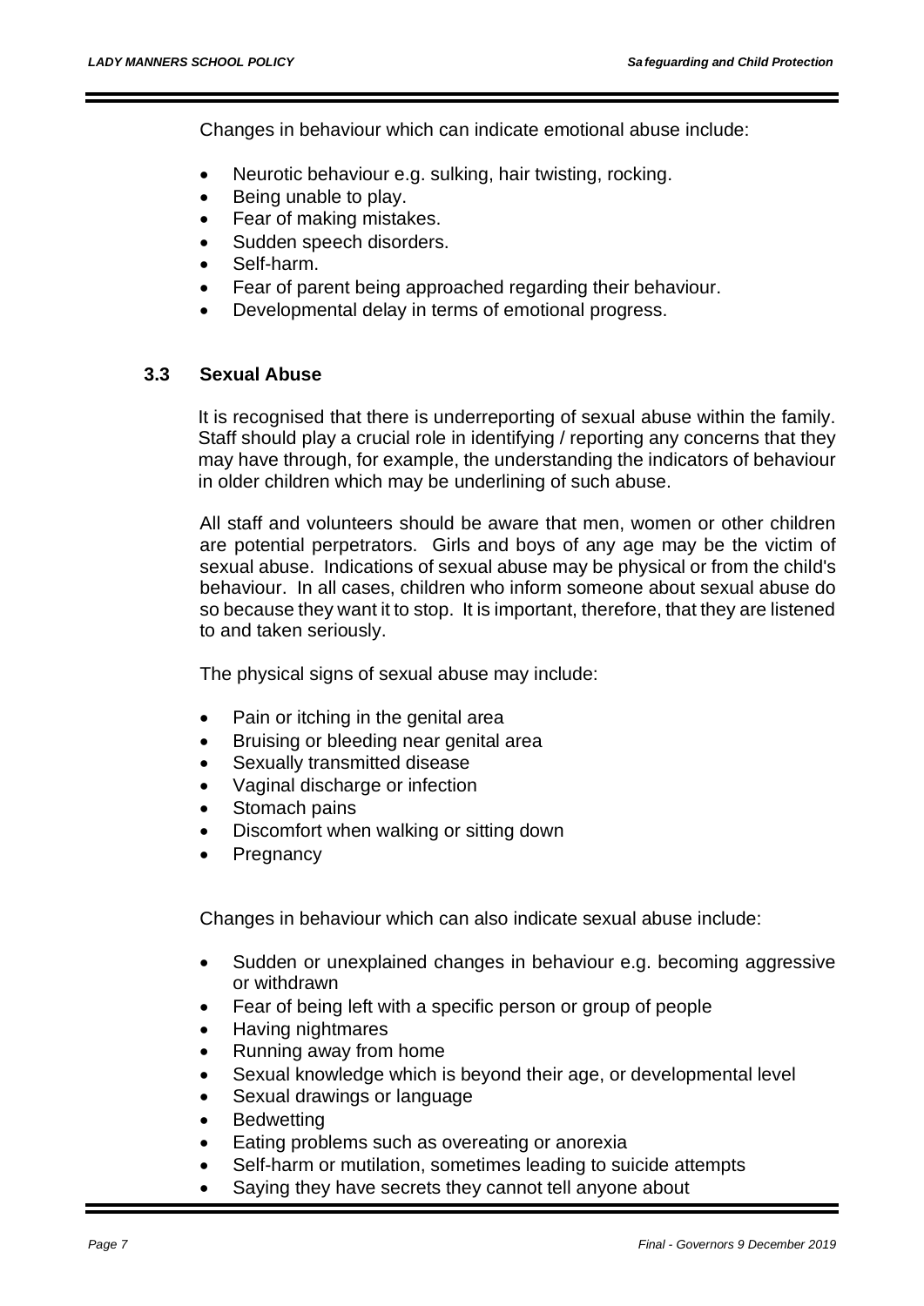Changes in behaviour which can indicate emotional abuse include:

- Neurotic behaviour e.g. sulking, hair twisting, rocking.
- Being unable to play.
- Fear of making mistakes.
- Sudden speech disorders.
- Self-harm.
- Fear of parent being approached regarding their behaviour.
- Developmental delay in terms of emotional progress.

### 3.3 Sexual Abuse

It is recognised that there is underreporting of sexual abuse within the family. Staff should play a crucial role in identifying / reporting any concerns that they may have through, for example, the understanding the indicators of behaviour in older children which may be underlining of such abuse.

All staff and volunteers should be aware that men, women or other children are potential perpetrators. Girls and boys of any age may be the victim of sexual abuse. Indications of sexual abuse may be physical or from the child's behaviour. In all cases, children who inform someone about sexual abuse do so because they want it to stop. It is important, therefore, that they are listened to and taken seriously.

The physical signs of sexual abuse may include:

- Pain or itching in the genital area
- Bruising or bleeding near genital area
- Sexually transmitted disease
- Vaginal discharge or infection
- Stomach pains
- Discomfort when walking or sitting down
- Pregnancy

Changes in behaviour which can also indicate sexual abuse include:

- Sudden or unexplained changes in behaviour e.g. becoming aggressive or withdrawn
- Fear of being left with a specific person or group of people
- Having nightmares
- Running away from home
- Sexual knowledge which is beyond their age, or developmental level
- Sexual drawings or language
- Bedwetting
- Eating problems such as overeating or anorexia
- Self-harm or mutilation, sometimes leading to suicide attempts
- Saying they have secrets they cannot tell anyone about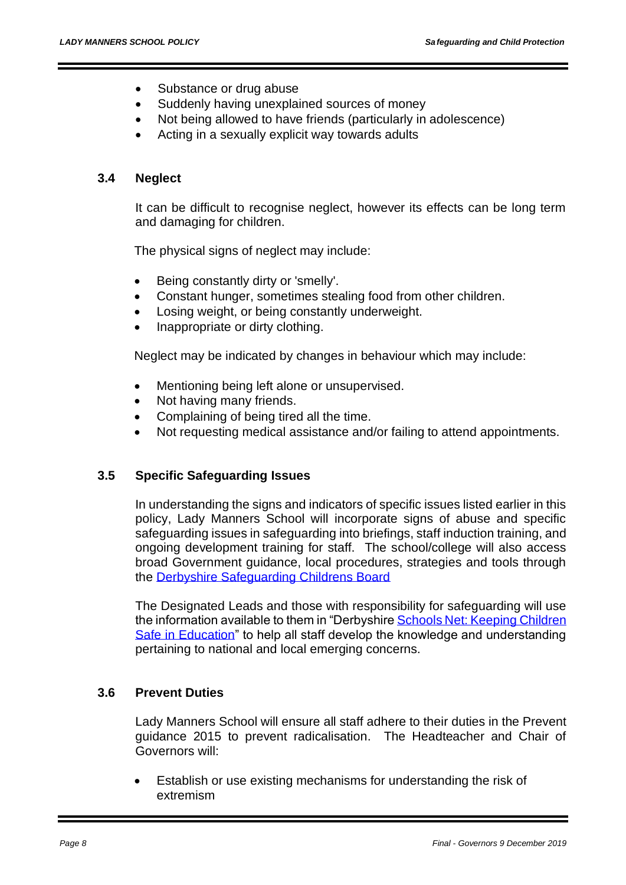- Substance or drug abuse
- Suddenly having unexplained sources of money
- Not being allowed to have friends (particularly in adolescence)
- Acting in a sexually explicit way towards adults

### 3.4 Neglect

It can be difficult to recognise neglect, however its effects can be long term and damaging for children.

The physical signs of neglect may include:

- Being constantly dirty or 'smelly'.
- Constant hunger, sometimes stealing food from other children.
- Losing weight, or being constantly underweight.
- Inappropriate or dirty clothing.

Neglect may be indicated by changes in behaviour which may include:

- Mentioning being left alone or unsupervised.
- Not having many friends.
- Complaining of being tired all the time.
- Not requesting medical assistance and/or failing to attend appointments.

### 3.5 Specific Safeguarding Issues

In understanding the signs and indicators of specific issues listed earlier in this policy, Lady Manners School will incorporate signs of abuse and specific safeguarding issues in safeguarding into briefings, staff induction training, and ongoing development training for staff. The school/college will also access broad Government guidance, local procedures, strategies and tools through the [Derbyshire Safeguarding Childrens Board]

The Designated Leads and those with responsibility for safeguarding will use the information available to them in "Derbyshire [Schools Net: Keeping Children Safe in Education]" to help all staff develop the knowledge and understanding pertaining to national and local emerging concerns.

### 3.6 Prevent Duties

Lady Manners School will ensure all staff adhere to their duties in the Prevent guidance 2015 to prevent radicalisation. The Headteacher and Chair of Governors will:

- Establish or use existing mechanisms for understanding the risk of extremism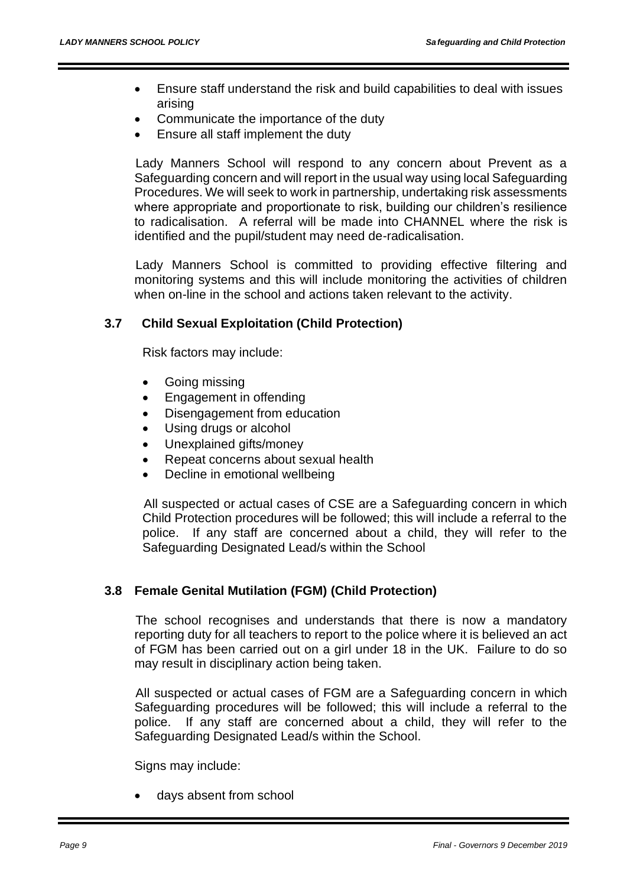- Ensure staff understand the risk and build capabilities to deal with issues arising
- Communicate the importance of the duty
- Ensure all staff implement the duty

Lady Manners School will respond to any concern about Prevent as a Safeguarding concern and will report in the usual way using local Safeguarding Procedures. We will seek to work in partnership, undertaking risk assessments where appropriate and proportionate to risk, building our children's resilience to radicalisation. A referral will be made into CHANNEL where the risk is identified and the pupil/student may need de-radicalisation.

Lady Manners School is committed to providing effective filtering and monitoring systems and this will include monitoring the activities of children when on-line in the school and actions taken relevant to the activity.

### 3.7 Child Sexual Exploitation (Child Protection)

Risk factors may include:

- Going missing
- Engagement in offending
- Disengagement from education
- Using drugs or alcohol
- Unexplained gifts/money
- Repeat concerns about sexual health
- Decline in emotional wellbeing

All suspected or actual cases of CSE are a Safeguarding concern in which Child Protection procedures will be followed; this will include a referral to the police. If any staff are concerned about a child, they will refer to the Safeguarding Designated Lead/s within the School

### 3.8 Female Genital Mutilation (FGM) (Child Protection)

The school recognises and understands that there is now a mandatory reporting duty for all teachers to report to the police where it is believed an act of FGM has been carried out on a girl under 18 in the UK. Failure to do so may result in disciplinary action being taken.

All suspected or actual cases of FGM are a Safeguarding concern in which Safeguarding procedures will be followed; this will include a referral to the police. If any staff are concerned about a child, they will refer to the Safeguarding Designated Lead/s within the School.

Signs may include:

- days absent from school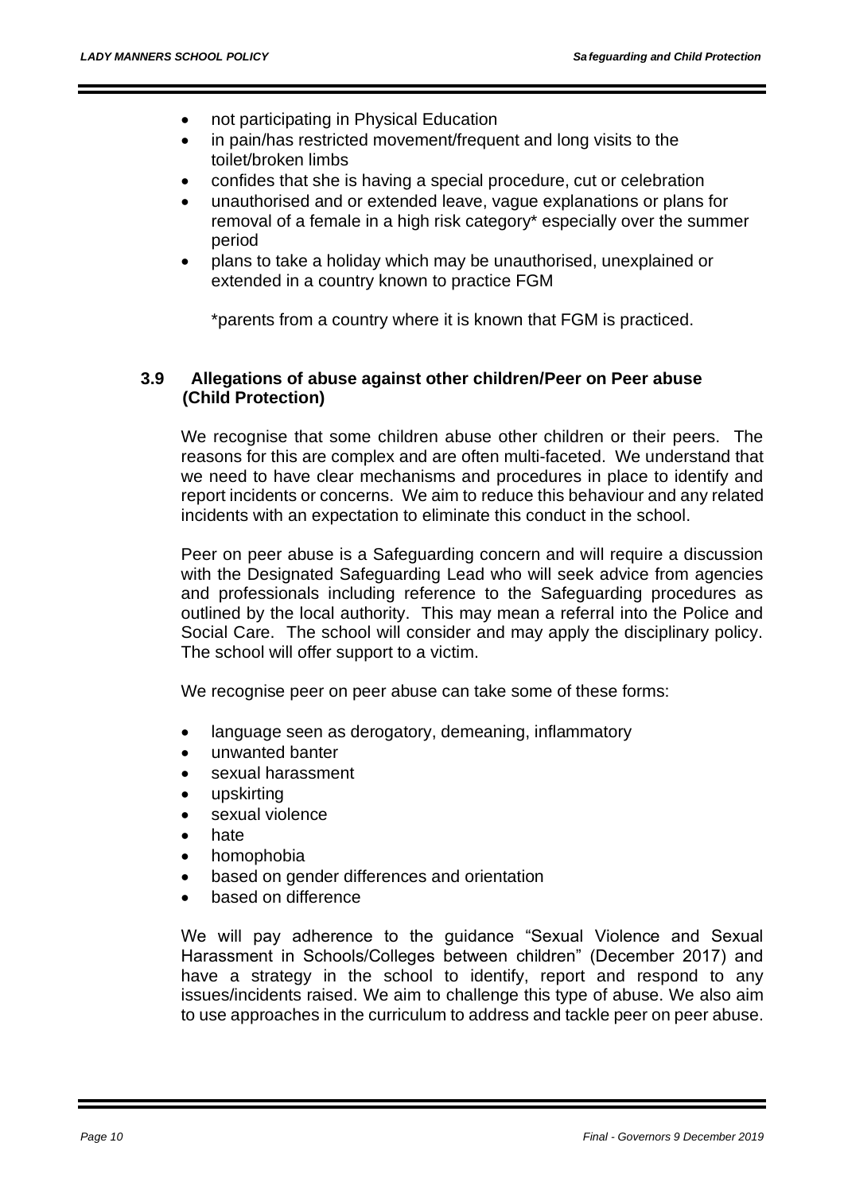- not participating in Physical Education
- in pain/has restricted movement/frequent and long visits to the toilet/broken limbs
- confides that she is having a special procedure, cut or celebration
- unauthorised and or extended leave, vague explanations or plans for removal of a female in a high risk category* especially over the summer period
- plans to take a holiday which may be unauthorised, unexplained or extended in a country known to practice FGM

\*parents from a country where it is known that FGM is practiced.

### 3.9 Allegations of abuse against other children/Peer on Peer abuse (Child Protection)

We recognise that some children abuse other children or their peers. The reasons for this are complex and are often multi-faceted. We understand that we need to have clear mechanisms and procedures in place to identify and report incidents or concerns. We aim to reduce this behaviour and any related incidents with an expectation to eliminate this conduct in the school.

Peer on peer abuse is a Safeguarding concern and will require a discussion with the Designated Safeguarding Lead who will seek advice from agencies and professionals including reference to the Safeguarding procedures as outlined by the local authority. This may mean a referral into the Police and Social Care. The school will consider and may apply the disciplinary policy. The school will offer support to a victim.

We recognise peer on peer abuse can take some of these forms:

- language seen as derogatory, demeaning, inflammatory
- unwanted banter
- sexual harassment
- upskirting
- sexual violence
- hate
- homophobia
- based on gender differences and orientation
- based on difference

We will pay adherence to the guidance "Sexual Violence and Sexual Harassment in Schools/Colleges between children" (December 2017) and have a strategy in the school to identify, report and respond to any issues/incidents raised. We aim to challenge this type of abuse. We also aim to use approaches in the curriculum to address and tackle peer on peer abuse.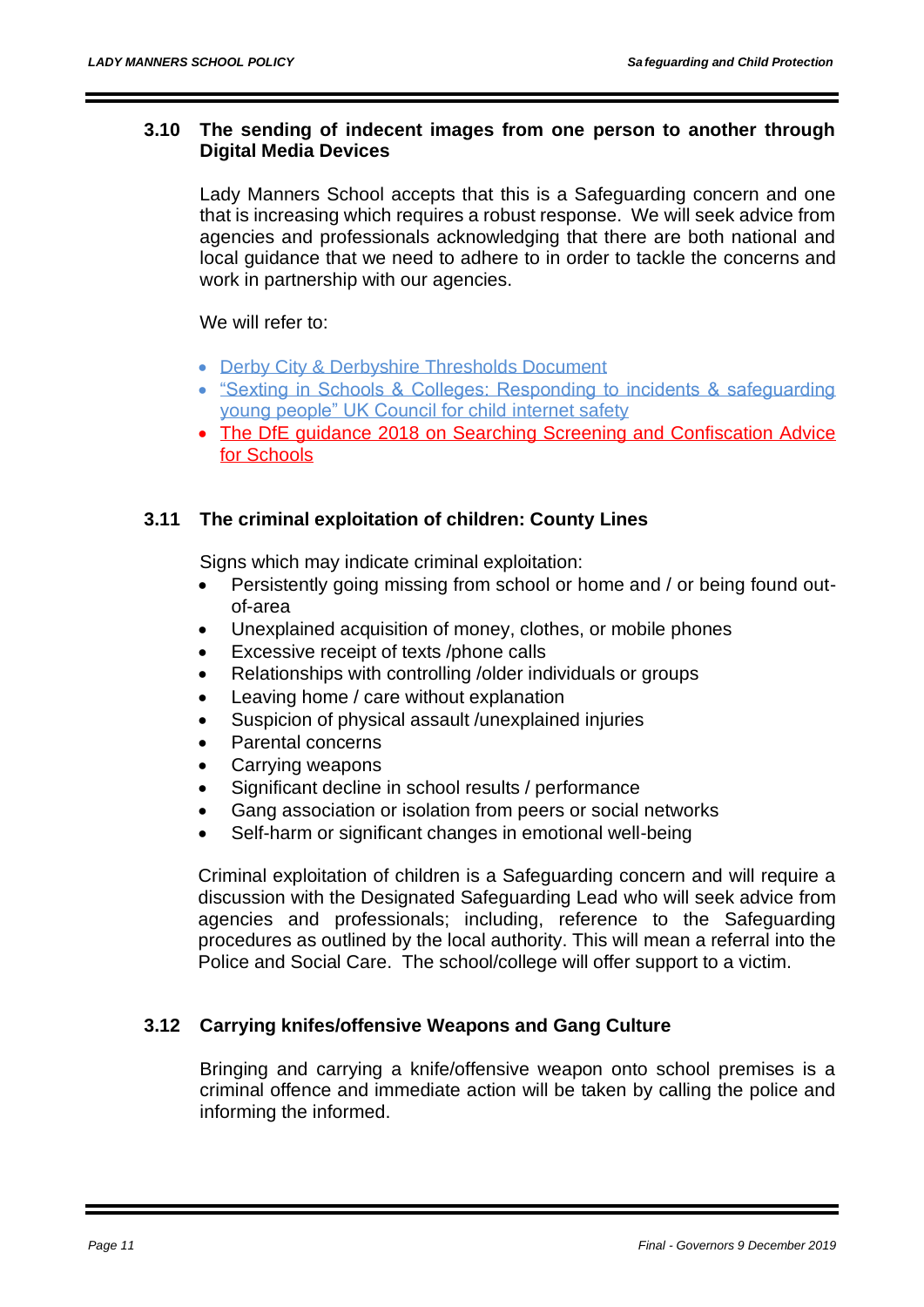### 3.10 The sending of indecent images from one person to another through Digital Media Devices

Lady Manners School accepts that this is a Safeguarding concern and one that is increasing which requires a robust response. We will seek advice from agencies and professionals acknowledging that there are both national and local guidance that we need to adhere to in order to tackle the concerns and work in partnership with our agencies.

We will refer to:

- Derby City & Derbyshire Thresholds Document
- "Sexting in Schools & Colleges: Responding to incidents & safeguarding young people" UK Council for child internet safety
- The DfE guidance 2018 on Searching Screening and Confiscation Advice for Schools

### 3.11 The criminal exploitation of children: County Lines

Signs which may indicate criminal exploitation:

- Persistently going missing from school or home and / or being found out-of-area
- Unexplained acquisition of money, clothes, or mobile phones
- Excessive receipt of texts /phone calls
- Relationships with controlling /older individuals or groups
- Leaving home / care without explanation
- Suspicion of physical assault /unexplained injuries
- Parental concerns
- Carrying weapons
- Significant decline in school results / performance
- Gang association or isolation from peers or social networks
- Self-harm or significant changes in emotional well-being

Criminal exploitation of children is a Safeguarding concern and will require a discussion with the Designated Safeguarding Lead who will seek advice from agencies and professionals; including, reference to the Safeguarding procedures as outlined by the local authority. This will mean a referral into the Police and Social Care. The school/college will offer support to a victim.

### 3.12 Carrying knifes/offensive Weapons and Gang Culture

Bringing and carrying a knife/offensive weapon onto school premises is a criminal offence and immediate action will be taken by calling the police and informing the informed.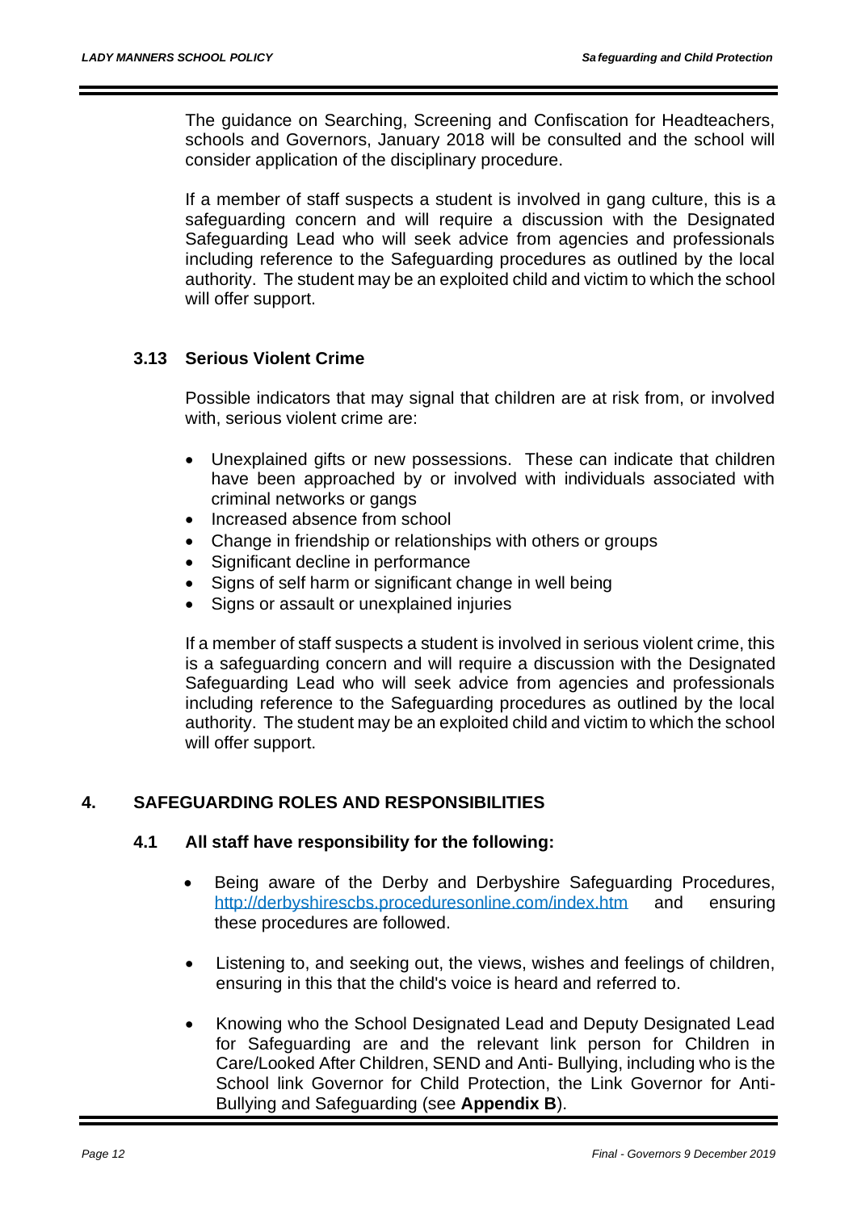The guidance on Searching, Screening and Confiscation for Headteachers, schools and Governors, January 2018 will be consulted and the school will consider application of the disciplinary procedure.

If a member of staff suspects a student is involved in gang culture, this is a safeguarding concern and will require a discussion with the Designated Safeguarding Lead who will seek advice from agencies and professionals including reference to the Safeguarding procedures as outlined by the local authority. The student may be an exploited child and victim to which the school will offer support.

### 3.13 Serious Violent Crime

Possible indicators that may signal that children are at risk from, or involved with, serious violent crime are:

- Unexplained gifts or new possessions. These can indicate that children have been approached by or involved with individuals associated with criminal networks or gangs
- Increased absence from school
- Change in friendship or relationships with others or groups
- Significant decline in performance
- Signs of self harm or significant change in well being
- Signs or assault or unexplained injuries

If a member of staff suspects a student is involved in serious violent crime, this is a safeguarding concern and will require a discussion with the Designated Safeguarding Lead who will seek advice from agencies and professionals including reference to the Safeguarding procedures as outlined by the local authority. The student may be an exploited child and victim to which the school will offer support.

## 4. SAFEGUARDING ROLES AND RESPONSIBILITIES

### 4.1 All staff have responsibility for the following:

- Being aware of the Derby and Derbyshire Safeguarding Procedures, http://derbyshirescbs.proceduresonline.com/index.htm and ensuring these procedures are followed.
- Listening to, and seeking out, the views, wishes and feelings of children, ensuring in this that the child's voice is heard and referred to.
- Knowing who the School Designated Lead and Deputy Designated Lead for Safeguarding are and the relevant link person for Children in Care/Looked After Children, SEND and Anti- Bullying, including who is the School link Governor for Child Protection, the Link Governor for Anti-Bullying and Safeguarding (see **Appendix B**).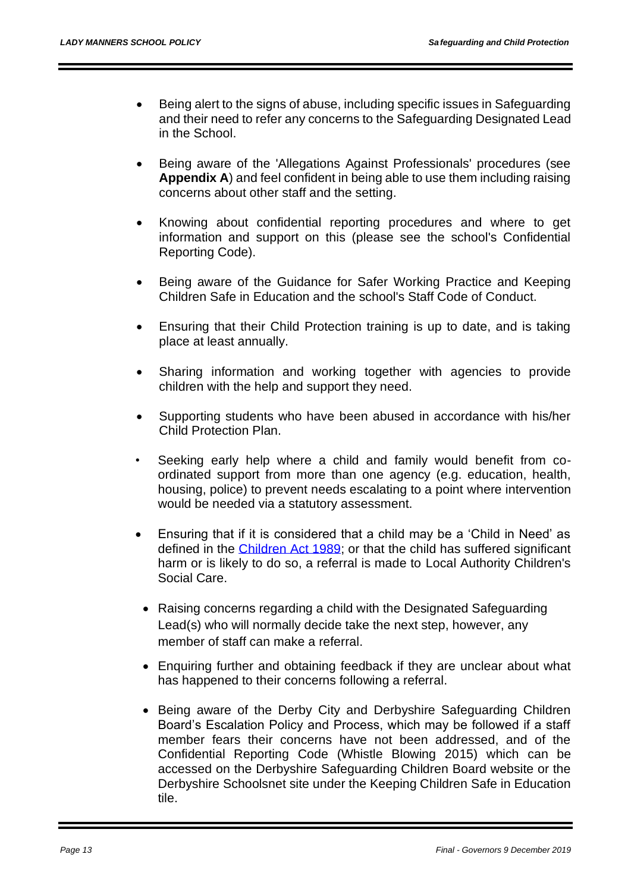- Being alert to the signs of abuse, including specific issues in Safeguarding and their need to refer any concerns to the Safeguarding Designated Lead in the School.
- Being aware of the 'Allegations Against Professionals' procedures (see **Appendix A**) and feel confident in being able to use them including raising concerns about other staff and the setting.
- Knowing about confidential reporting procedures and where to get information and support on this (please see the school's Confidential Reporting Code).
- Being aware of the Guidance for Safer Working Practice and Keeping Children Safe in Education and the school's Staff Code of Conduct.
- Ensuring that their Child Protection training is up to date, and is taking place at least annually.
- Sharing information and working together with agencies to provide children with the help and support they need.
- Supporting students who have been abused in accordance with his/her Child Protection Plan.
- Seeking early help where a child and family would benefit from co-ordinated support from more than one agency (e.g. education, health, housing, police) to prevent needs escalating to a point where intervention would be needed via a statutory assessment.
- Ensuring that if it is considered that a child may be a 'Child in Need' as defined in the Children Act 1989; or that the child has suffered significant harm or is likely to do so, a referral is made to Local Authority Children's Social Care.
- Raising concerns regarding a child with the Designated Safeguarding Lead(s) who will normally decide take the next step, however, any member of staff can make a referral.
- Enquiring further and obtaining feedback if they are unclear about what has happened to their concerns following a referral.
- Being aware of the Derby City and Derbyshire Safeguarding Children Board's Escalation Policy and Process, which may be followed if a staff member fears their concerns have not been addressed, and of the Confidential Reporting Code (Whistle Blowing 2015) which can be accessed on the Derbyshire Safeguarding Children Board website or the Derbyshire Schoolsnet site under the Keeping Children Safe in Education tile.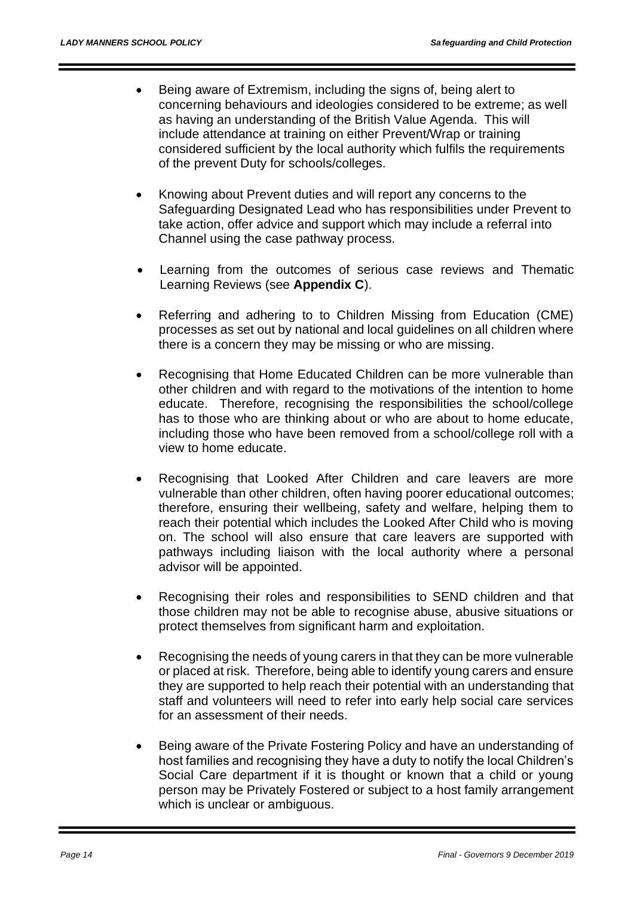- Being aware of Extremism, including the signs of, being alert to concerning behaviours and ideologies considered to be extreme; as well as having an understanding of the British Value Agenda. This will include attendance at training on either Prevent/Wrap or training considered sufficient by the local authority which fulfils the requirements of the prevent Duty for schools/colleges.

- Knowing about Prevent duties and will report any concerns to the Safeguarding Designated Lead who has responsibilities under Prevent to take action, offer advice and support which may include a referral into Channel using the case pathway process.

- Learning from the outcomes of serious case reviews and Thematic Learning Reviews (see **Appendix C**).

- Referring and adhering to to Children Missing from Education (CME) processes as set out by national and local guidelines on all children where there is a concern they may be missing or who are missing.

- Recognising that Home Educated Children can be more vulnerable than other children and with regard to the motivations of the intention to home educate. Therefore, recognising the responsibilities the school/college has to those who are thinking about or who are about to home educate, including those who have been removed from a school/college roll with a view to home educate.

- Recognising that Looked After Children and care leavers are more vulnerable than other children, often having poorer educational outcomes; therefore, ensuring their wellbeing, safety and welfare, helping them to reach their potential which includes the Looked After Child who is moving on. The school will also ensure that care leavers are supported with pathways including liaison with the local authority where a personal advisor will be appointed.

- Recognising their roles and responsibilities to SEND children and that those children may not be able to recognise abuse, abusive situations or protect themselves from significant harm and exploitation.

- Recognising the needs of young carers in that they can be more vulnerable or placed at risk. Therefore, being able to identify young carers and ensure they are supported to help reach their potential with an understanding that staff and volunteers will need to refer into early help social care services for an assessment of their needs.

- Being aware of the Private Fostering Policy and have an understanding of host families and recognising they have a duty to notify the local Children's Social Care department if it is thought or known that a child or young person may be Privately Fostered or subject to a host family arrangement which is unclear or ambiguous.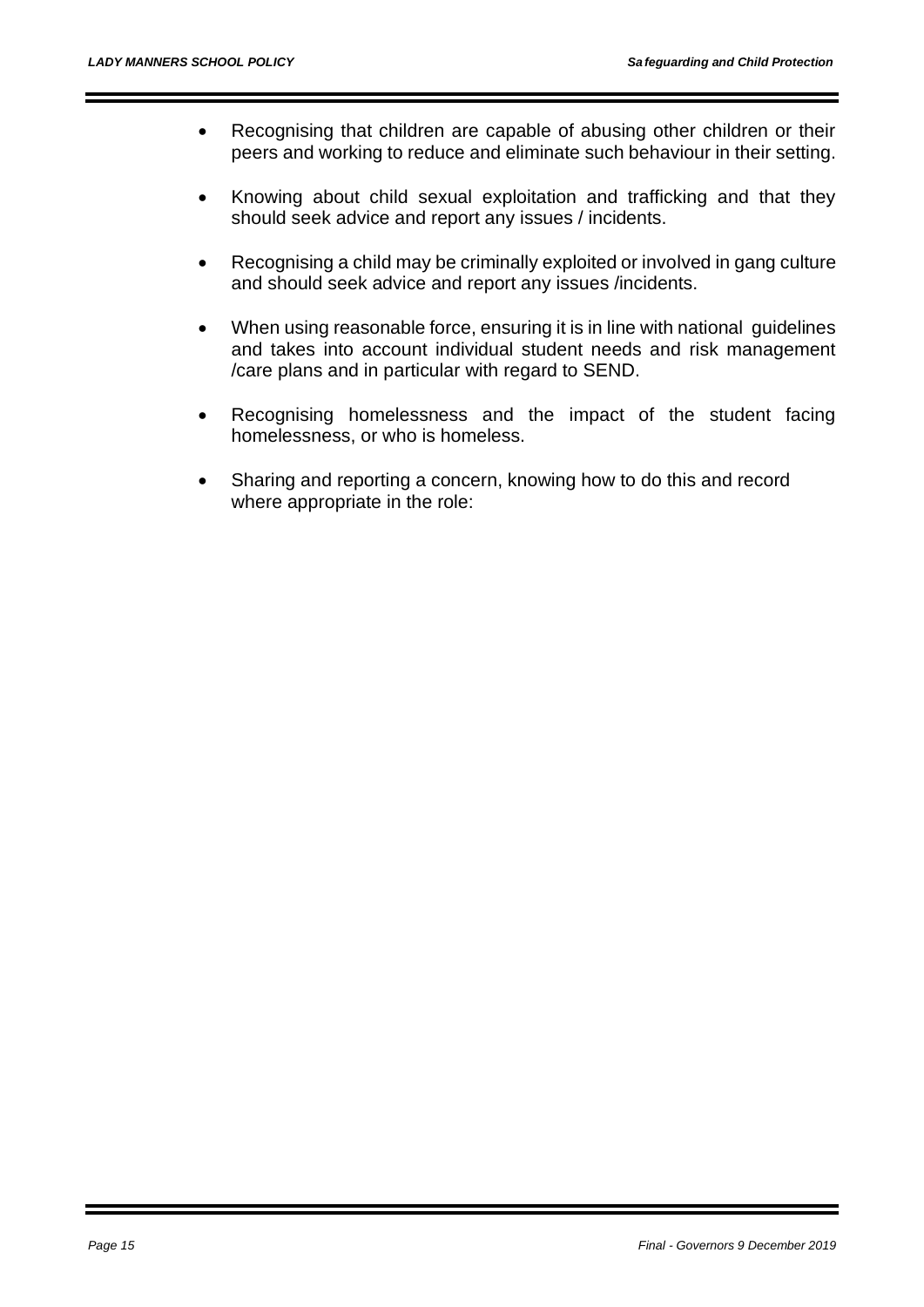- Recognising that children are capable of abusing other children or their peers and working to reduce and eliminate such behaviour in their setting.
- Knowing about child sexual exploitation and trafficking and that they should seek advice and report any issues / incidents.
- Recognising a child may be criminally exploited or involved in gang culture and should seek advice and report any issues /incidents.
- When using reasonable force, ensuring it is in line with national guidelines and takes into account individual student needs and risk management /care plans and in particular with regard to SEND.
- Recognising homelessness and the impact of the student facing homelessness, or who is homeless.
- Sharing and reporting a concern, knowing how to do this and record where appropriate in the role: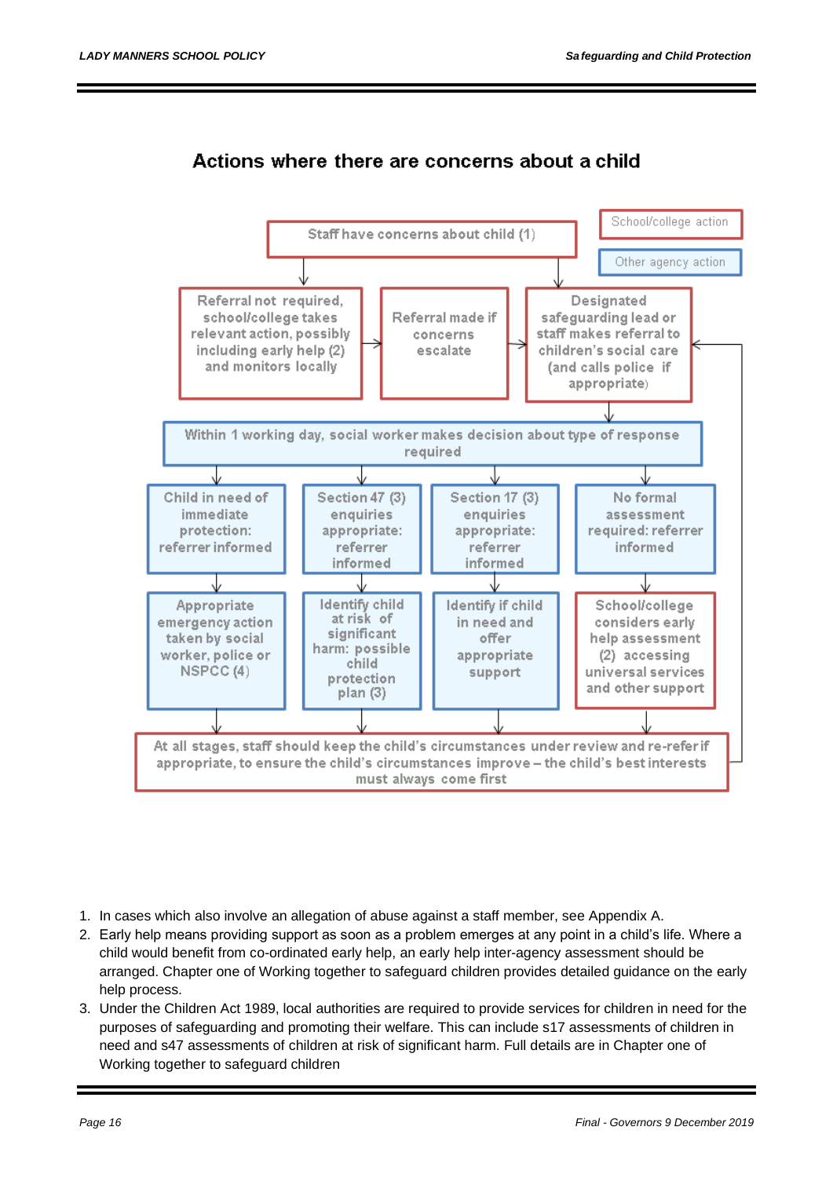## Actions where there are concerns about a child

School/college action

Other agency action

Staff have concerns about child (1)

Referral not required, school/college takes relevant action, possibly including early help (2) and monitors locally

Referral made if concerns escalate

Designated safeguarding lead or staff makes referral to children's social care (and calls police if appropriate)

Within 1 working day, social worker makes decision about type of response required

Child in need of immediate protection: referrer informed

Section 47 (3) enquiries appropriate: referrer informed

Section 17 (3) enquiries appropriate: referrer informed

No formal assessment required: referrer informed

Appropriate emergency action taken by social worker, police or NSPCC (4)

Identify child at risk of significant harm: possible child protection plan (3)

Identify if child in need and offer appropriate support

School/college considers early help assessment (2) accessing universal services and other support

At all stages, staff should keep the child's circumstances under review and re-refer if appropriate, to ensure the child's circumstances improve – the child's best interests must always come first

1. In cases which also involve an allegation of abuse against a staff member, see Appendix A.
2. Early help means providing support as soon as a problem emerges at any point in a child's life. Where a child would benefit from co-ordinated early help, an early help inter-agency assessment should be arranged. Chapter one of Working together to safeguard children provides detailed guidance on the early help process.
3. Under the Children Act 1989, local authorities are required to provide services for children in need for the purposes of safeguarding and promoting their welfare. This can include s17 assessments of children in need and s47 assessments of children at risk of significant harm. Full details are in Chapter one of Working together to safeguard children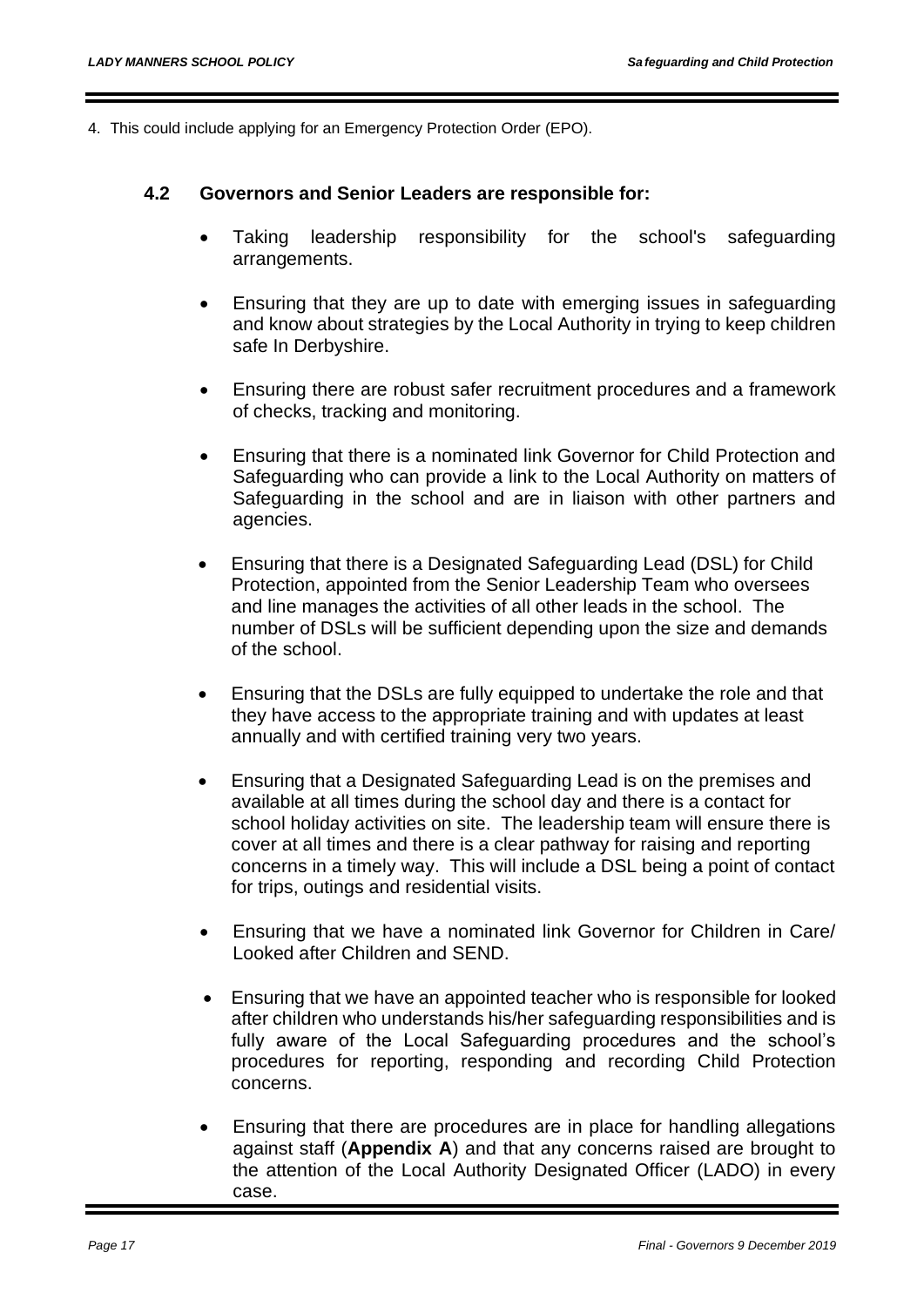4. This could include applying for an Emergency Protection Order (EPO).

### 4.2 Governors and Senior Leaders are responsible for:

- Taking leadership responsibility for the school's safeguarding arrangements.
- Ensuring that they are up to date with emerging issues in safeguarding and know about strategies by the Local Authority in trying to keep children safe In Derbyshire.
- Ensuring there are robust safer recruitment procedures and a framework of checks, tracking and monitoring.
- Ensuring that there is a nominated link Governor for Child Protection and Safeguarding who can provide a link to the Local Authority on matters of Safeguarding in the school and are in liaison with other partners and agencies.
- Ensuring that there is a Designated Safeguarding Lead (DSL) for Child Protection, appointed from the Senior Leadership Team who oversees and line manages the activities of all other leads in the school. The number of DSLs will be sufficient depending upon the size and demands of the school.
- Ensuring that the DSLs are fully equipped to undertake the role and that they have access to the appropriate training and with updates at least annually and with certified training very two years.
- Ensuring that a Designated Safeguarding Lead is on the premises and available at all times during the school day and there is a contact for school holiday activities on site. The leadership team will ensure there is cover at all times and there is a clear pathway for raising and reporting concerns in a timely way. This will include a DSL being a point of contact for trips, outings and residential visits.
- Ensuring that we have a nominated link Governor for Children in Care/ Looked after Children and SEND.
- Ensuring that we have an appointed teacher who is responsible for looked after children who understands his/her safeguarding responsibilities and is fully aware of the Local Safeguarding procedures and the school's procedures for reporting, responding and recording Child Protection concerns.
- Ensuring that there are procedures are in place for handling allegations against staff (**Appendix A**) and that any concerns raised are brought to the attention of the Local Authority Designated Officer (LADO) in every case.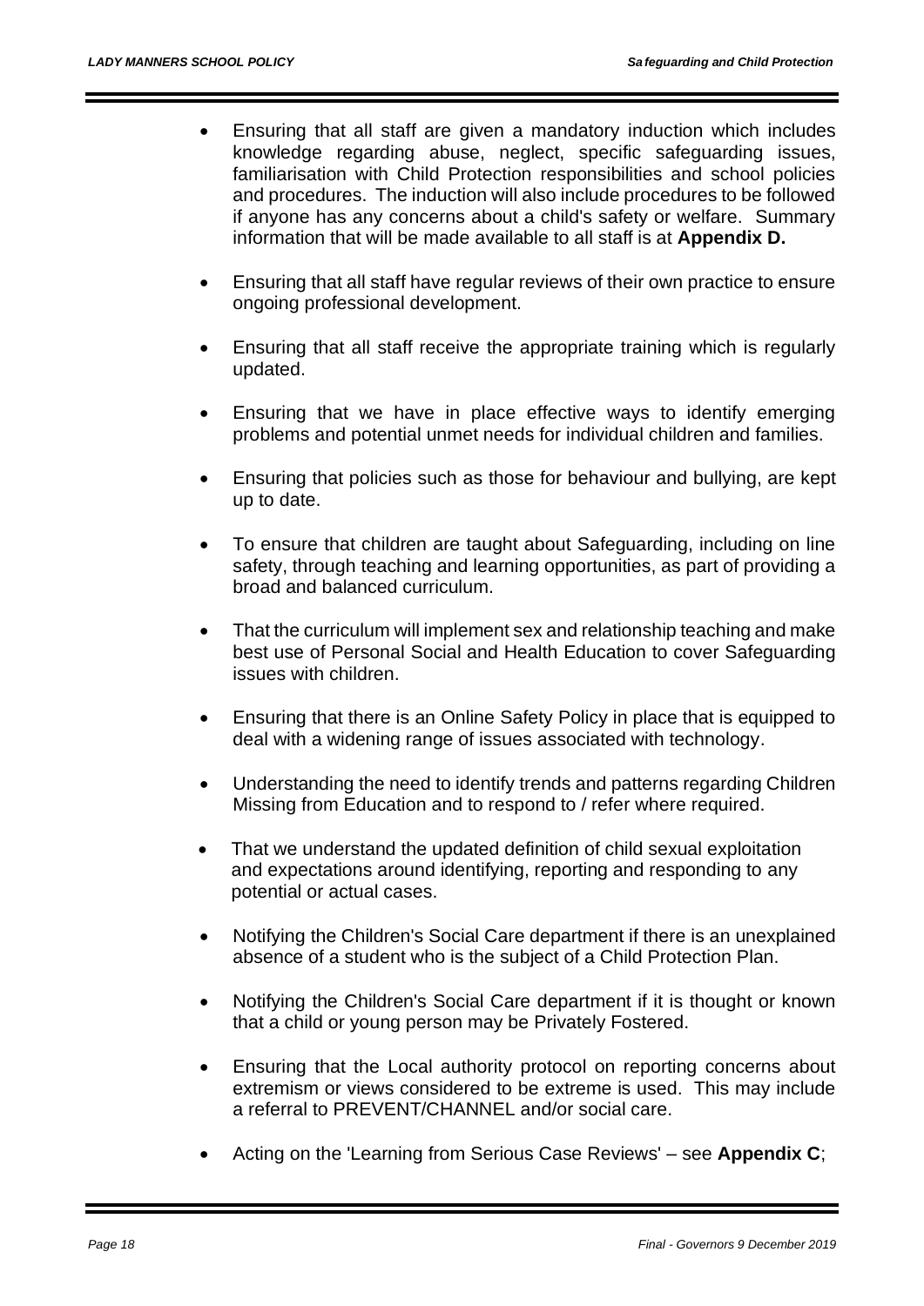- Ensuring that all staff are given a mandatory induction which includes knowledge regarding abuse, neglect, specific safeguarding issues, familiarisation with Child Protection responsibilities and school policies and procedures. The induction will also include procedures to be followed if anyone has any concerns about a child's safety or welfare. Summary information that will be made available to all staff is at **Appendix D.**

- Ensuring that all staff have regular reviews of their own practice to ensure ongoing professional development.

- Ensuring that all staff receive the appropriate training which is regularly updated.

- Ensuring that we have in place effective ways to identify emerging problems and potential unmet needs for individual children and families.

- Ensuring that policies such as those for behaviour and bullying, are kept up to date.

- To ensure that children are taught about Safeguarding, including on line safety, through teaching and learning opportunities, as part of providing a broad and balanced curriculum.

- That the curriculum will implement sex and relationship teaching and make best use of Personal Social and Health Education to cover Safeguarding issues with children.

- Ensuring that there is an Online Safety Policy in place that is equipped to deal with a widening range of issues associated with technology.

- Understanding the need to identify trends and patterns regarding Children Missing from Education and to respond to / refer where required.

- That we understand the updated definition of child sexual exploitation and expectations around identifying, reporting and responding to any potential or actual cases.

- Notifying the Children's Social Care department if there is an unexplained absence of a student who is the subject of a Child Protection Plan.

- Notifying the Children's Social Care department if it is thought or known that a child or young person may be Privately Fostered.

- Ensuring that the Local authority protocol on reporting concerns about extremism or views considered to be extreme is used. This may include a referral to PREVENT/CHANNEL and/or social care.

- Acting on the 'Learning from Serious Case Reviews' – see **Appendix C**;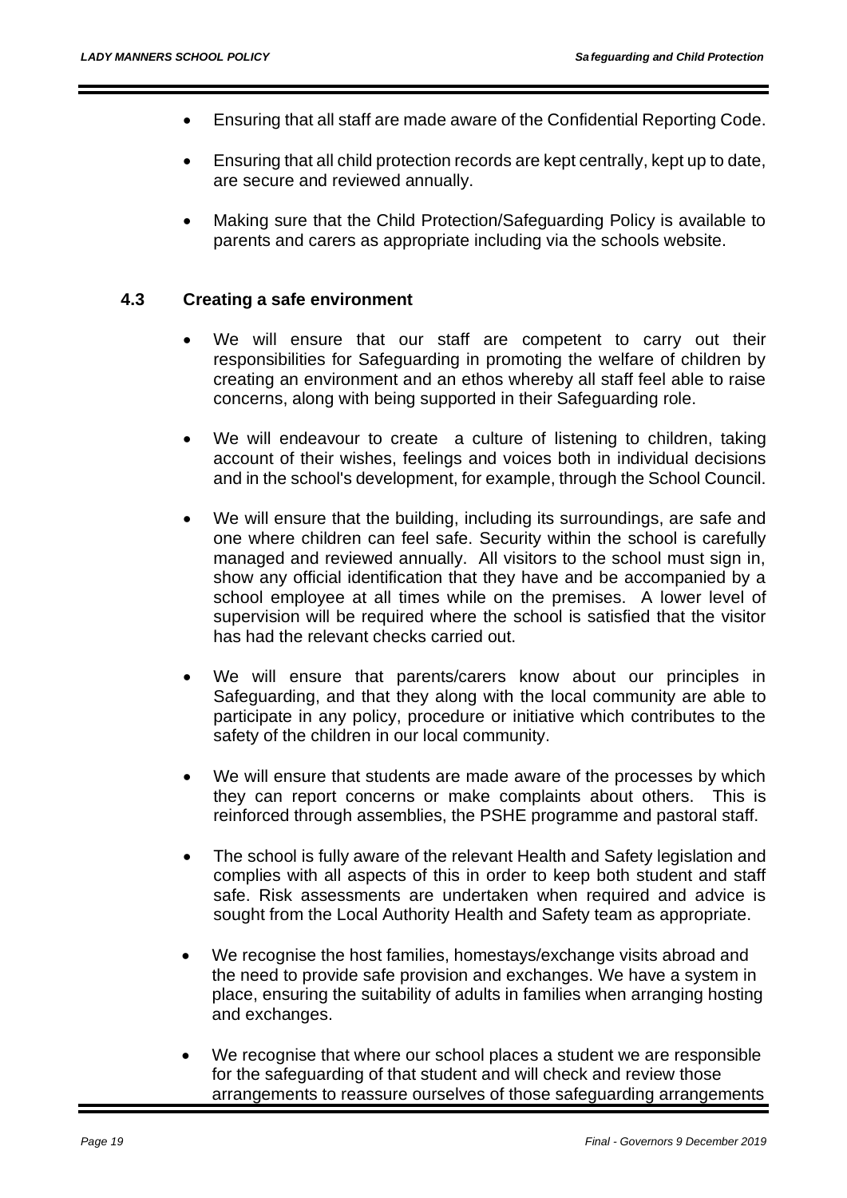- Ensuring that all staff are made aware of the Confidential Reporting Code.
- Ensuring that all child protection records are kept centrally, kept up to date, are secure and reviewed annually.
- Making sure that the Child Protection/Safeguarding Policy is available to parents and carers as appropriate including via the schools website.

### 4.3 Creating a safe environment

- We will ensure that our staff are competent to carry out their responsibilities for Safeguarding in promoting the welfare of children by creating an environment and an ethos whereby all staff feel able to raise concerns, along with being supported in their Safeguarding role.
- We will endeavour to create a culture of listening to children, taking account of their wishes, feelings and voices both in individual decisions and in the school's development, for example, through the School Council.
- We will ensure that the building, including its surroundings, are safe and one where children can feel safe. Security within the school is carefully managed and reviewed annually. All visitors to the school must sign in, show any official identification that they have and be accompanied by a school employee at all times while on the premises. A lower level of supervision will be required where the school is satisfied that the visitor has had the relevant checks carried out.
- We will ensure that parents/carers know about our principles in Safeguarding, and that they along with the local community are able to participate in any policy, procedure or initiative which contributes to the safety of the children in our local community.
- We will ensure that students are made aware of the processes by which they can report concerns or make complaints about others. This is reinforced through assemblies, the PSHE programme and pastoral staff.
- The school is fully aware of the relevant Health and Safety legislation and complies with all aspects of this in order to keep both student and staff safe. Risk assessments are undertaken when required and advice is sought from the Local Authority Health and Safety team as appropriate.
- We recognise the host families, homestays/exchange visits abroad and the need to provide safe provision and exchanges. We have a system in place, ensuring the suitability of adults in families when arranging hosting and exchanges.
- We recognise that where our school places a student we are responsible for the safeguarding of that student and will check and review those arrangements to reassure ourselves of those safeguarding arrangements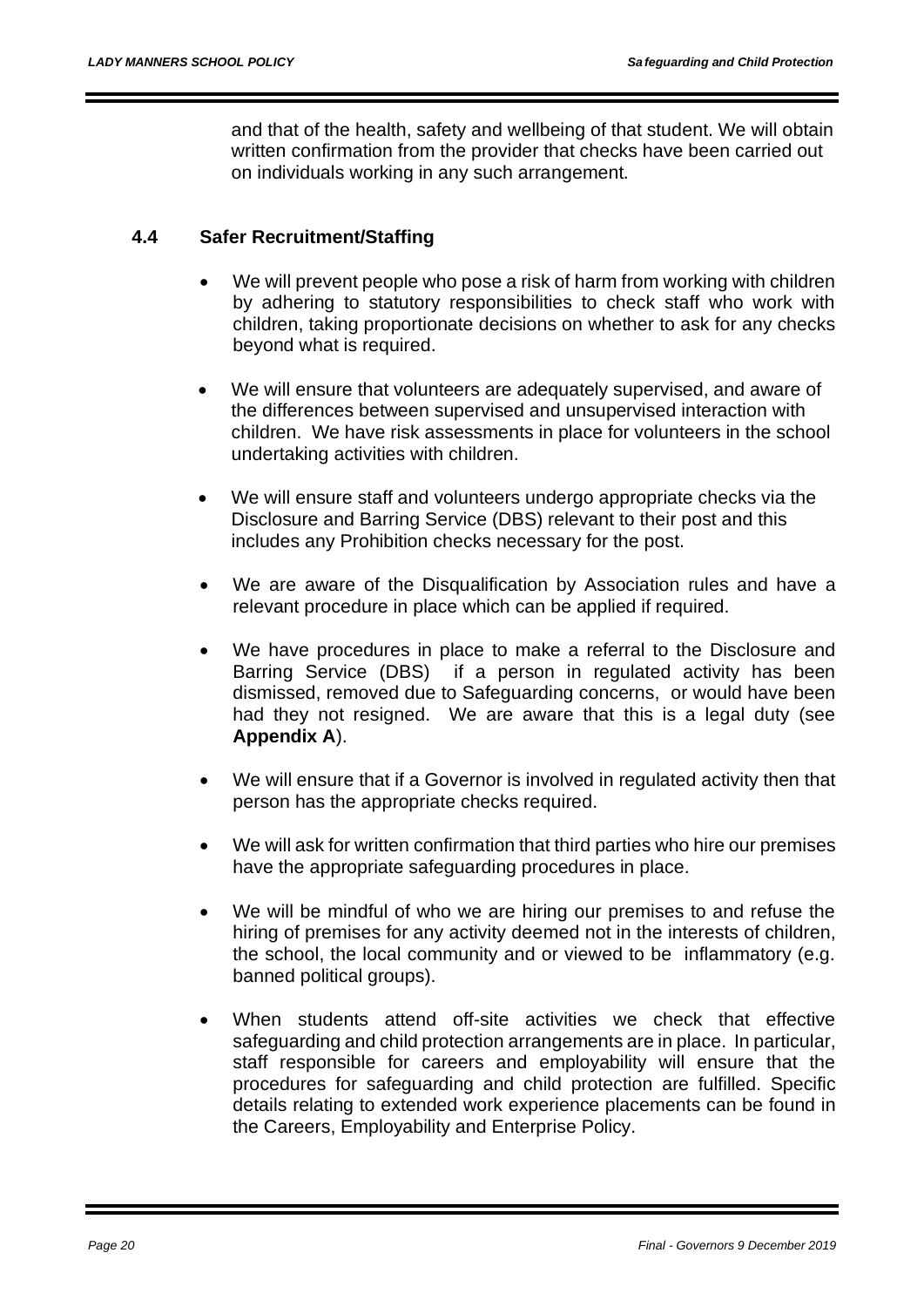and that of the health, safety and wellbeing of that student. We will obtain written confirmation from the provider that checks have been carried out on individuals working in any such arrangement.

### 4.4 Safer Recruitment/Staffing

- We will prevent people who pose a risk of harm from working with children by adhering to statutory responsibilities to check staff who work with children, taking proportionate decisions on whether to ask for any checks beyond what is required.

- We will ensure that volunteers are adequately supervised, and aware of the differences between supervised and unsupervised interaction with children. We have risk assessments in place for volunteers in the school undertaking activities with children.

- We will ensure staff and volunteers undergo appropriate checks via the Disclosure and Barring Service (DBS) relevant to their post and this includes any Prohibition checks necessary for the post.

- We are aware of the Disqualification by Association rules and have a relevant procedure in place which can be applied if required.

- We have procedures in place to make a referral to the Disclosure and Barring Service (DBS) if a person in regulated activity has been dismissed, removed due to Safeguarding concerns, or would have been had they not resigned. We are aware that this is a legal duty (see **Appendix A**).

- We will ensure that if a Governor is involved in regulated activity then that person has the appropriate checks required.

- We will ask for written confirmation that third parties who hire our premises have the appropriate safeguarding procedures in place.

- We will be mindful of who we are hiring our premises to and refuse the hiring of premises for any activity deemed not in the interests of children, the school, the local community and or viewed to be inflammatory (e.g. banned political groups).

- When students attend off-site activities we check that effective safeguarding and child protection arrangements are in place. In particular, staff responsible for careers and employability will ensure that the procedures for safeguarding and child protection are fulfilled. Specific details relating to extended work experience placements can be found in the Careers, Employability and Enterprise Policy.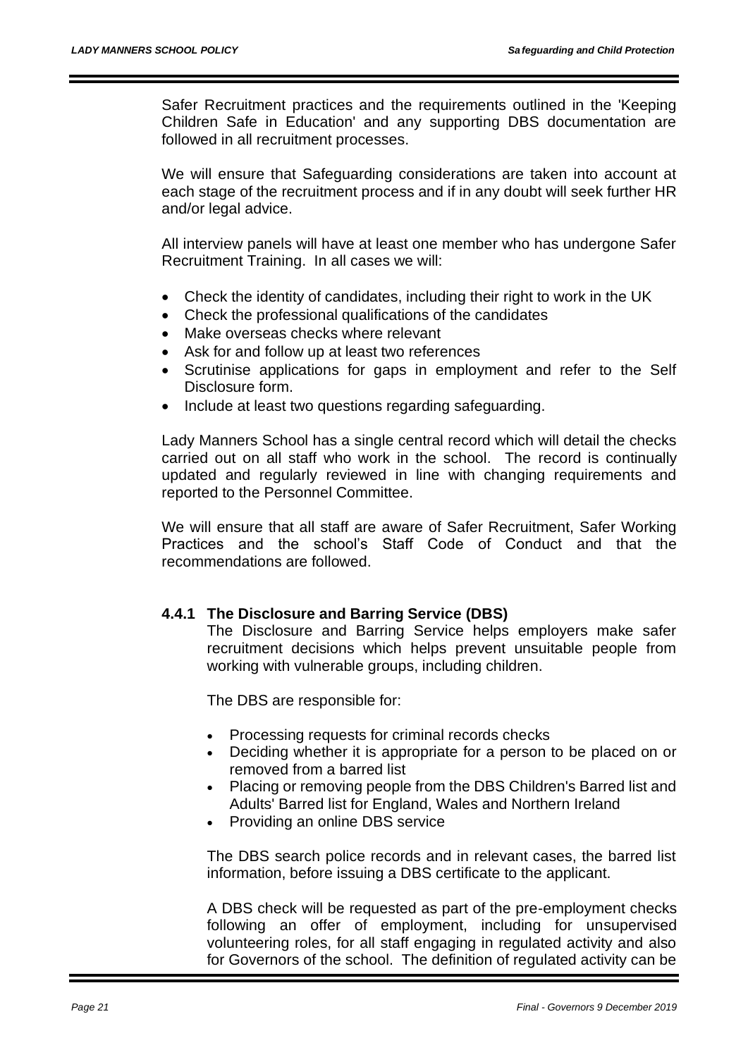Safer Recruitment practices and the requirements outlined in the 'Keeping Children Safe in Education' and any supporting DBS documentation are followed in all recruitment processes.

We will ensure that Safeguarding considerations are taken into account at each stage of the recruitment process and if in any doubt will seek further HR and/or legal advice.

All interview panels will have at least one member who has undergone Safer Recruitment Training. In all cases we will:

- Check the identity of candidates, including their right to work in the UK
- Check the professional qualifications of the candidates
- Make overseas checks where relevant
- Ask for and follow up at least two references
- Scrutinise applications for gaps in employment and refer to the Self Disclosure form.
- Include at least two questions regarding safeguarding.

Lady Manners School has a single central record which will detail the checks carried out on all staff who work in the school. The record is continually updated and regularly reviewed in line with changing requirements and reported to the Personnel Committee.

We will ensure that all staff are aware of Safer Recruitment, Safer Working Practices and the school's Staff Code of Conduct and that the recommendations are followed.

#### 4.4.1 The Disclosure and Barring Service (DBS)

The Disclosure and Barring Service helps employers make safer recruitment decisions which helps prevent unsuitable people from working with vulnerable groups, including children.

The DBS are responsible for:

- Processing requests for criminal records checks
- Deciding whether it is appropriate for a person to be placed on or removed from a barred list
- Placing or removing people from the DBS Children's Barred list and Adults' Barred list for England, Wales and Northern Ireland
- Providing an online DBS service

The DBS search police records and in relevant cases, the barred list information, before issuing a DBS certificate to the applicant.

A DBS check will be requested as part of the pre-employment checks following an offer of employment, including for unsupervised volunteering roles, for all staff engaging in regulated activity and also for Governors of the school. The definition of regulated activity can be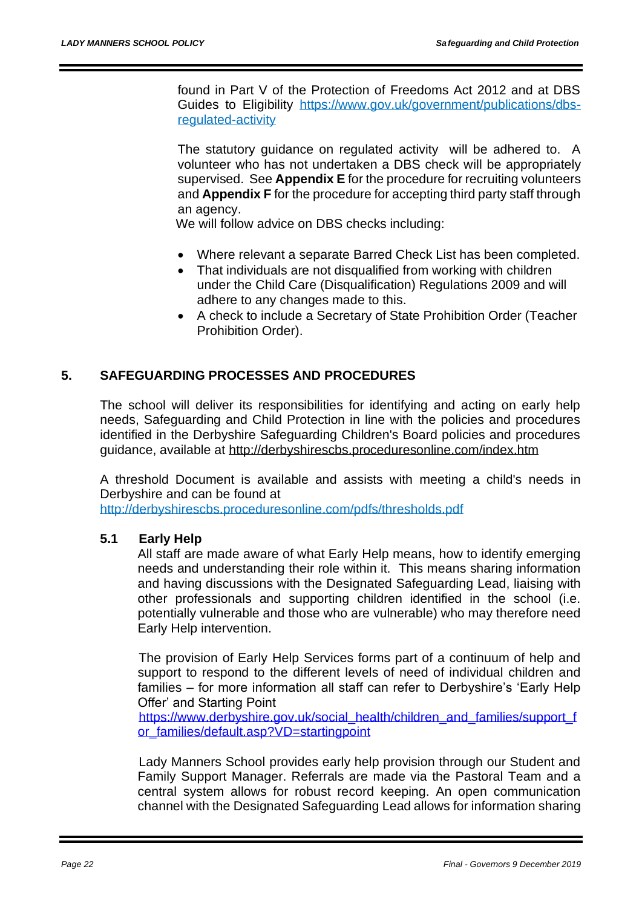found in Part V of the Protection of Freedoms Act 2012 and at DBS Guides to Eligibility https://www.gov.uk/government/publications/dbs-regulated-activity

The statutory guidance on regulated activity will be adhered to. A volunteer who has not undertaken a DBS check will be appropriately supervised. See **Appendix E** for the procedure for recruiting volunteers and **Appendix F** for the procedure for accepting third party staff through an agency.

We will follow advice on DBS checks including:

- Where relevant a separate Barred Check List has been completed.
- That individuals are not disqualified from working with children under the Child Care (Disqualification) Regulations 2009 and will adhere to any changes made to this.
- A check to include a Secretary of State Prohibition Order (Teacher Prohibition Order).

## 5. SAFEGUARDING PROCESSES AND PROCEDURES

The school will deliver its responsibilities for identifying and acting on early help needs, Safeguarding and Child Protection in line with the policies and procedures identified in the Derbyshire Safeguarding Children's Board policies and procedures guidance, available at http://derbyshirescbs.proceduresonline.com/index.htm

A threshold Document is available and assists with meeting a child's needs in Derbyshire and can be found at http://derbyshirescbs.proceduresonline.com/pdfs/thresholds.pdf

### 5.1 Early Help

All staff are made aware of what Early Help means, how to identify emerging needs and understanding their role within it. This means sharing information and having discussions with the Designated Safeguarding Lead, liaising with other professionals and supporting children identified in the school (i.e. potentially vulnerable and those who are vulnerable) who may therefore need Early Help intervention.

The provision of Early Help Services forms part of a continuum of help and support to respond to the different levels of need of individual children and families – for more information all staff can refer to Derbyshire's 'Early Help Offer' and Starting Point https://www.derbyshire.gov.uk/social_health/children_and_families/support_for_families/default.asp?VD=startingpoint

Lady Manners School provides early help provision through our Student and Family Support Manager. Referrals are made via the Pastoral Team and a central system allows for robust record keeping. An open communication channel with the Designated Safeguarding Lead allows for information sharing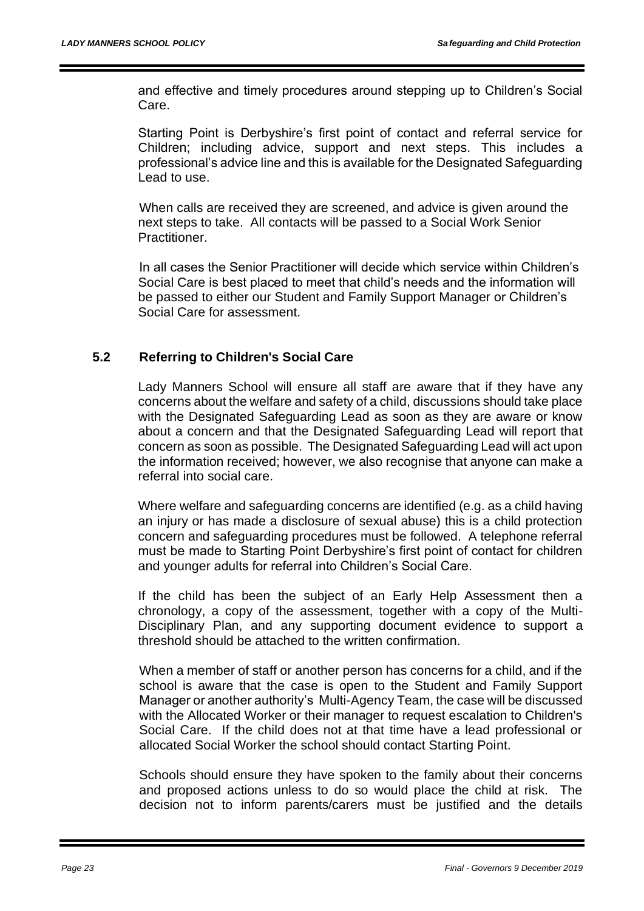and effective and timely procedures around stepping up to Children's Social Care.

Starting Point is Derbyshire's first point of contact and referral service for Children; including advice, support and next steps. This includes a professional's advice line and this is available for the Designated Safeguarding Lead to use.

When calls are received they are screened, and advice is given around the next steps to take. All contacts will be passed to a Social Work Senior Practitioner.

In all cases the Senior Practitioner will decide which service within Children's Social Care is best placed to meet that child's needs and the information will be passed to either our Student and Family Support Manager or Children's Social Care for assessment.

## 5.2 Referring to Children's Social Care

Lady Manners School will ensure all staff are aware that if they have any concerns about the welfare and safety of a child, discussions should take place with the Designated Safeguarding Lead as soon as they are aware or know about a concern and that the Designated Safeguarding Lead will report that concern as soon as possible. The Designated Safeguarding Lead will act upon the information received; however, we also recognise that anyone can make a referral into social care.

Where welfare and safeguarding concerns are identified (e.g. as a child having an injury or has made a disclosure of sexual abuse) this is a child protection concern and safeguarding procedures must be followed. A telephone referral must be made to Starting Point Derbyshire's first point of contact for children and younger adults for referral into Children's Social Care.

If the child has been the subject of an Early Help Assessment then a chronology, a copy of the assessment, together with a copy of the Multi-Disciplinary Plan, and any supporting document evidence to support a threshold should be attached to the written confirmation.

When a member of staff or another person has concerns for a child, and if the school is aware that the case is open to the Student and Family Support Manager or another authority's Multi-Agency Team, the case will be discussed with the Allocated Worker or their manager to request escalation to Children's Social Care. If the child does not at that time have a lead professional or allocated Social Worker the school should contact Starting Point.

Schools should ensure they have spoken to the family about their concerns and proposed actions unless to do so would place the child at risk. The decision not to inform parents/carers must be justified and the details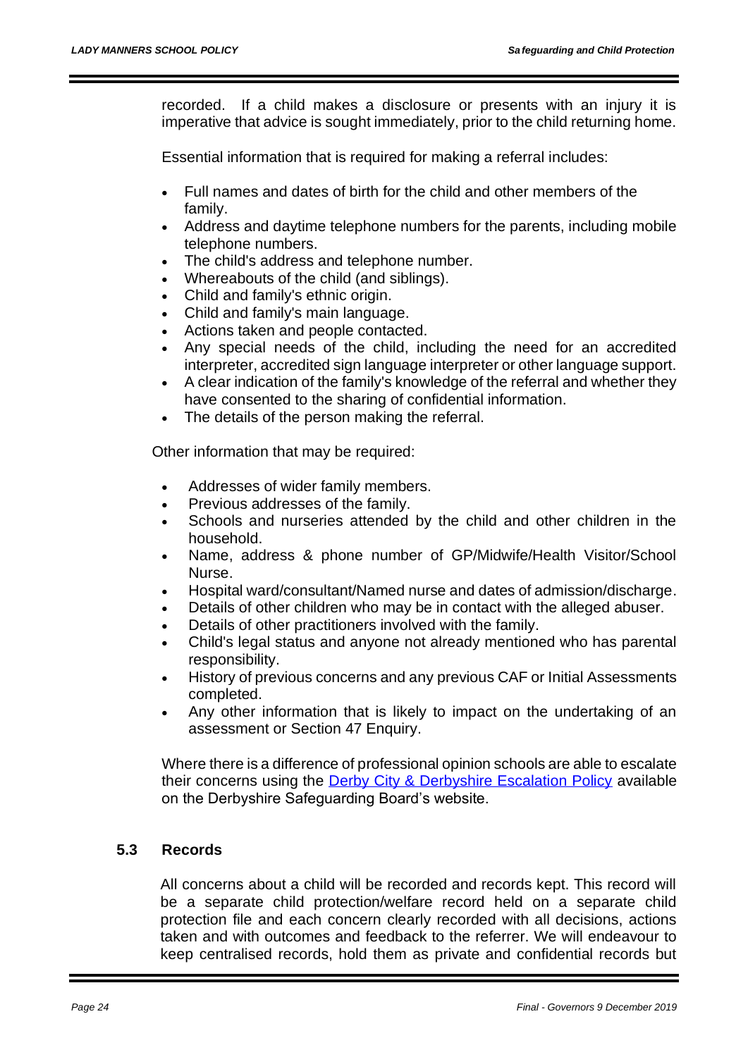recorded. If a child makes a disclosure or presents with an injury it is imperative that advice is sought immediately, prior to the child returning home.

Essential information that is required for making a referral includes:

- Full names and dates of birth for the child and other members of the family.
- Address and daytime telephone numbers for the parents, including mobile telephone numbers.
- The child's address and telephone number.
- Whereabouts of the child (and siblings).
- Child and family's ethnic origin.
- Child and family's main language.
- Actions taken and people contacted.
- Any special needs of the child, including the need for an accredited interpreter, accredited sign language interpreter or other language support.
- A clear indication of the family's knowledge of the referral and whether they have consented to the sharing of confidential information.
- The details of the person making the referral.

Other information that may be required:

- Addresses of wider family members.
- Previous addresses of the family.
- Schools and nurseries attended by the child and other children in the household.
- Name, address & phone number of GP/Midwife/Health Visitor/School Nurse.
- Hospital ward/consultant/Named nurse and dates of admission/discharge.
- Details of other children who may be in contact with the alleged abuser.
- Details of other practitioners involved with the family.
- Child's legal status and anyone not already mentioned who has parental responsibility.
- History of previous concerns and any previous CAF or Initial Assessments completed.
- Any other information that is likely to impact on the undertaking of an assessment or Section 47 Enquiry.

Where there is a difference of professional opinion schools are able to escalate their concerns using the Derby City & Derbyshire Escalation Policy available on the Derbyshire Safeguarding Board's website.

### 5.3 Records

All concerns about a child will be recorded and records kept. This record will be a separate child protection/welfare record held on a separate child protection file and each concern clearly recorded with all decisions, actions taken and with outcomes and feedback to the referrer. We will endeavour to keep centralised records, hold them as private and confidential records but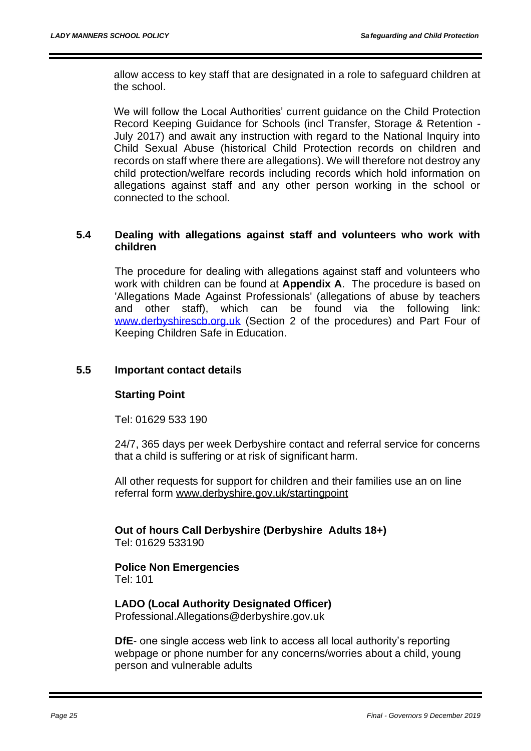allow access to key staff that are designated in a role to safeguard children at the school.

We will follow the Local Authorities' current guidance on the Child Protection Record Keeping Guidance for Schools (incl Transfer, Storage & Retention - July 2017) and await any instruction with regard to the National Inquiry into Child Sexual Abuse (historical Child Protection records on children and records on staff where there are allegations). We will therefore not destroy any child protection/welfare records including records which hold information on allegations against staff and any other person working in the school or connected to the school.

## 5.4 Dealing with allegations against staff and volunteers who work with children

The procedure for dealing with allegations against staff and volunteers who work with children can be found at **Appendix A**. The procedure is based on 'Allegations Made Against Professionals' (allegations of abuse by teachers and other staff), which can be found via the following link: [www.derbyshirescb.org.uk](http://www.derbyshirescb.org.uk) (Section 2 of the procedures) and Part Four of Keeping Children Safe in Education.

## 5.5 Important contact details

**Starting Point**

Tel: 01629 533 190

24/7, 365 days per week Derbyshire contact and referral service for concerns that a child is suffering or at risk of significant harm.

All other requests for support for children and their families use an on line referral form www.derbyshire.gov.uk/startingpoint

**Out of hours Call Derbyshire (Derbyshire Adults 18+)**
Tel: 01629 533190

**Police Non Emergencies**
Tel: 101

**LADO (Local Authority Designated Officer)**
Professional.Allegations@derbyshire.gov.uk

**DfE**- one single access web link to access all local authority's reporting webpage or phone number for any concerns/worries about a child, young person and vulnerable adults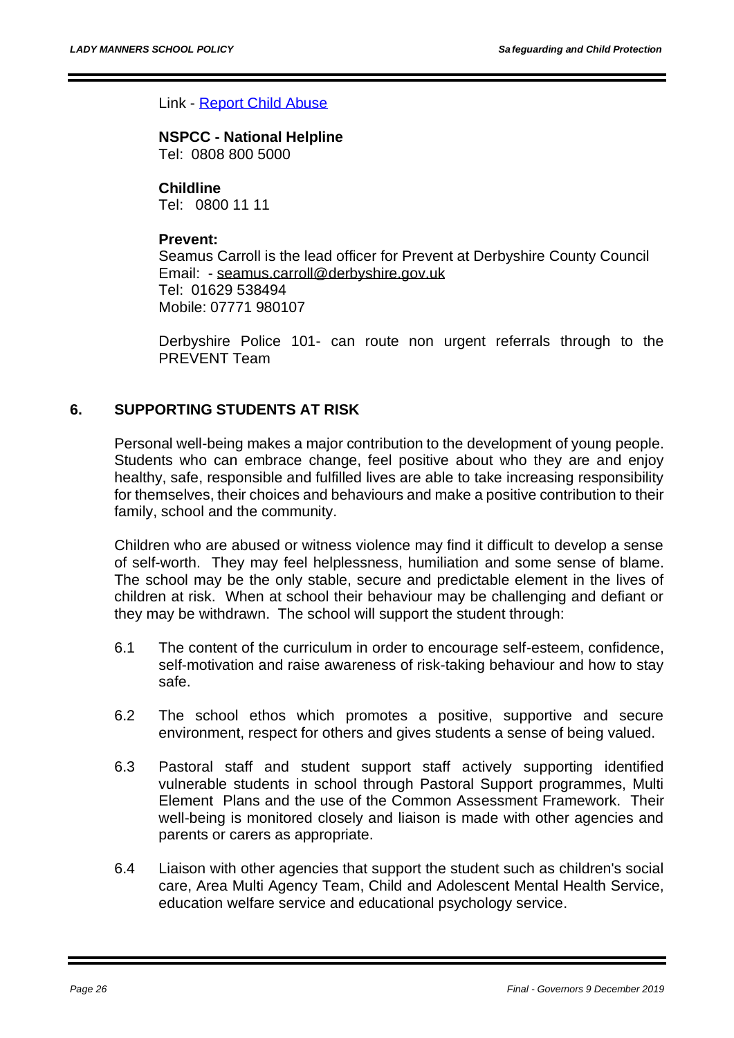Link - [Report Child Abuse]

**NSPCC - National Helpline**
Tel: 0808 800 5000

**Childline**
Tel: 0800 11 11

**Prevent:**
Seamus Carroll is the lead officer for Prevent at Derbyshire County Council
Email: - seamus.carroll@derbyshire.gov.uk
Tel: 01629 538494
Mobile: 07771 980107

Derbyshire Police 101- can route non urgent referrals through to the PREVENT Team

## 6. SUPPORTING STUDENTS AT RISK

Personal well-being makes a major contribution to the development of young people. Students who can embrace change, feel positive about who they are and enjoy healthy, safe, responsible and fulfilled lives are able to take increasing responsibility for themselves, their choices and behaviours and make a positive contribution to their family, school and the community.

Children who are abused or witness violence may find it difficult to develop a sense of self-worth. They may feel helplessness, humiliation and some sense of blame. The school may be the only stable, secure and predictable element in the lives of children at risk. When at school their behaviour may be challenging and defiant or they may be withdrawn. The school will support the student through:

6.1 The content of the curriculum in order to encourage self-esteem, confidence, self-motivation and raise awareness of risk-taking behaviour and how to stay safe.

6.2 The school ethos which promotes a positive, supportive and secure environment, respect for others and gives students a sense of being valued.

6.3 Pastoral staff and student support staff actively supporting identified vulnerable students in school through Pastoral Support programmes, Multi Element Plans and the use of the Common Assessment Framework. Their well-being is monitored closely and liaison is made with other agencies and parents or carers as appropriate.

6.4 Liaison with other agencies that support the student such as children's social care, Area Multi Agency Team, Child and Adolescent Mental Health Service, education welfare service and educational psychology service.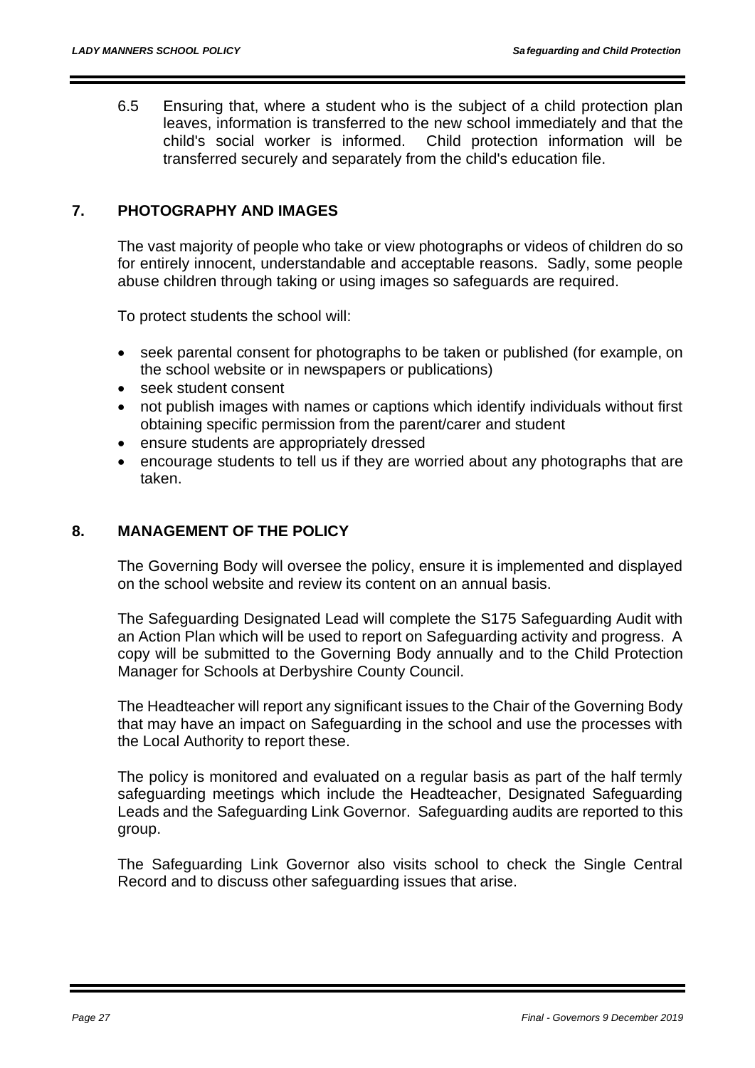6.5 Ensuring that, where a student who is the subject of a child protection plan leaves, information is transferred to the new school immediately and that the child's social worker is informed. Child protection information will be transferred securely and separately from the child's education file.

## 7. PHOTOGRAPHY AND IMAGES

The vast majority of people who take or view photographs or videos of children do so for entirely innocent, understandable and acceptable reasons. Sadly, some people abuse children through taking or using images so safeguards are required.

To protect students the school will:

- seek parental consent for photographs to be taken or published (for example, on the school website or in newspapers or publications)
- seek student consent
- not publish images with names or captions which identify individuals without first obtaining specific permission from the parent/carer and student
- ensure students are appropriately dressed
- encourage students to tell us if they are worried about any photographs that are taken.

## 8. MANAGEMENT OF THE POLICY

The Governing Body will oversee the policy, ensure it is implemented and displayed on the school website and review its content on an annual basis.

The Safeguarding Designated Lead will complete the S175 Safeguarding Audit with an Action Plan which will be used to report on Safeguarding activity and progress. A copy will be submitted to the Governing Body annually and to the Child Protection Manager for Schools at Derbyshire County Council.

The Headteacher will report any significant issues to the Chair of the Governing Body that may have an impact on Safeguarding in the school and use the processes with the Local Authority to report these.

The policy is monitored and evaluated on a regular basis as part of the half termly safeguarding meetings which include the Headteacher, Designated Safeguarding Leads and the Safeguarding Link Governor. Safeguarding audits are reported to this group.

The Safeguarding Link Governor also visits school to check the Single Central Record and to discuss other safeguarding issues that arise.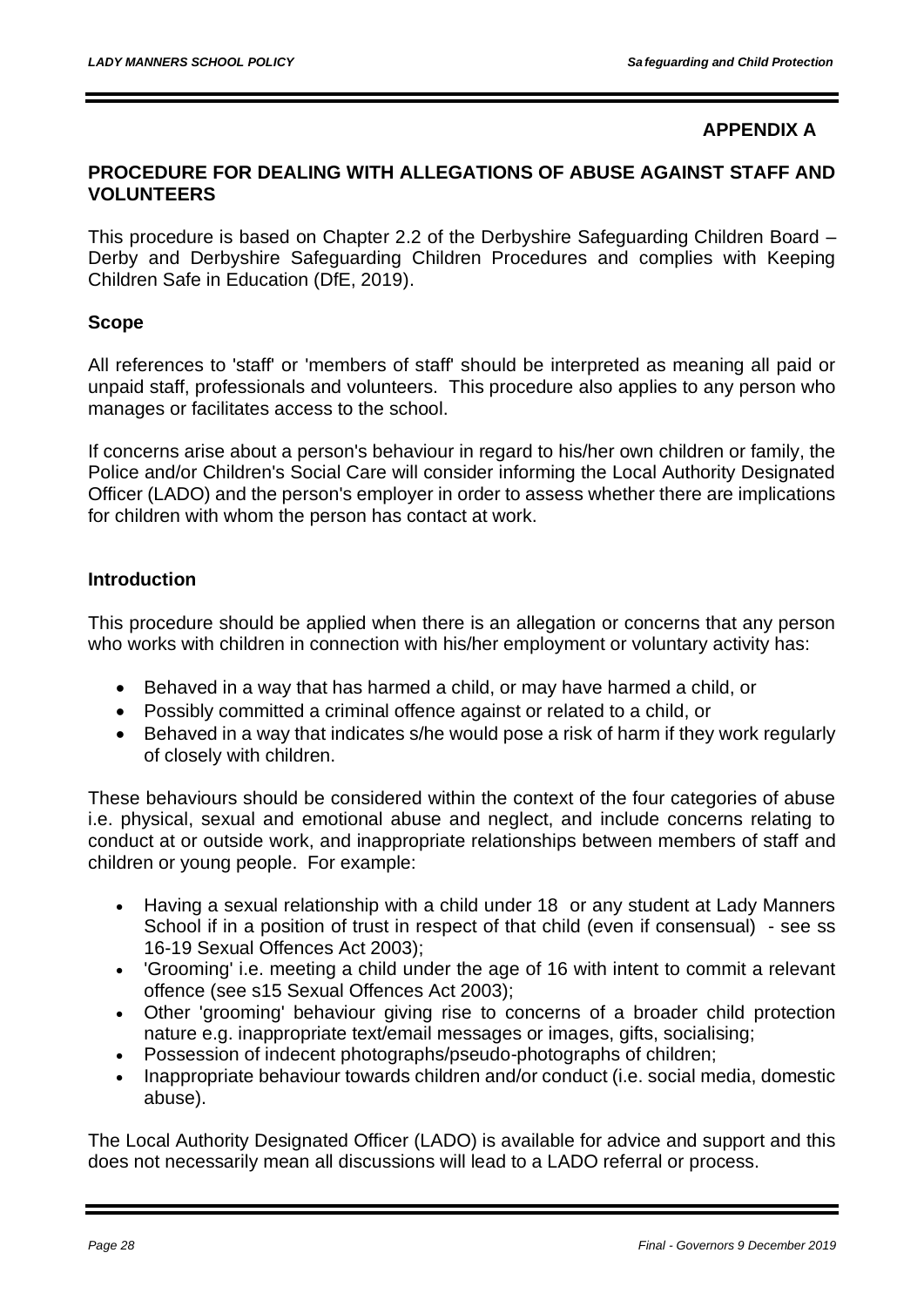**APPENDIX A**

## PROCEDURE FOR DEALING WITH ALLEGATIONS OF ABUSE AGAINST STAFF AND VOLUNTEERS

This procedure is based on Chapter 2.2 of the Derbyshire Safeguarding Children Board – Derby and Derbyshire Safeguarding Children Procedures and complies with Keeping Children Safe in Education (DfE, 2019).

### Scope

All references to 'staff' or 'members of staff' should be interpreted as meaning all paid or unpaid staff, professionals and volunteers. This procedure also applies to any person who manages or facilitates access to the school.

If concerns arise about a person's behaviour in regard to his/her own children or family, the Police and/or Children's Social Care will consider informing the Local Authority Designated Officer (LADO) and the person's employer in order to assess whether there are implications for children with whom the person has contact at work.

### Introduction

This procedure should be applied when there is an allegation or concerns that any person who works with children in connection with his/her employment or voluntary activity has:

- Behaved in a way that has harmed a child, or may have harmed a child, or
- Possibly committed a criminal offence against or related to a child, or
- Behaved in a way that indicates s/he would pose a risk of harm if they work regularly of closely with children.

These behaviours should be considered within the context of the four categories of abuse i.e. physical, sexual and emotional abuse and neglect, and include concerns relating to conduct at or outside work, and inappropriate relationships between members of staff and children or young people. For example:

- Having a sexual relationship with a child under 18 or any student at Lady Manners School if in a position of trust in respect of that child (even if consensual) - see ss 16-19 Sexual Offences Act 2003);
- 'Grooming' i.e. meeting a child under the age of 16 with intent to commit a relevant offence (see s15 Sexual Offences Act 2003);
- Other 'grooming' behaviour giving rise to concerns of a broader child protection nature e.g. inappropriate text/email messages or images, gifts, socialising;
- Possession of indecent photographs/pseudo-photographs of children;
- Inappropriate behaviour towards children and/or conduct (i.e. social media, domestic abuse).

The Local Authority Designated Officer (LADO) is available for advice and support and this does not necessarily mean all discussions will lead to a LADO referral or process.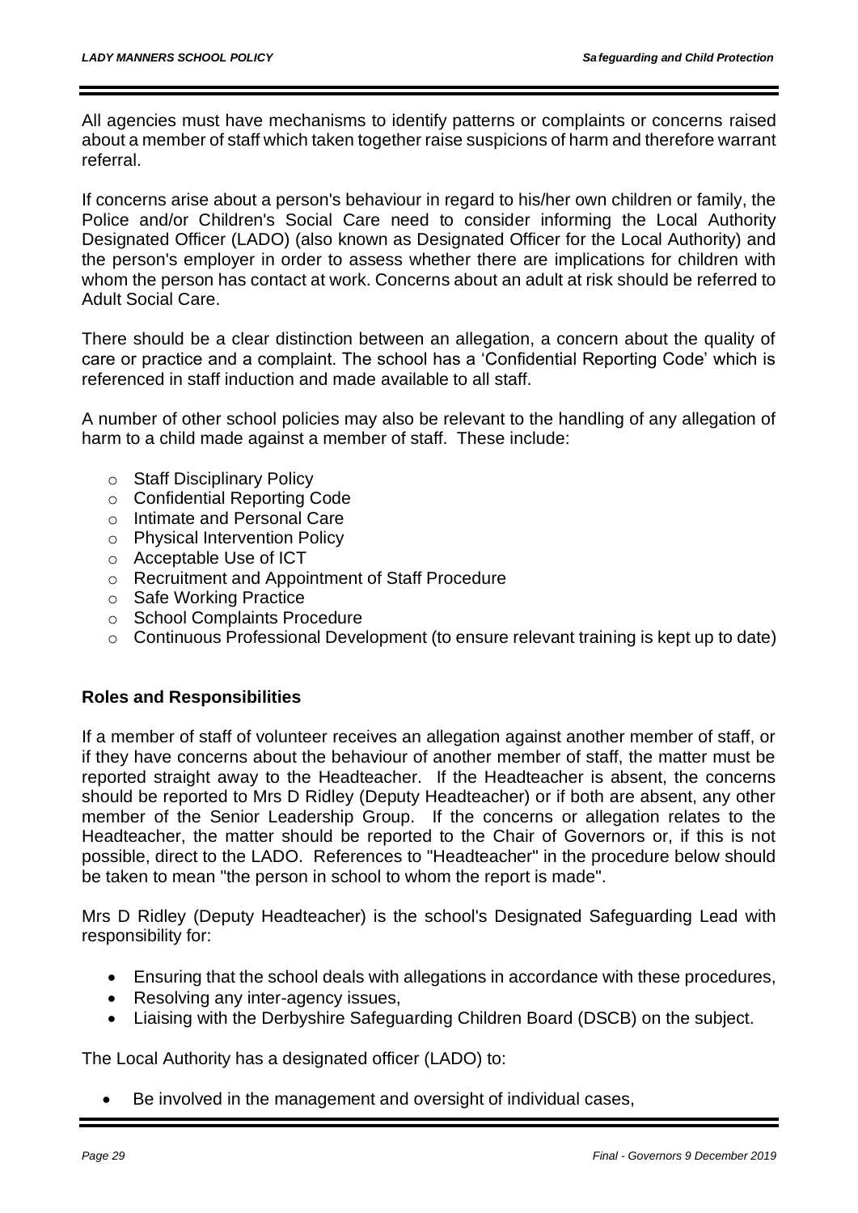All agencies must have mechanisms to identify patterns or complaints or concerns raised about a member of staff which taken together raise suspicions of harm and therefore warrant referral.

If concerns arise about a person's behaviour in regard to his/her own children or family, the Police and/or Children's Social Care need to consider informing the Local Authority Designated Officer (LADO) (also known as Designated Officer for the Local Authority) and the person's employer in order to assess whether there are implications for children with whom the person has contact at work. Concerns about an adult at risk should be referred to Adult Social Care.

There should be a clear distinction between an allegation, a concern about the quality of care or practice and a complaint. The school has a 'Confidential Reporting Code' which is referenced in staff induction and made available to all staff.

A number of other school policies may also be relevant to the handling of any allegation of harm to a child made against a member of staff. These include:

- Staff Disciplinary Policy
- Confidential Reporting Code
- Intimate and Personal Care
- Physical Intervention Policy
- Acceptable Use of ICT
- Recruitment and Appointment of Staff Procedure
- Safe Working Practice
- School Complaints Procedure
- Continuous Professional Development (to ensure relevant training is kept up to date)

**Roles and Responsibilities**

If a member of staff of volunteer receives an allegation against another member of staff, or if they have concerns about the behaviour of another member of staff, the matter must be reported straight away to the Headteacher. If the Headteacher is absent, the concerns should be reported to Mrs D Ridley (Deputy Headteacher) or if both are absent, any other member of the Senior Leadership Group. If the concerns or allegation relates to the Headteacher, the matter should be reported to the Chair of Governors or, if this is not possible, direct to the LADO. References to "Headteacher" in the procedure below should be taken to mean "the person in school to whom the report is made".

Mrs D Ridley (Deputy Headteacher) is the school's Designated Safeguarding Lead with responsibility for:

- Ensuring that the school deals with allegations in accordance with these procedures,
- Resolving any inter-agency issues,
- Liaising with the Derbyshire Safeguarding Children Board (DSCB) on the subject.

The Local Authority has a designated officer (LADO) to:

- Be involved in the management and oversight of individual cases,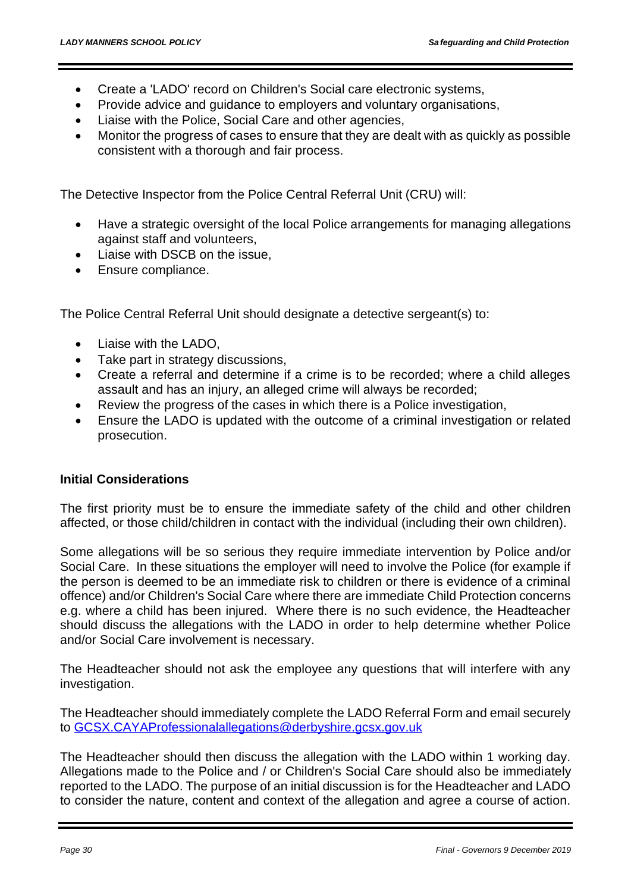- Create a 'LADO' record on Children's Social care electronic systems,
- Provide advice and guidance to employers and voluntary organisations,
- Liaise with the Police, Social Care and other agencies,
- Monitor the progress of cases to ensure that they are dealt with as quickly as possible consistent with a thorough and fair process.

The Detective Inspector from the Police Central Referral Unit (CRU) will:

- Have a strategic oversight of the local Police arrangements for managing allegations against staff and volunteers,
- Liaise with DSCB on the issue,
- Ensure compliance.

The Police Central Referral Unit should designate a detective sergeant(s) to:

- Liaise with the LADO,
- Take part in strategy discussions,
- Create a referral and determine if a crime is to be recorded; where a child alleges assault and has an injury, an alleged crime will always be recorded;
- Review the progress of the cases in which there is a Police investigation,
- Ensure the LADO is updated with the outcome of a criminal investigation or related prosecution.

**Initial Considerations**

The first priority must be to ensure the immediate safety of the child and other children affected, or those child/children in contact with the individual (including their own children).

Some allegations will be so serious they require immediate intervention by Police and/or Social Care. In these situations the employer will need to involve the Police (for example if the person is deemed to be an immediate risk to children or there is evidence of a criminal offence) and/or Children's Social Care where there are immediate Child Protection concerns e.g. where a child has been injured. Where there is no such evidence, the Headteacher should discuss the allegations with the LADO in order to help determine whether Police and/or Social Care involvement is necessary.

The Headteacher should not ask the employee any questions that will interfere with any investigation.

The Headteacher should immediately complete the LADO Referral Form and email securely to GCSX.CAYAProfessionalallegations@derbyshire.gcsx.gov.uk

The Headteacher should then discuss the allegation with the LADO within 1 working day. Allegations made to the Police and / or Children's Social Care should also be immediately reported to the LADO. The purpose of an initial discussion is for the Headteacher and LADO to consider the nature, content and context of the allegation and agree a course of action.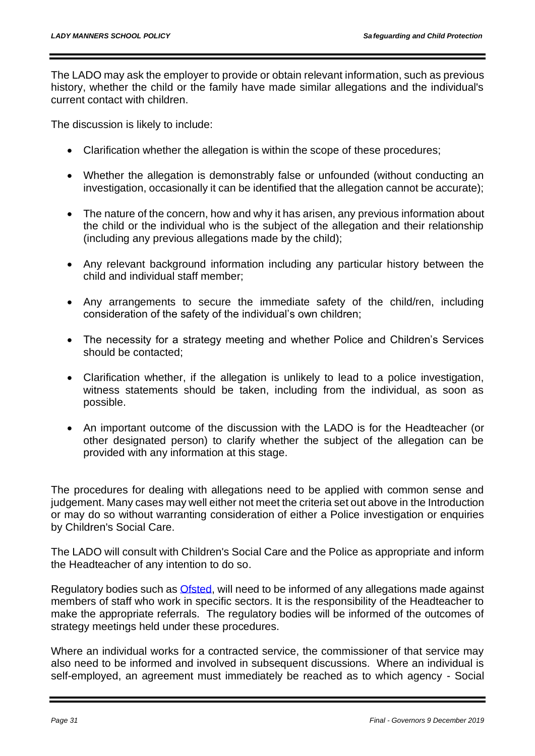The LADO may ask the employer to provide or obtain relevant information, such as previous history, whether the child or the family have made similar allegations and the individual's current contact with children.

The discussion is likely to include:

- Clarification whether the allegation is within the scope of these procedures;
- Whether the allegation is demonstrably false or unfounded (without conducting an investigation, occasionally it can be identified that the allegation cannot be accurate);
- The nature of the concern, how and why it has arisen, any previous information about the child or the individual who is the subject of the allegation and their relationship (including any previous allegations made by the child);
- Any relevant background information including any particular history between the child and individual staff member;
- Any arrangements to secure the immediate safety of the child/ren, including consideration of the safety of the individual's own children;
- The necessity for a strategy meeting and whether Police and Children's Services should be contacted;
- Clarification whether, if the allegation is unlikely to lead to a police investigation, witness statements should be taken, including from the individual, as soon as possible.
- An important outcome of the discussion with the LADO is for the Headteacher (or other designated person) to clarify whether the subject of the allegation can be provided with any information at this stage.

The procedures for dealing with allegations need to be applied with common sense and judgement. Many cases may well either not meet the criteria set out above in the Introduction or may do so without warranting consideration of either a Police investigation or enquiries by Children's Social Care.

The LADO will consult with Children's Social Care and the Police as appropriate and inform the Headteacher of any intention to do so.

Regulatory bodies such as Ofsted, will need to be informed of any allegations made against members of staff who work in specific sectors. It is the responsibility of the Headteacher to make the appropriate referrals. The regulatory bodies will be informed of the outcomes of strategy meetings held under these procedures.

Where an individual works for a contracted service, the commissioner of that service may also need to be informed and involved in subsequent discussions. Where an individual is self-employed, an agreement must immediately be reached as to which agency - Social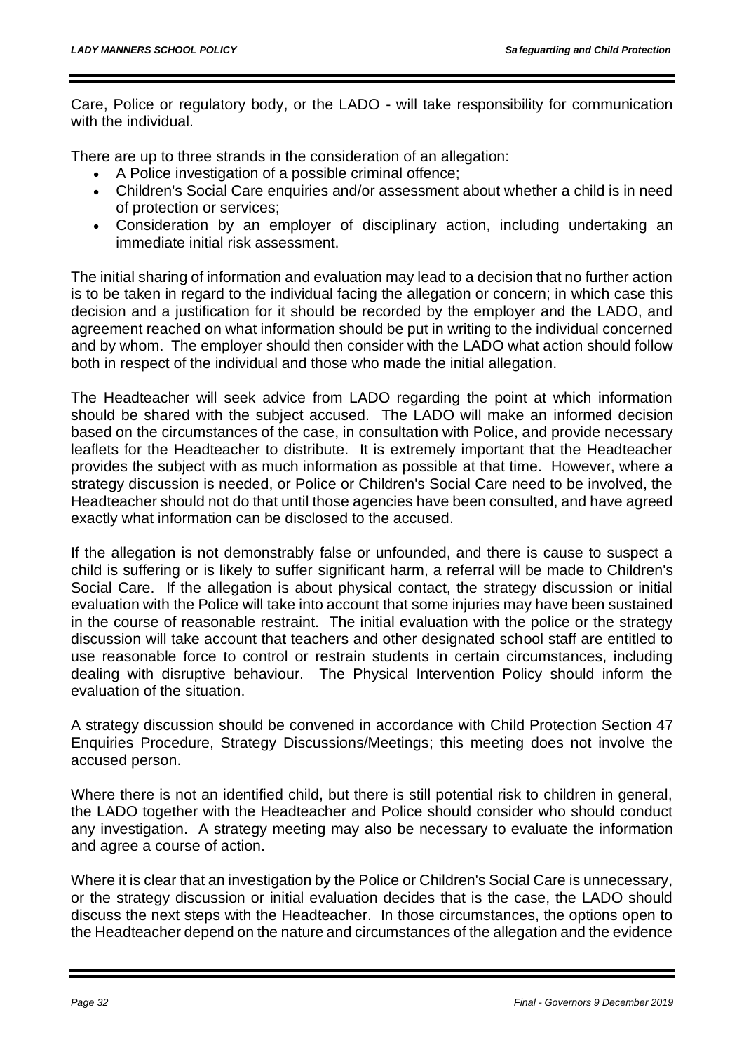Care, Police or regulatory body, or the LADO - will take responsibility for communication with the individual.

There are up to three strands in the consideration of an allegation:

- A Police investigation of a possible criminal offence;
- Children's Social Care enquiries and/or assessment about whether a child is in need of protection or services;
- Consideration by an employer of disciplinary action, including undertaking an immediate initial risk assessment.

The initial sharing of information and evaluation may lead to a decision that no further action is to be taken in regard to the individual facing the allegation or concern; in which case this decision and a justification for it should be recorded by the employer and the LADO, and agreement reached on what information should be put in writing to the individual concerned and by whom. The employer should then consider with the LADO what action should follow both in respect of the individual and those who made the initial allegation.

The Headteacher will seek advice from LADO regarding the point at which information should be shared with the subject accused. The LADO will make an informed decision based on the circumstances of the case, in consultation with Police, and provide necessary leaflets for the Headteacher to distribute. It is extremely important that the Headteacher provides the subject with as much information as possible at that time. However, where a strategy discussion is needed, or Police or Children's Social Care need to be involved, the Headteacher should not do that until those agencies have been consulted, and have agreed exactly what information can be disclosed to the accused.

If the allegation is not demonstrably false or unfounded, and there is cause to suspect a child is suffering or is likely to suffer significant harm, a referral will be made to Children's Social Care. If the allegation is about physical contact, the strategy discussion or initial evaluation with the Police will take into account that some injuries may have been sustained in the course of reasonable restraint. The initial evaluation with the police or the strategy discussion will take account that teachers and other designated school staff are entitled to use reasonable force to control or restrain students in certain circumstances, including dealing with disruptive behaviour. The Physical Intervention Policy should inform the evaluation of the situation.

A strategy discussion should be convened in accordance with Child Protection Section 47 Enquiries Procedure, Strategy Discussions/Meetings; this meeting does not involve the accused person.

Where there is not an identified child, but there is still potential risk to children in general, the LADO together with the Headteacher and Police should consider who should conduct any investigation. A strategy meeting may also be necessary to evaluate the information and agree a course of action.

Where it is clear that an investigation by the Police or Children's Social Care is unnecessary, or the strategy discussion or initial evaluation decides that is the case, the LADO should discuss the next steps with the Headteacher. In those circumstances, the options open to the Headteacher depend on the nature and circumstances of the allegation and the evidence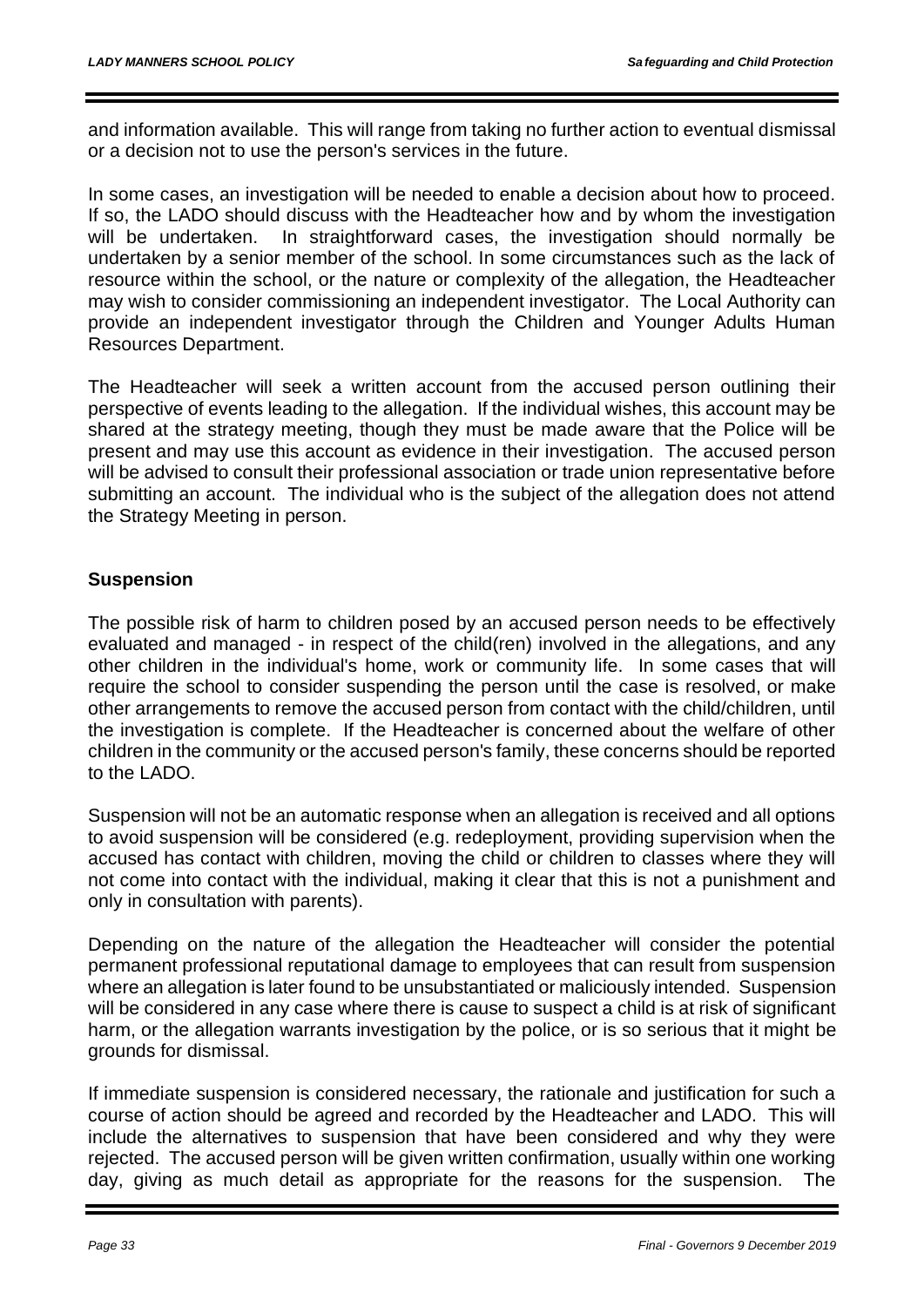and information available. This will range from taking no further action to eventual dismissal or a decision not to use the person's services in the future.

In some cases, an investigation will be needed to enable a decision about how to proceed. If so, the LADO should discuss with the Headteacher how and by whom the investigation will be undertaken. In straightforward cases, the investigation should normally be undertaken by a senior member of the school. In some circumstances such as the lack of resource within the school, or the nature or complexity of the allegation, the Headteacher may wish to consider commissioning an independent investigator. The Local Authority can provide an independent investigator through the Children and Younger Adults Human Resources Department.

The Headteacher will seek a written account from the accused person outlining their perspective of events leading to the allegation. If the individual wishes, this account may be shared at the strategy meeting, though they must be made aware that the Police will be present and may use this account as evidence in their investigation. The accused person will be advised to consult their professional association or trade union representative before submitting an account. The individual who is the subject of the allegation does not attend the Strategy Meeting in person.

**Suspension**

The possible risk of harm to children posed by an accused person needs to be effectively evaluated and managed - in respect of the child(ren) involved in the allegations, and any other children in the individual's home, work or community life. In some cases that will require the school to consider suspending the person until the case is resolved, or make other arrangements to remove the accused person from contact with the child/children, until the investigation is complete. If the Headteacher is concerned about the welfare of other children in the community or the accused person's family, these concerns should be reported to the LADO.

Suspension will not be an automatic response when an allegation is received and all options to avoid suspension will be considered (e.g. redeployment, providing supervision when the accused has contact with children, moving the child or children to classes where they will not come into contact with the individual, making it clear that this is not a punishment and only in consultation with parents).

Depending on the nature of the allegation the Headteacher will consider the potential permanent professional reputational damage to employees that can result from suspension where an allegation is later found to be unsubstantiated or maliciously intended. Suspension will be considered in any case where there is cause to suspect a child is at risk of significant harm, or the allegation warrants investigation by the police, or is so serious that it might be grounds for dismissal.

If immediate suspension is considered necessary, the rationale and justification for such a course of action should be agreed and recorded by the Headteacher and LADO. This will include the alternatives to suspension that have been considered and why they were rejected. The accused person will be given written confirmation, usually within one working day, giving as much detail as appropriate for the reasons for the suspension. The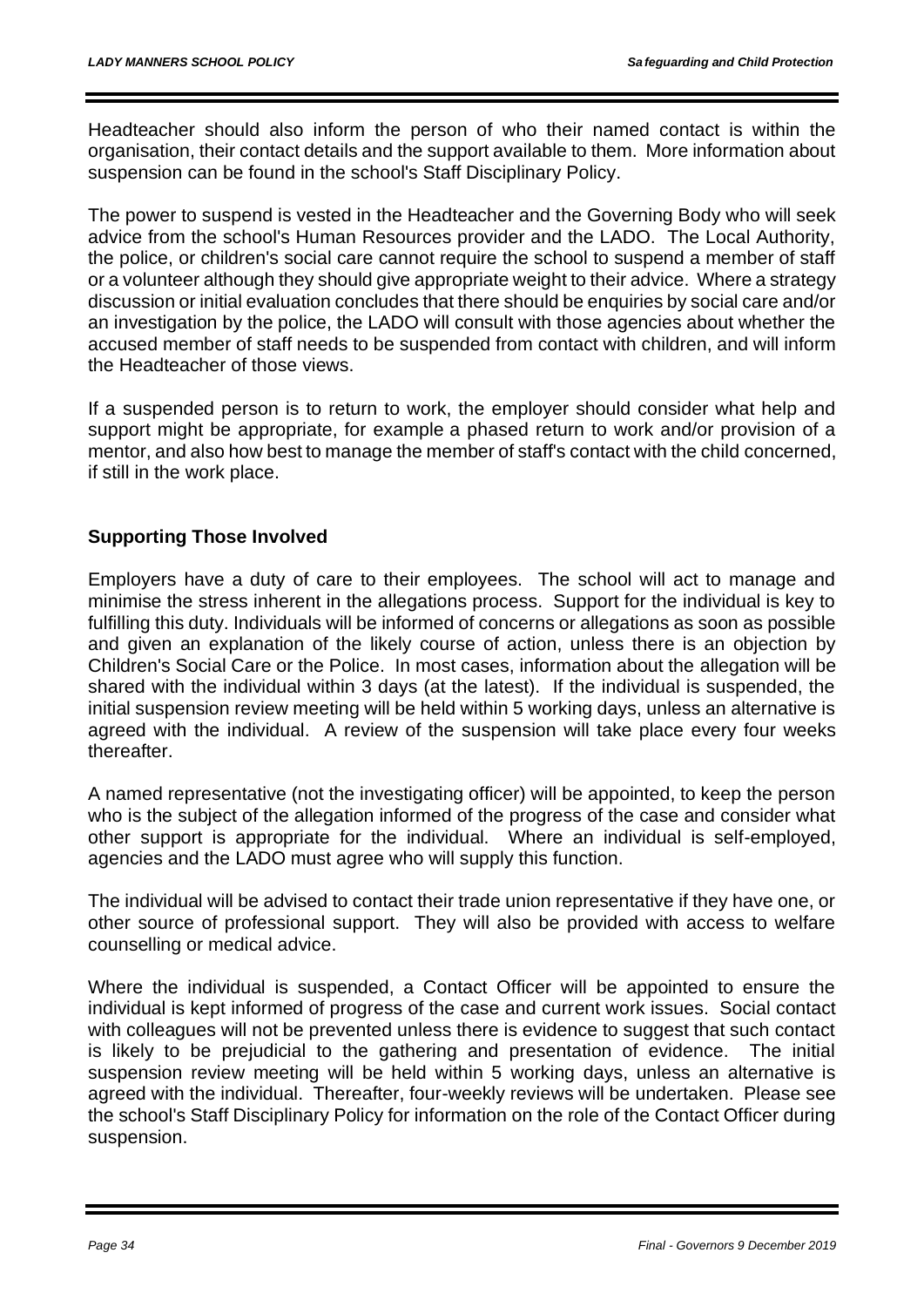Headteacher should also inform the person of who their named contact is within the organisation, their contact details and the support available to them. More information about suspension can be found in the school's Staff Disciplinary Policy.

The power to suspend is vested in the Headteacher and the Governing Body who will seek advice from the school's Human Resources provider and the LADO. The Local Authority, the police, or children's social care cannot require the school to suspend a member of staff or a volunteer although they should give appropriate weight to their advice. Where a strategy discussion or initial evaluation concludes that there should be enquiries by social care and/or an investigation by the police, the LADO will consult with those agencies about whether the accused member of staff needs to be suspended from contact with children, and will inform the Headteacher of those views.

If a suspended person is to return to work, the employer should consider what help and support might be appropriate, for example a phased return to work and/or provision of a mentor, and also how best to manage the member of staff's contact with the child concerned, if still in the work place.

**Supporting Those Involved**

Employers have a duty of care to their employees. The school will act to manage and minimise the stress inherent in the allegations process. Support for the individual is key to fulfilling this duty. Individuals will be informed of concerns or allegations as soon as possible and given an explanation of the likely course of action, unless there is an objection by Children's Social Care or the Police. In most cases, information about the allegation will be shared with the individual within 3 days (at the latest). If the individual is suspended, the initial suspension review meeting will be held within 5 working days, unless an alternative is agreed with the individual. A review of the suspension will take place every four weeks thereafter.

A named representative (not the investigating officer) will be appointed, to keep the person who is the subject of the allegation informed of the progress of the case and consider what other support is appropriate for the individual. Where an individual is self-employed, agencies and the LADO must agree who will supply this function.

The individual will be advised to contact their trade union representative if they have one, or other source of professional support. They will also be provided with access to welfare counselling or medical advice.

Where the individual is suspended, a Contact Officer will be appointed to ensure the individual is kept informed of progress of the case and current work issues. Social contact with colleagues will not be prevented unless there is evidence to suggest that such contact is likely to be prejudicial to the gathering and presentation of evidence. The initial suspension review meeting will be held within 5 working days, unless an alternative is agreed with the individual. Thereafter, four-weekly reviews will be undertaken. Please see the school's Staff Disciplinary Policy for information on the role of the Contact Officer during suspension.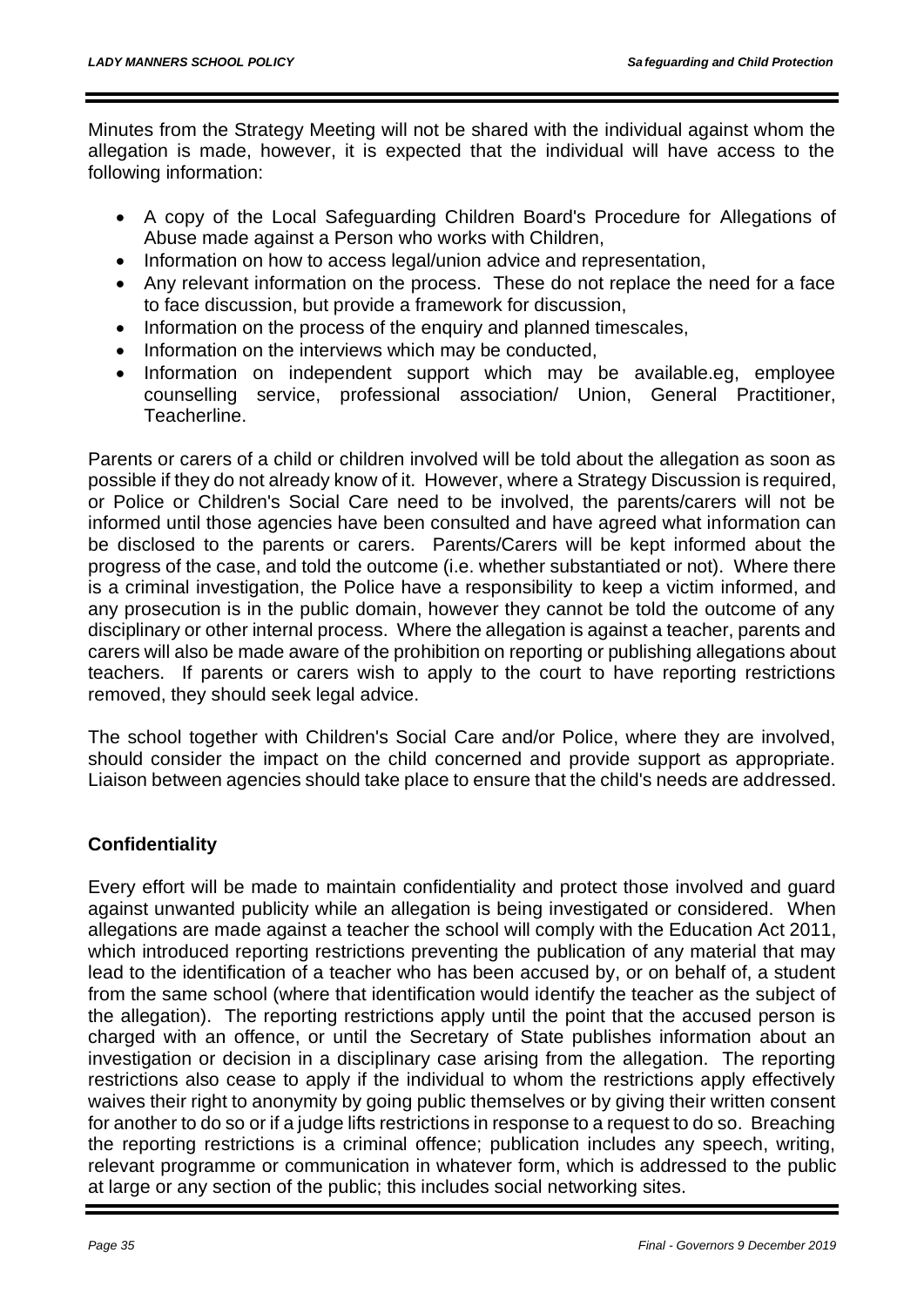Minutes from the Strategy Meeting will not be shared with the individual against whom the allegation is made, however, it is expected that the individual will have access to the following information:

- A copy of the Local Safeguarding Children Board's Procedure for Allegations of Abuse made against a Person who works with Children,
- Information on how to access legal/union advice and representation,
- Any relevant information on the process. These do not replace the need for a face to face discussion, but provide a framework for discussion,
- Information on the process of the enquiry and planned timescales,
- Information on the interviews which may be conducted,
- Information on independent support which may be available.eg, employee counselling service, professional association/ Union, General Practitioner, Teacherline.

Parents or carers of a child or children involved will be told about the allegation as soon as possible if they do not already know of it. However, where a Strategy Discussion is required, or Police or Children's Social Care need to be involved, the parents/carers will not be informed until those agencies have been consulted and have agreed what information can be disclosed to the parents or carers. Parents/Carers will be kept informed about the progress of the case, and told the outcome (i.e. whether substantiated or not). Where there is a criminal investigation, the Police have a responsibility to keep a victim informed, and any prosecution is in the public domain, however they cannot be told the outcome of any disciplinary or other internal process. Where the allegation is against a teacher, parents and carers will also be made aware of the prohibition on reporting or publishing allegations about teachers. If parents or carers wish to apply to the court to have reporting restrictions removed, they should seek legal advice.

The school together with Children's Social Care and/or Police, where they are involved, should consider the impact on the child concerned and provide support as appropriate. Liaison between agencies should take place to ensure that the child's needs are addressed.

**Confidentiality**

Every effort will be made to maintain confidentiality and protect those involved and guard against unwanted publicity while an allegation is being investigated or considered. When allegations are made against a teacher the school will comply with the Education Act 2011, which introduced reporting restrictions preventing the publication of any material that may lead to the identification of a teacher who has been accused by, or on behalf of, a student from the same school (where that identification would identify the teacher as the subject of the allegation). The reporting restrictions apply until the point that the accused person is charged with an offence, or until the Secretary of State publishes information about an investigation or decision in a disciplinary case arising from the allegation. The reporting restrictions also cease to apply if the individual to whom the restrictions apply effectively waives their right to anonymity by going public themselves or by giving their written consent for another to do so or if a judge lifts restrictions in response to a request to do so. Breaching the reporting restrictions is a criminal offence; publication includes any speech, writing, relevant programme or communication in whatever form, which is addressed to the public at large or any section of the public; this includes social networking sites.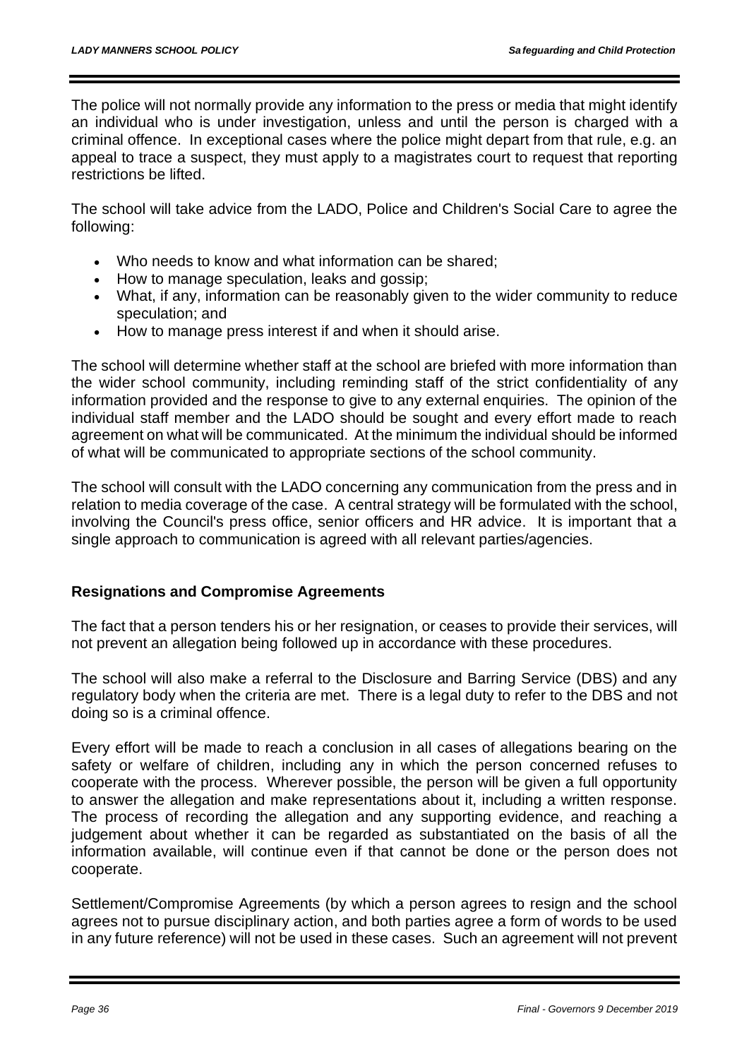The police will not normally provide any information to the press or media that might identify an individual who is under investigation, unless and until the person is charged with a criminal offence. In exceptional cases where the police might depart from that rule, e.g. an appeal to trace a suspect, they must apply to a magistrates court to request that reporting restrictions be lifted.

The school will take advice from the LADO, Police and Children's Social Care to agree the following:

- Who needs to know and what information can be shared;
- How to manage speculation, leaks and gossip;
- What, if any, information can be reasonably given to the wider community to reduce speculation; and
- How to manage press interest if and when it should arise.

The school will determine whether staff at the school are briefed with more information than the wider school community, including reminding staff of the strict confidentiality of any information provided and the response to give to any external enquiries. The opinion of the individual staff member and the LADO should be sought and every effort made to reach agreement on what will be communicated. At the minimum the individual should be informed of what will be communicated to appropriate sections of the school community.

The school will consult with the LADO concerning any communication from the press and in relation to media coverage of the case. A central strategy will be formulated with the school, involving the Council's press office, senior officers and HR advice. It is important that a single approach to communication is agreed with all relevant parties/agencies.

**Resignations and Compromise Agreements**

The fact that a person tenders his or her resignation, or ceases to provide their services, will not prevent an allegation being followed up in accordance with these procedures.

The school will also make a referral to the Disclosure and Barring Service (DBS) and any regulatory body when the criteria are met. There is a legal duty to refer to the DBS and not doing so is a criminal offence.

Every effort will be made to reach a conclusion in all cases of allegations bearing on the safety or welfare of children, including any in which the person concerned refuses to cooperate with the process. Wherever possible, the person will be given a full opportunity to answer the allegation and make representations about it, including a written response. The process of recording the allegation and any supporting evidence, and reaching a judgement about whether it can be regarded as substantiated on the basis of all the information available, will continue even if that cannot be done or the person does not cooperate.

Settlement/Compromise Agreements (by which a person agrees to resign and the school agrees not to pursue disciplinary action, and both parties agree a form of words to be used in any future reference) will not be used in these cases. Such an agreement will not prevent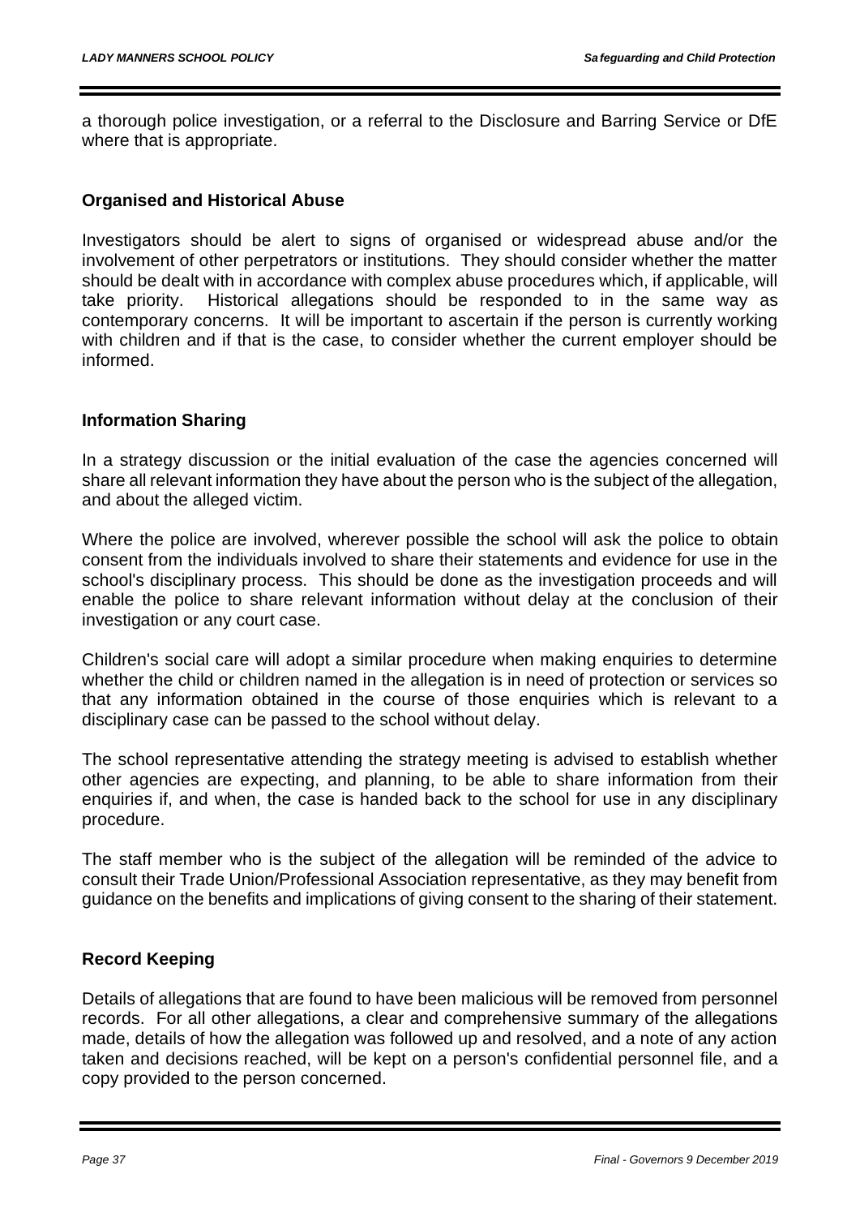a thorough police investigation, or a referral to the Disclosure and Barring Service or DfE where that is appropriate.

## Organised and Historical Abuse

Investigators should be alert to signs of organised or widespread abuse and/or the involvement of other perpetrators or institutions. They should consider whether the matter should be dealt with in accordance with complex abuse procedures which, if applicable, will take priority. Historical allegations should be responded to in the same way as contemporary concerns. It will be important to ascertain if the person is currently working with children and if that is the case, to consider whether the current employer should be informed.

## Information Sharing

In a strategy discussion or the initial evaluation of the case the agencies concerned will share all relevant information they have about the person who is the subject of the allegation, and about the alleged victim.

Where the police are involved, wherever possible the school will ask the police to obtain consent from the individuals involved to share their statements and evidence for use in the school's disciplinary process. This should be done as the investigation proceeds and will enable the police to share relevant information without delay at the conclusion of their investigation or any court case.

Children's social care will adopt a similar procedure when making enquiries to determine whether the child or children named in the allegation is in need of protection or services so that any information obtained in the course of those enquiries which is relevant to a disciplinary case can be passed to the school without delay.

The school representative attending the strategy meeting is advised to establish whether other agencies are expecting, and planning, to be able to share information from their enquiries if, and when, the case is handed back to the school for use in any disciplinary procedure.

The staff member who is the subject of the allegation will be reminded of the advice to consult their Trade Union/Professional Association representative, as they may benefit from guidance on the benefits and implications of giving consent to the sharing of their statement.

## Record Keeping

Details of allegations that are found to have been malicious will be removed from personnel records. For all other allegations, a clear and comprehensive summary of the allegations made, details of how the allegation was followed up and resolved, and a note of any action taken and decisions reached, will be kept on a person's confidential personnel file, and a copy provided to the person concerned.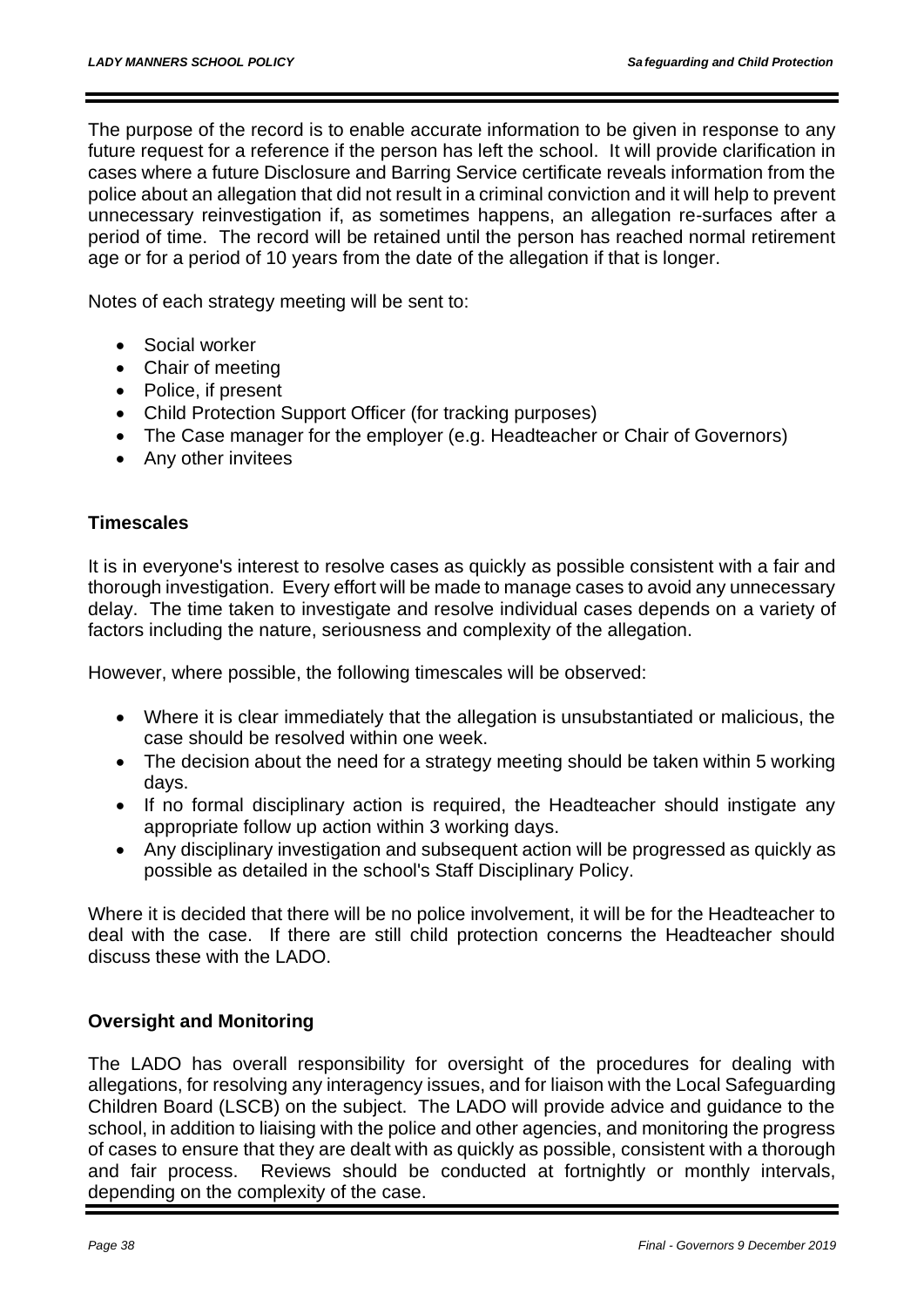The purpose of the record is to enable accurate information to be given in response to any future request for a reference if the person has left the school. It will provide clarification in cases where a future Disclosure and Barring Service certificate reveals information from the police about an allegation that did not result in a criminal conviction and it will help to prevent unnecessary reinvestigation if, as sometimes happens, an allegation re-surfaces after a period of time. The record will be retained until the person has reached normal retirement age or for a period of 10 years from the date of the allegation if that is longer.

Notes of each strategy meeting will be sent to:

- Social worker
- Chair of meeting
- Police, if present
- Child Protection Support Officer (for tracking purposes)
- The Case manager for the employer (e.g. Headteacher or Chair of Governors)
- Any other invitees

**Timescales**

It is in everyone's interest to resolve cases as quickly as possible consistent with a fair and thorough investigation. Every effort will be made to manage cases to avoid any unnecessary delay. The time taken to investigate and resolve individual cases depends on a variety of factors including the nature, seriousness and complexity of the allegation.

However, where possible, the following timescales will be observed:

- Where it is clear immediately that the allegation is unsubstantiated or malicious, the case should be resolved within one week.
- The decision about the need for a strategy meeting should be taken within 5 working days.
- If no formal disciplinary action is required, the Headteacher should instigate any appropriate follow up action within 3 working days.
- Any disciplinary investigation and subsequent action will be progressed as quickly as possible as detailed in the school's Staff Disciplinary Policy.

Where it is decided that there will be no police involvement, it will be for the Headteacher to deal with the case. If there are still child protection concerns the Headteacher should discuss these with the LADO.

**Oversight and Monitoring**

The LADO has overall responsibility for oversight of the procedures for dealing with allegations, for resolving any interagency issues, and for liaison with the Local Safeguarding Children Board (LSCB) on the subject. The LADO will provide advice and guidance to the school, in addition to liaising with the police and other agencies, and monitoring the progress of cases to ensure that they are dealt with as quickly as possible, consistent with a thorough and fair process. Reviews should be conducted at fortnightly or monthly intervals, depending on the complexity of the case.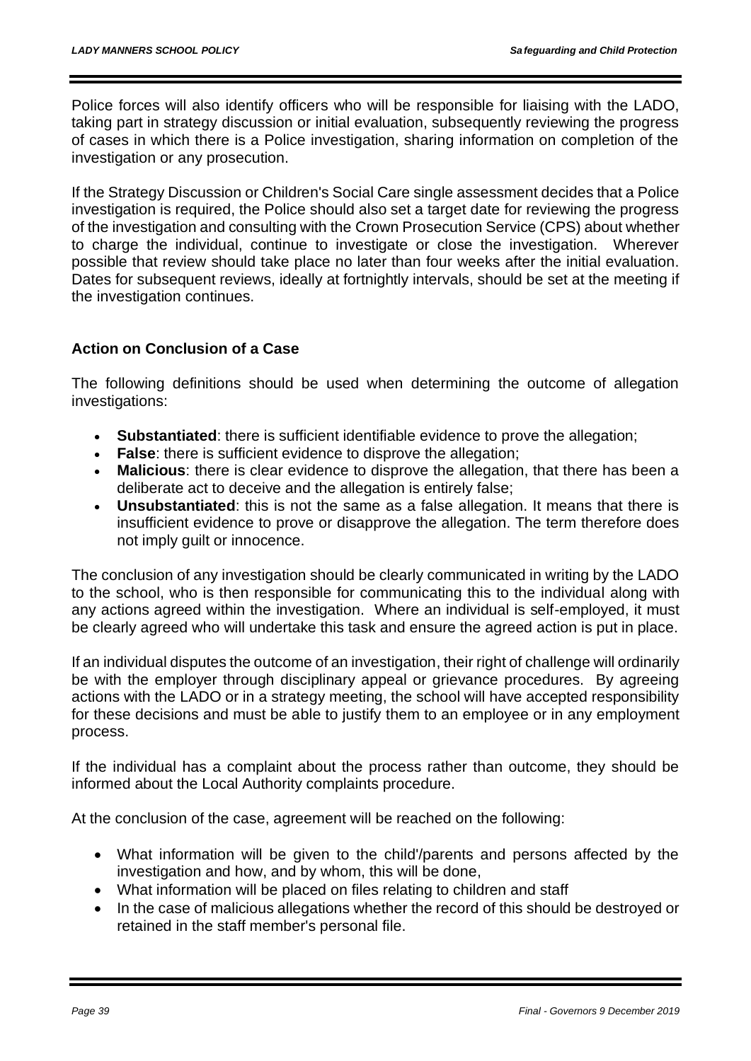Police forces will also identify officers who will be responsible for liaising with the LADO, taking part in strategy discussion or initial evaluation, subsequently reviewing the progress of cases in which there is a Police investigation, sharing information on completion of the investigation or any prosecution.

If the Strategy Discussion or Children's Social Care single assessment decides that a Police investigation is required, the Police should also set a target date for reviewing the progress of the investigation and consulting with the Crown Prosecution Service (CPS) about whether to charge the individual, continue to investigate or close the investigation. Wherever possible that review should take place no later than four weeks after the initial evaluation. Dates for subsequent reviews, ideally at fortnightly intervals, should be set at the meeting if the investigation continues.

### Action on Conclusion of a Case

The following definitions should be used when determining the outcome of allegation investigations:

- **Substantiated**: there is sufficient identifiable evidence to prove the allegation;
- **False**: there is sufficient evidence to disprove the allegation;
- **Malicious**: there is clear evidence to disprove the allegation, that there has been a deliberate act to deceive and the allegation is entirely false;
- **Unsubstantiated**: this is not the same as a false allegation. It means that there is insufficient evidence to prove or disapprove the allegation. The term therefore does not imply guilt or innocence.

The conclusion of any investigation should be clearly communicated in writing by the LADO to the school, who is then responsible for communicating this to the individual along with any actions agreed within the investigation. Where an individual is self-employed, it must be clearly agreed who will undertake this task and ensure the agreed action is put in place.

If an individual disputes the outcome of an investigation, their right of challenge will ordinarily be with the employer through disciplinary appeal or grievance procedures. By agreeing actions with the LADO or in a strategy meeting, the school will have accepted responsibility for these decisions and must be able to justify them to an employee or in any employment process.

If the individual has a complaint about the process rather than outcome, they should be informed about the Local Authority complaints procedure.

At the conclusion of the case, agreement will be reached on the following:

- What information will be given to the child'/parents and persons affected by the investigation and how, and by whom, this will be done,
- What information will be placed on files relating to children and staff
- In the case of malicious allegations whether the record of this should be destroyed or retained in the staff member's personal file.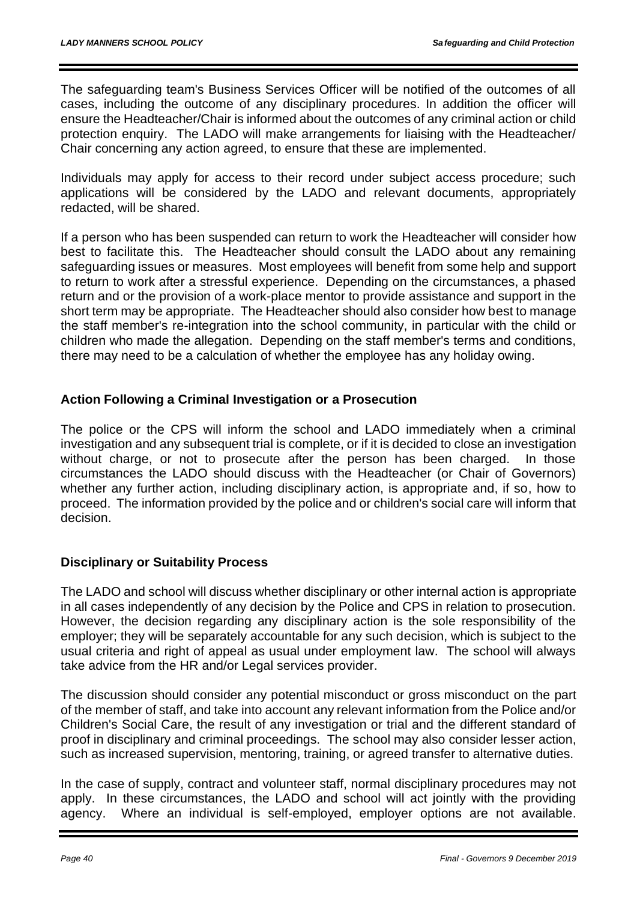The safeguarding team's Business Services Officer will be notified of the outcomes of all cases, including the outcome of any disciplinary procedures. In addition the officer will ensure the Headteacher/Chair is informed about the outcomes of any criminal action or child protection enquiry. The LADO will make arrangements for liaising with the Headteacher/ Chair concerning any action agreed, to ensure that these are implemented.

Individuals may apply for access to their record under subject access procedure; such applications will be considered by the LADO and relevant documents, appropriately redacted, will be shared.

If a person who has been suspended can return to work the Headteacher will consider how best to facilitate this. The Headteacher should consult the LADO about any remaining safeguarding issues or measures. Most employees will benefit from some help and support to return to work after a stressful experience. Depending on the circumstances, a phased return and or the provision of a work-place mentor to provide assistance and support in the short term may be appropriate. The Headteacher should also consider how best to manage the staff member's re-integration into the school community, in particular with the child or children who made the allegation. Depending on the staff member's terms and conditions, there may need to be a calculation of whether the employee has any holiday owing.

## Action Following a Criminal Investigation or a Prosecution

The police or the CPS will inform the school and LADO immediately when a criminal investigation and any subsequent trial is complete, or if it is decided to close an investigation without charge, or not to prosecute after the person has been charged. In those circumstances the LADO should discuss with the Headteacher (or Chair of Governors) whether any further action, including disciplinary action, is appropriate and, if so, how to proceed. The information provided by the police and or children's social care will inform that decision.

## Disciplinary or Suitability Process

The LADO and school will discuss whether disciplinary or other internal action is appropriate in all cases independently of any decision by the Police and CPS in relation to prosecution. However, the decision regarding any disciplinary action is the sole responsibility of the employer; they will be separately accountable for any such decision, which is subject to the usual criteria and right of appeal as usual under employment law. The school will always take advice from the HR and/or Legal services provider.

The discussion should consider any potential misconduct or gross misconduct on the part of the member of staff, and take into account any relevant information from the Police and/or Children's Social Care, the result of any investigation or trial and the different standard of proof in disciplinary and criminal proceedings. The school may also consider lesser action, such as increased supervision, mentoring, training, or agreed transfer to alternative duties.

In the case of supply, contract and volunteer staff, normal disciplinary procedures may not apply. In these circumstances, the LADO and school will act jointly with the providing agency. Where an individual is self-employed, employer options are not available.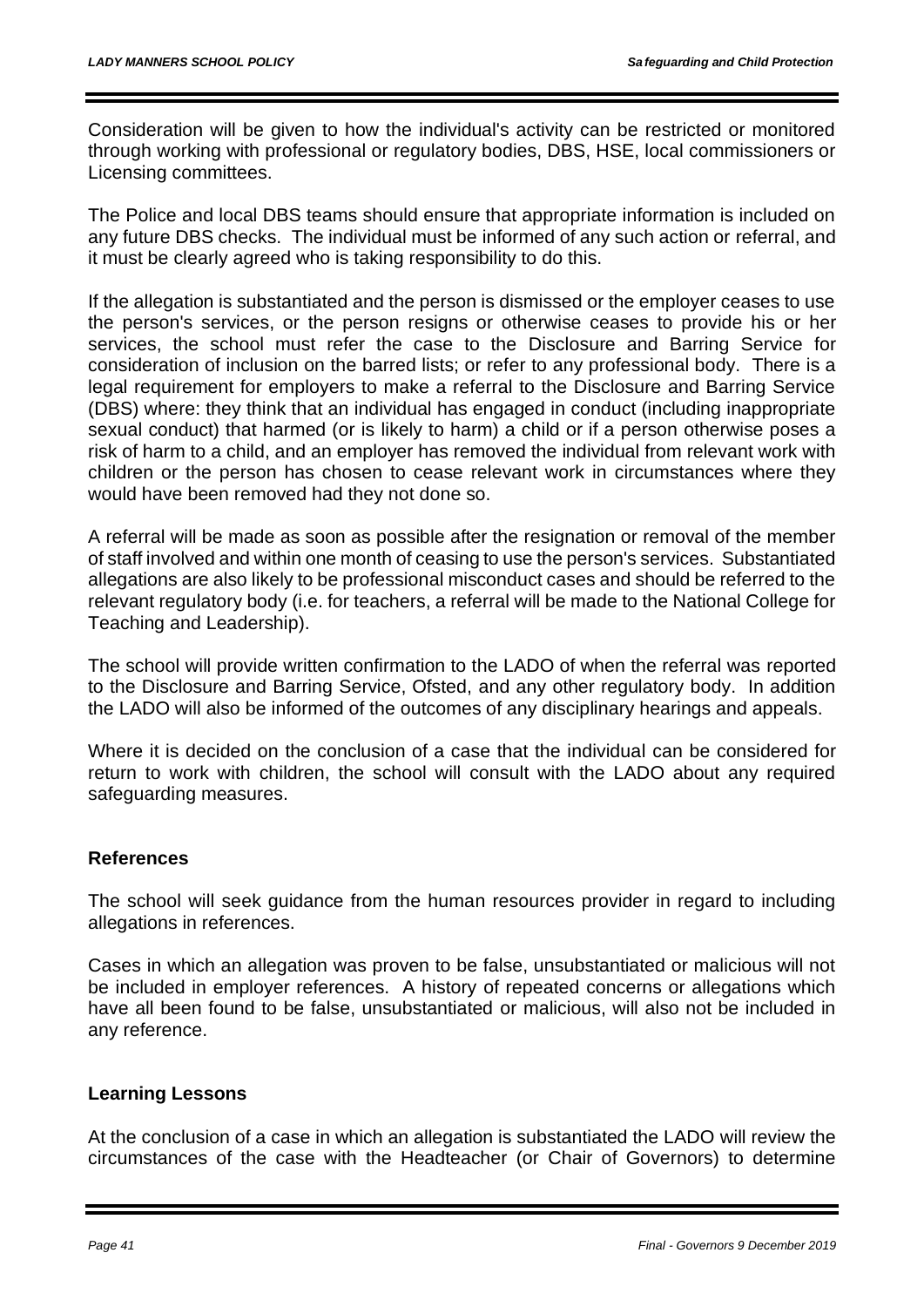Consideration will be given to how the individual's activity can be restricted or monitored through working with professional or regulatory bodies, DBS, HSE, local commissioners or Licensing committees.

The Police and local DBS teams should ensure that appropriate information is included on any future DBS checks. The individual must be informed of any such action or referral, and it must be clearly agreed who is taking responsibility to do this.

If the allegation is substantiated and the person is dismissed or the employer ceases to use the person's services, or the person resigns or otherwise ceases to provide his or her services, the school must refer the case to the Disclosure and Barring Service for consideration of inclusion on the barred lists; or refer to any professional body. There is a legal requirement for employers to make a referral to the Disclosure and Barring Service (DBS) where: they think that an individual has engaged in conduct (including inappropriate sexual conduct) that harmed (or is likely to harm) a child or if a person otherwise poses a risk of harm to a child, and an employer has removed the individual from relevant work with children or the person has chosen to cease relevant work in circumstances where they would have been removed had they not done so.

A referral will be made as soon as possible after the resignation or removal of the member of staff involved and within one month of ceasing to use the person's services. Substantiated allegations are also likely to be professional misconduct cases and should be referred to the relevant regulatory body (i.e. for teachers, a referral will be made to the National College for Teaching and Leadership).

The school will provide written confirmation to the LADO of when the referral was reported to the Disclosure and Barring Service, Ofsted, and any other regulatory body. In addition the LADO will also be informed of the outcomes of any disciplinary hearings and appeals.

Where it is decided on the conclusion of a case that the individual can be considered for return to work with children, the school will consult with the LADO about any required safeguarding measures.

## References

The school will seek guidance from the human resources provider in regard to including allegations in references.

Cases in which an allegation was proven to be false, unsubstantiated or malicious will not be included in employer references. A history of repeated concerns or allegations which have all been found to be false, unsubstantiated or malicious, will also not be included in any reference.

## Learning Lessons

At the conclusion of a case in which an allegation is substantiated the LADO will review the circumstances of the case with the Headteacher (or Chair of Governors) to determine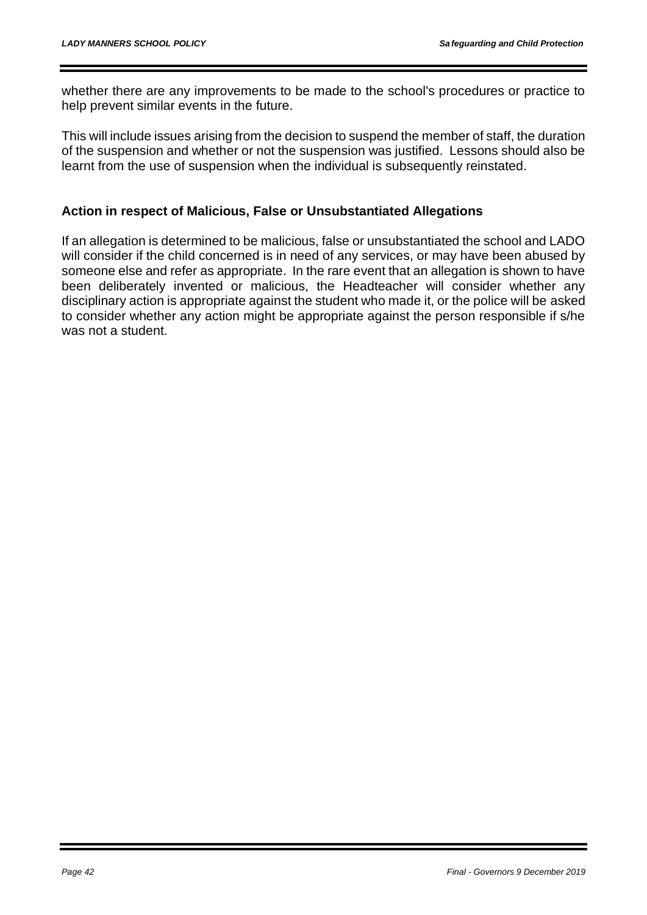whether there are any improvements to be made to the school's procedures or practice to help prevent similar events in the future.

This will include issues arising from the decision to suspend the member of staff, the duration of the suspension and whether or not the suspension was justified. Lessons should also be learnt from the use of suspension when the individual is subsequently reinstated.

**Action in respect of Malicious, False or Unsubstantiated Allegations**

If an allegation is determined to be malicious, false or unsubstantiated the school and LADO will consider if the child concerned is in need of any services, or may have been abused by someone else and refer as appropriate. In the rare event that an allegation is shown to have been deliberately invented or malicious, the Headteacher will consider whether any disciplinary action is appropriate against the student who made it, or the police will be asked to consider whether any action might be appropriate against the person responsible if s/he was not a student.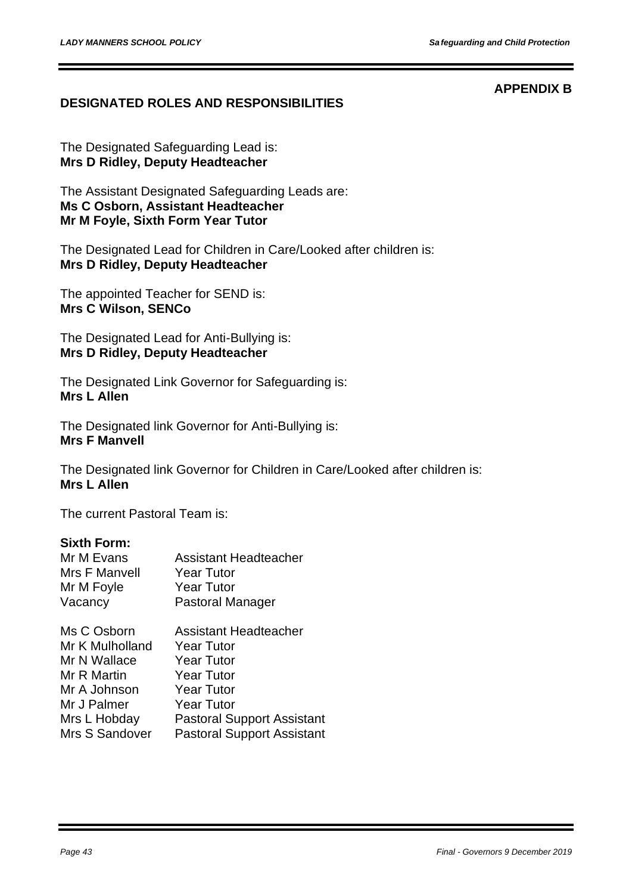**APPENDIX B**

## DESIGNATED ROLES AND RESPONSIBILITIES

The Designated Safeguarding Lead is:
**Mrs D Ridley, Deputy Headteacher**

The Assistant Designated Safeguarding Leads are:
**Ms C Osborn, Assistant Headteacher**
**Mr M Foyle, Sixth Form Year Tutor**

The Designated Lead for Children in Care/Looked after children is:
**Mrs D Ridley, Deputy Headteacher**

The appointed Teacher for SEND is:
**Mrs C Wilson, SENCo**

The Designated Lead for Anti-Bullying is:
**Mrs D Ridley, Deputy Headteacher**

The Designated Link Governor for Safeguarding is:
**Mrs L Allen**

The Designated link Governor for Anti-Bullying is:
**Mrs F Manvell**

The Designated link Governor for Children in Care/Looked after children is:
**Mrs L Allen**

The current Pastoral Team is:

**Sixth Form:**

| | |
|---|---|
| Mr M Evans | Assistant Headteacher |
| Mrs F Manvell | Year Tutor |
| Mr M Foyle | Year Tutor |
| Vacancy | Pastoral Manager |

| | |
|---|---|
| Ms C Osborn | Assistant Headteacher |
| Mr K Mulholland | Year Tutor |
| Mr N Wallace | Year Tutor |
| Mr R Martin | Year Tutor |
| Mr A Johnson | Year Tutor |
| Mr J Palmer | Year Tutor |
| Mrs L Hobday | Pastoral Support Assistant |
| Mrs S Sandover | Pastoral Support Assistant |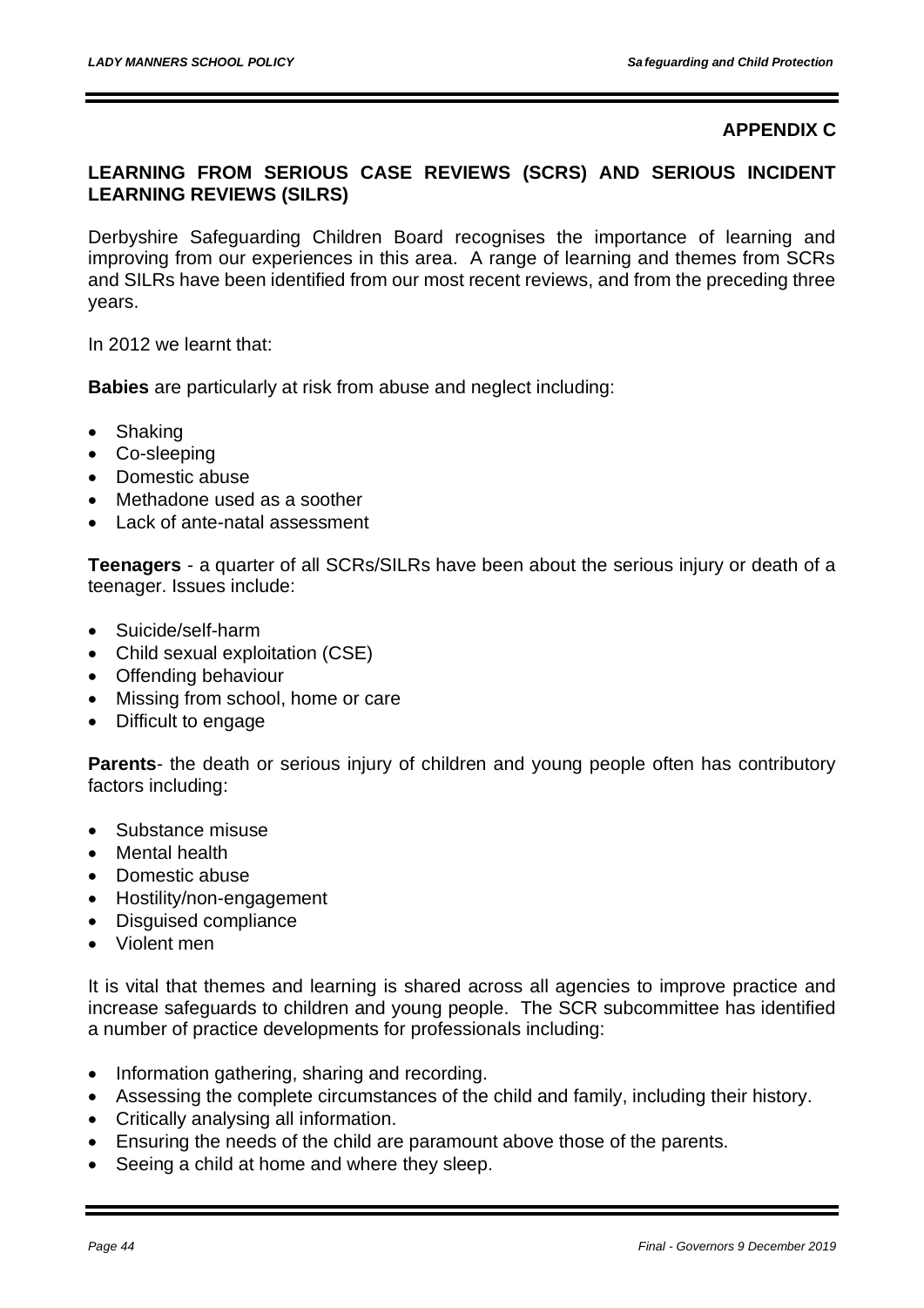**APPENDIX C**

## LEARNING FROM SERIOUS CASE REVIEWS (SCRS) AND SERIOUS INCIDENT LEARNING REVIEWS (SILRS)

Derbyshire Safeguarding Children Board recognises the importance of learning and improving from our experiences in this area. A range of learning and themes from SCRs and SILRs have been identified from our most recent reviews, and from the preceding three years.

In 2012 we learnt that:

**Babies** are particularly at risk from abuse and neglect including:

- Shaking
- Co-sleeping
- Domestic abuse
- Methadone used as a soother
- Lack of ante-natal assessment

**Teenagers** - a quarter of all SCRs/SILRs have been about the serious injury or death of a teenager. Issues include:

- Suicide/self-harm
- Child sexual exploitation (CSE)
- Offending behaviour
- Missing from school, home or care
- Difficult to engage

**Parents**- the death or serious injury of children and young people often has contributory factors including:

- Substance misuse
- Mental health
- Domestic abuse
- Hostility/non-engagement
- Disguised compliance
- Violent men

It is vital that themes and learning is shared across all agencies to improve practice and increase safeguards to children and young people. The SCR subcommittee has identified a number of practice developments for professionals including:

- Information gathering, sharing and recording.
- Assessing the complete circumstances of the child and family, including their history.
- Critically analysing all information.
- Ensuring the needs of the child are paramount above those of the parents.
- Seeing a child at home and where they sleep.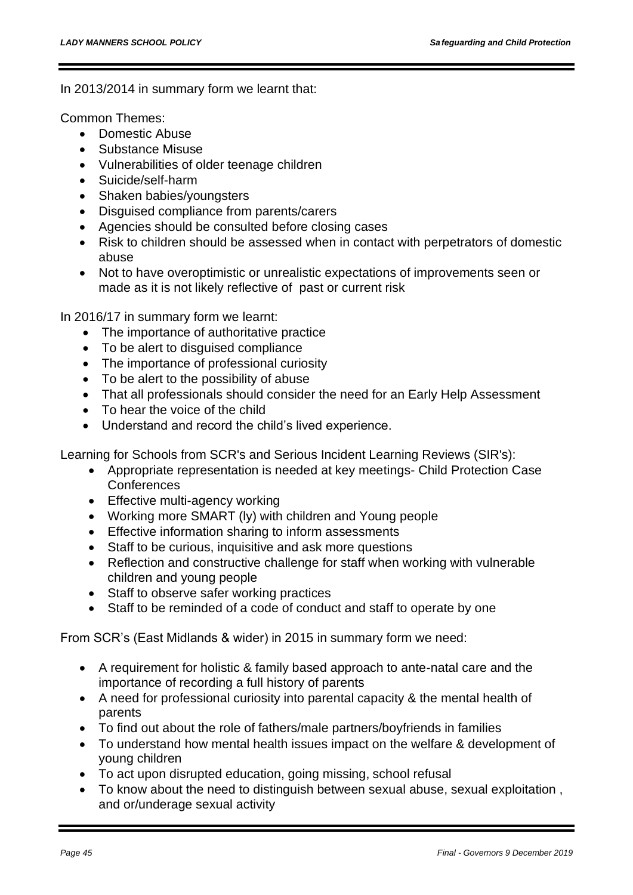In 2013/2014 in summary form we learnt that:

Common Themes:

- Domestic Abuse
- Substance Misuse
- Vulnerabilities of older teenage children
- Suicide/self-harm
- Shaken babies/youngsters
- Disguised compliance from parents/carers
- Agencies should be consulted before closing cases
- Risk to children should be assessed when in contact with perpetrators of domestic abuse
- Not to have overoptimistic or unrealistic expectations of improvements seen or made as it is not likely reflective of past or current risk

In 2016/17 in summary form we learnt:

- The importance of authoritative practice
- To be alert to disguised compliance
- The importance of professional curiosity
- To be alert to the possibility of abuse
- That all professionals should consider the need for an Early Help Assessment
- To hear the voice of the child
- Understand and record the child's lived experience.

Learning for Schools from SCR's and Serious Incident Learning Reviews (SIR's):

- Appropriate representation is needed at key meetings- Child Protection Case Conferences
- Effective multi-agency working
- Working more SMART (ly) with children and Young people
- Effective information sharing to inform assessments
- Staff to be curious, inquisitive and ask more questions
- Reflection and constructive challenge for staff when working with vulnerable children and young people
- Staff to observe safer working practices
- Staff to be reminded of a code of conduct and staff to operate by one

From SCR's (East Midlands & wider) in 2015 in summary form we need:

- A requirement for holistic & family based approach to ante-natal care and the importance of recording a full history of parents
- A need for professional curiosity into parental capacity & the mental health of parents
- To find out about the role of fathers/male partners/boyfriends in families
- To understand how mental health issues impact on the welfare & development of young children
- To act upon disrupted education, going missing, school refusal
- To know about the need to distinguish between sexual abuse, sexual exploitation , and or/underage sexual activity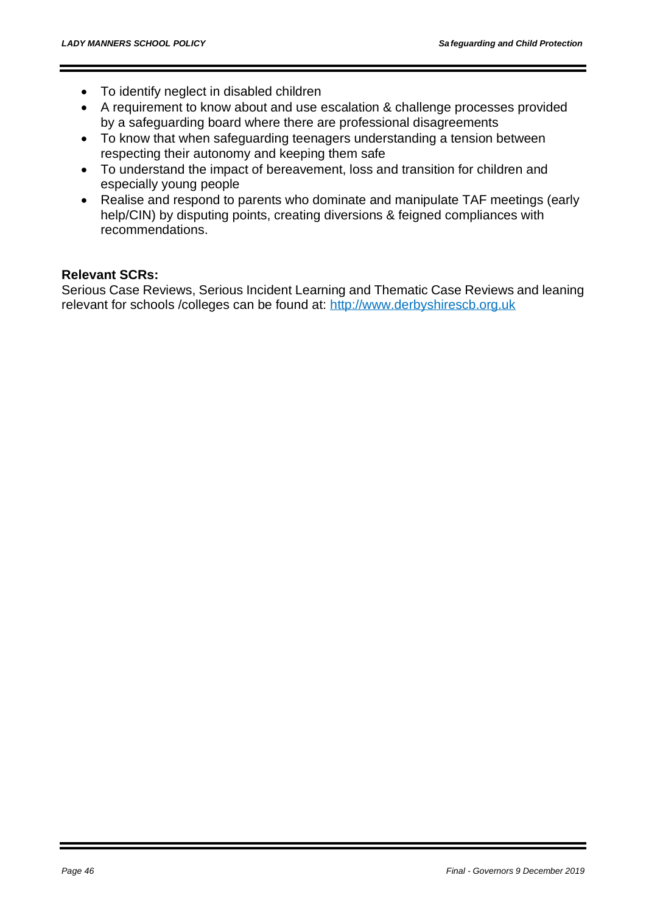- To identify neglect in disabled children
- A requirement to know about and use escalation & challenge processes provided by a safeguarding board where there are professional disagreements
- To know that when safeguarding teenagers understanding a tension between respecting their autonomy and keeping them safe
- To understand the impact of bereavement, loss and transition for children and especially young people
- Realise and respond to parents who dominate and manipulate TAF meetings (early help/CIN) by disputing points, creating diversions & feigned compliances with recommendations.

**Relevant SCRs:**

Serious Case Reviews, Serious Incident Learning and Thematic Case Reviews and leaning relevant for schools /colleges can be found at: http://www.derbyshirescb.org.uk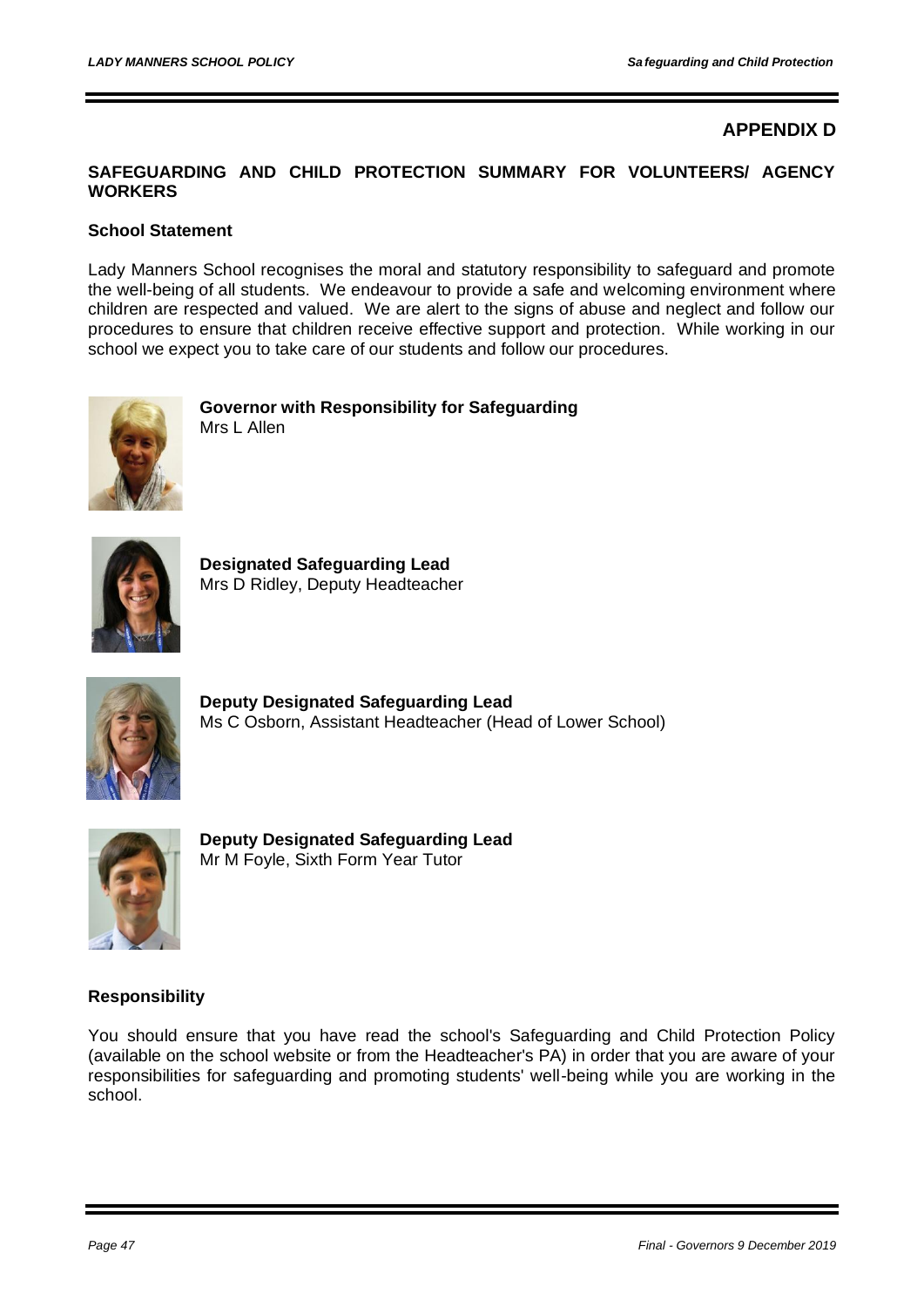## APPENDIX D

### SAFEGUARDING AND CHILD PROTECTION SUMMARY FOR VOLUNTEERS/ AGENCY WORKERS

**School Statement**

Lady Manners School recognises the moral and statutory responsibility to safeguard and promote the well-being of all students. We endeavour to provide a safe and welcoming environment where children are respected and valued. We are alert to the signs of abuse and neglect and follow our procedures to ensure that children receive effective support and protection. While working in our school we expect you to take care of our students and follow our procedures.

**Governor with Responsibility for Safeguarding**
Mrs L Allen

**Designated Safeguarding Lead**
Mrs D Ridley, Deputy Headteacher

**Deputy Designated Safeguarding Lead**
Ms C Osborn, Assistant Headteacher (Head of Lower School)

**Deputy Designated Safeguarding Lead**
Mr M Foyle, Sixth Form Year Tutor

**Responsibility**

You should ensure that you have read the school's Safeguarding and Child Protection Policy (available on the school website or from the Headteacher's PA) in order that you are aware of your responsibilities for safeguarding and promoting students' well-being while you are working in the school.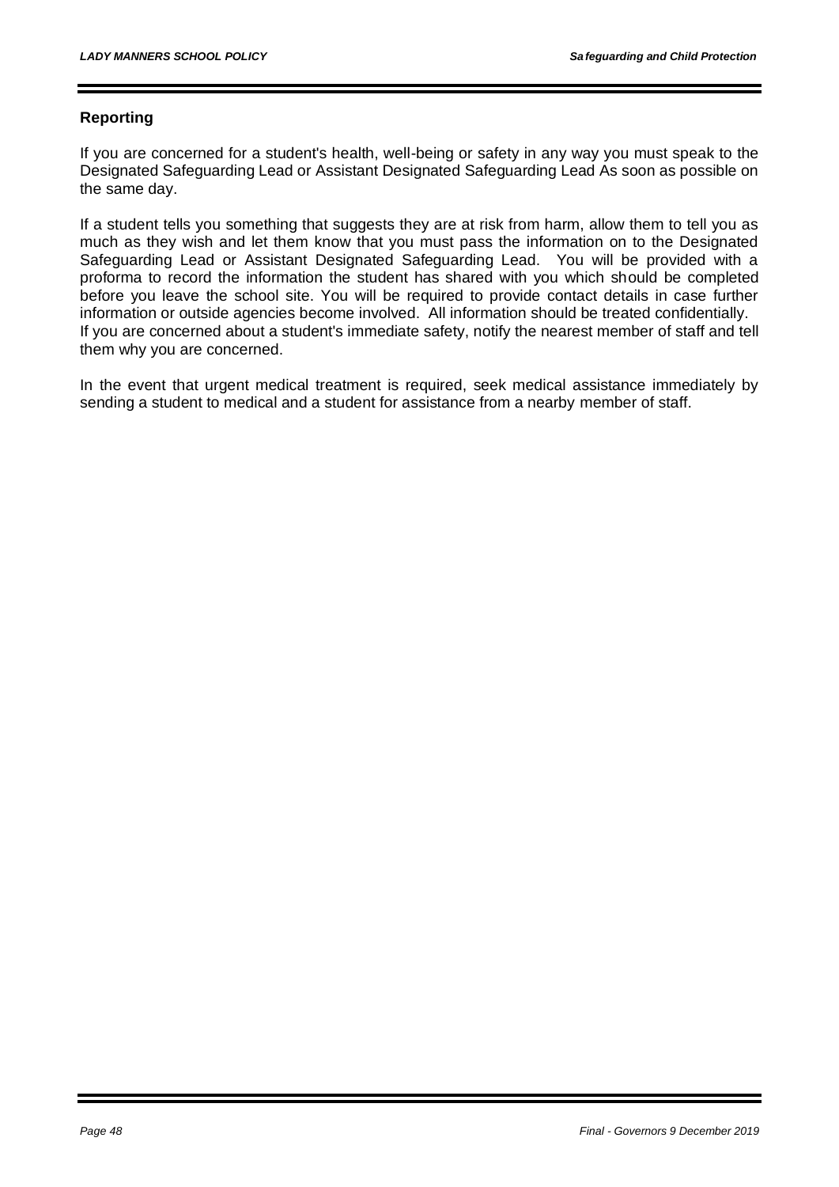## Reporting

If you are concerned for a student's health, well-being or safety in any way you must speak to the Designated Safeguarding Lead or Assistant Designated Safeguarding Lead As soon as possible on the same day.

If a student tells you something that suggests they are at risk from harm, allow them to tell you as much as they wish and let them know that you must pass the information on to the Designated Safeguarding Lead or Assistant Designated Safeguarding Lead. You will be provided with a proforma to record the information the student has shared with you which should be completed before you leave the school site. You will be required to provide contact details in case further information or outside agencies become involved. All information should be treated confidentially.
If you are concerned about a student's immediate safety, notify the nearest member of staff and tell them why you are concerned.

In the event that urgent medical treatment is required, seek medical assistance immediately by sending a student to medical and a student for assistance from a nearby member of staff.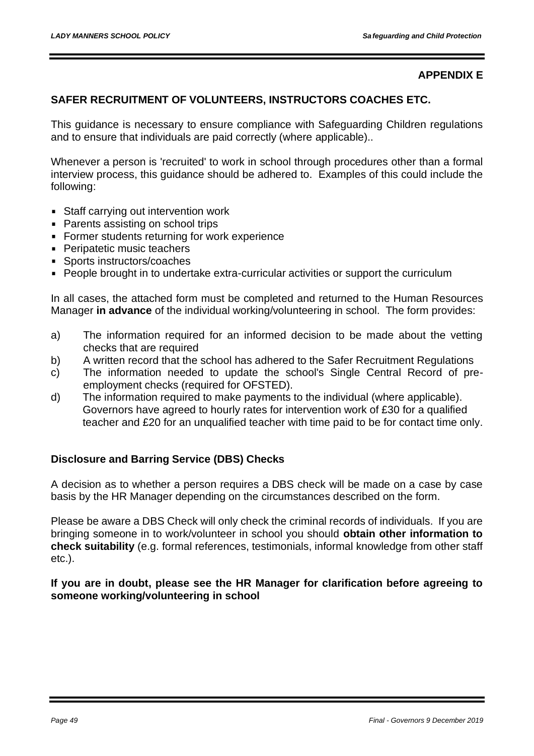**APPENDIX E**

## SAFER RECRUITMENT OF VOLUNTEERS, INSTRUCTORS COACHES ETC.

This guidance is necessary to ensure compliance with Safeguarding Children regulations and to ensure that individuals are paid correctly (where applicable)..

Whenever a person is 'recruited' to work in school through procedures other than a formal interview process, this guidance should be adhered to. Examples of this could include the following:

- Staff carrying out intervention work
- Parents assisting on school trips
- Former students returning for work experience
- Peripatetic music teachers
- Sports instructors/coaches
- People brought in to undertake extra-curricular activities or support the curriculum

In all cases, the attached form must be completed and returned to the Human Resources Manager **in advance** of the individual working/volunteering in school. The form provides:

a) The information required for an informed decision to be made about the vetting checks that are required
b) A written record that the school has adhered to the Safer Recruitment Regulations
c) The information needed to update the school's Single Central Record of pre-employment checks (required for OFSTED).
d) The information required to make payments to the individual (where applicable). Governors have agreed to hourly rates for intervention work of £30 for a qualified teacher and £20 for an unqualified teacher with time paid to be for contact time only.

### Disclosure and Barring Service (DBS) Checks

A decision as to whether a person requires a DBS check will be made on a case by case basis by the HR Manager depending on the circumstances described on the form.

Please be aware a DBS Check will only check the criminal records of individuals. If you are bringing someone in to work/volunteer in school you should **obtain other information to check suitability** (e.g. formal references, testimonials, informal knowledge from other staff etc.).

**If you are in doubt, please see the HR Manager for clarification before agreeing to someone working/volunteering in school**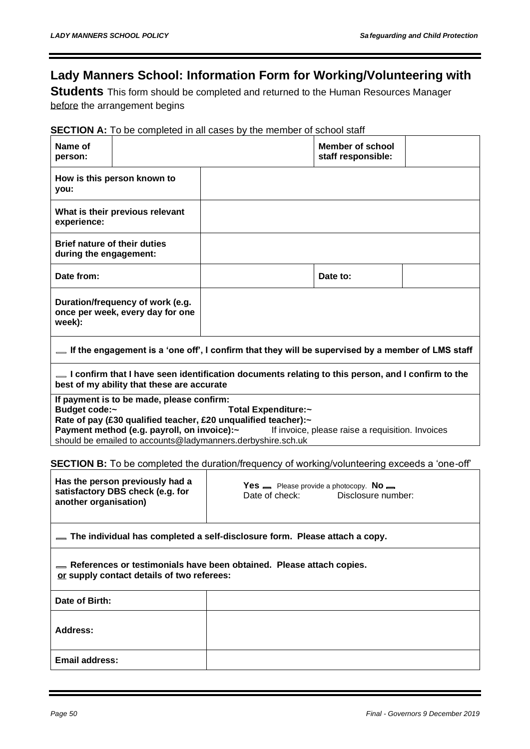# Lady Manners School: Information Form for Working/Volunteering with Students

This form should be completed and returned to the Human Resources Manager before the arrangement begins

**SECTION A:** To be completed in all cases by the member of school staff

| **Name of person:** | | **Member of school staff responsible:** | |
|---|---|---|---|
| **How is this person known to you:** | | | |
| **What is their previous relevant experience:** | | | |
| **Brief nature of their duties during the engagement:** | | | |
| **Date from:** | | **Date to:** | |
| **Duration/frequency of work (e.g. once per week, every day for one week):** | | | |

☐ **If the engagement is a 'one off', I confirm that they will be supervised by a member of LMS staff**

☐ **I confirm that I have seen identification documents relating to this person, and I confirm to the best of my ability that these are accurate**

**If payment is to be made, please confirm:**
**Budget code:~** **Total Expenditure:~**
**Rate of pay (£30 qualified teacher, £20 unqualified teacher):~**
**Payment method (e.g. payroll, on invoice):~** If invoice, please raise a requisition. Invoices should be emailed to accounts@ladymanners.derbyshire.sch.uk

**SECTION B:** To be completed the duration/frequency of working/volunteering exceeds a 'one-off'

| **Has the person previously had a satisfactory DBS check (e.g. for another organisation)** | **Yes** ☐ Please provide a photocopy. **No** ☐<br>Date of check: Disclosure number: |
|---|---|

☐ **The individual has completed a self-disclosure form. Please attach a copy.**

☐ **References or testimonials have been obtained. Please attach copies.**
**or supply contact details of two referees:**

| **Date of Birth:** | |
|---|---|
| **Address:** | |
| **Email address:** | |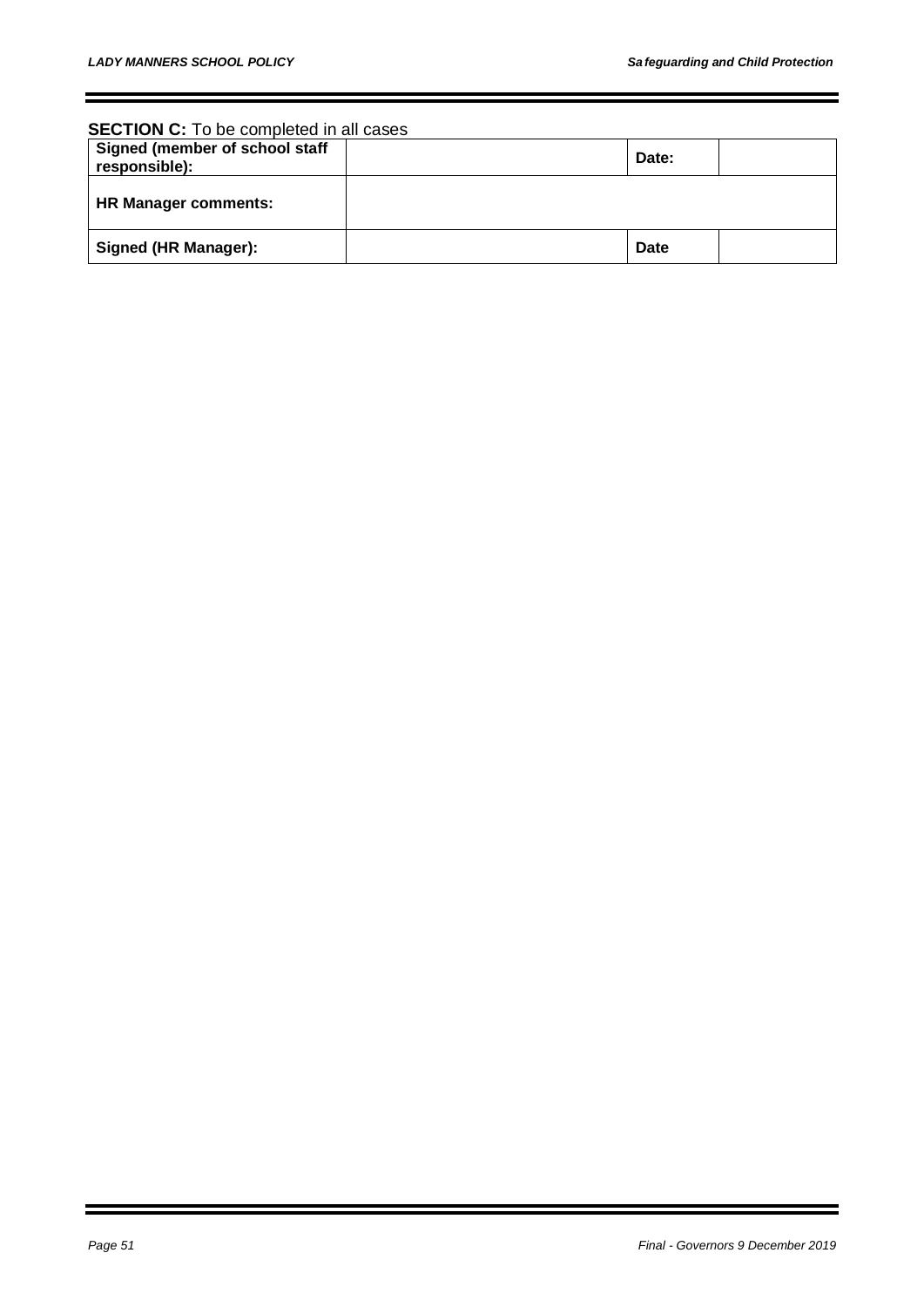**SECTION C:** To be completed in all cases

| **Signed (member of school staff responsible):** | | **Date:** | |
|---|---|---|---|
| **HR Manager comments:** | | | |
| **Signed (HR Manager):** | | **Date** | |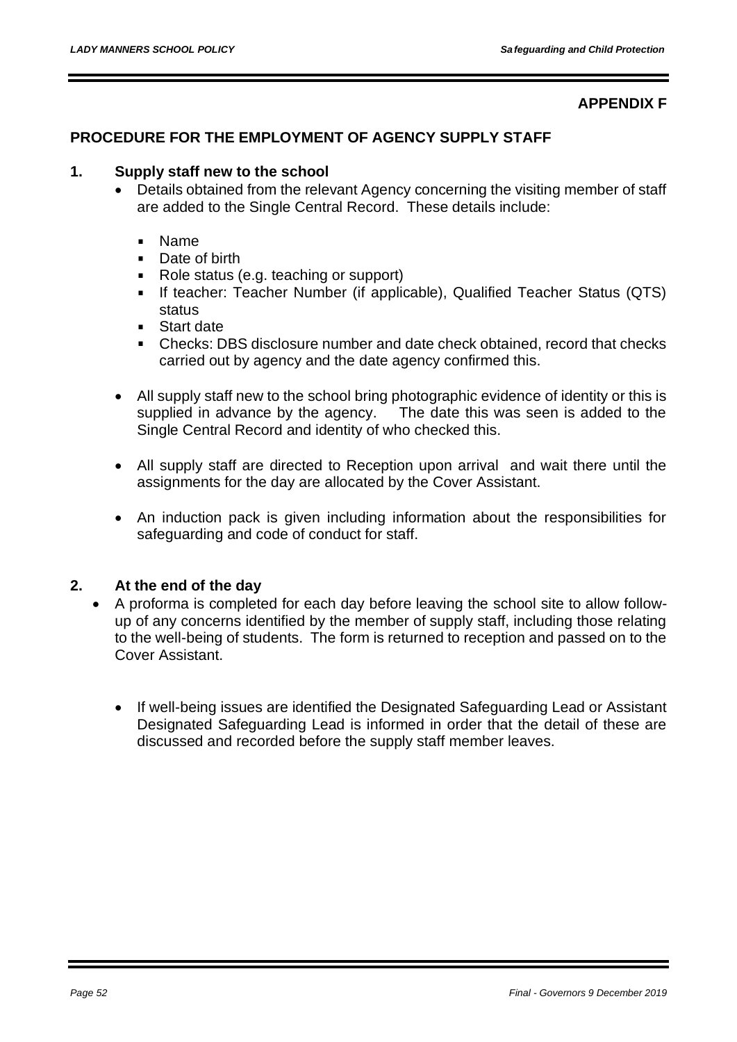**APPENDIX F**

## PROCEDURE FOR THE EMPLOYMENT OF AGENCY SUPPLY STAFF

### 1. Supply staff new to the school

- Details obtained from the relevant Agency concerning the visiting member of staff are added to the Single Central Record. These details include:
  - Name
  - Date of birth
  - Role status (e.g. teaching or support)
  - If teacher: Teacher Number (if applicable), Qualified Teacher Status (QTS) status
  - Start date
  - Checks: DBS disclosure number and date check obtained, record that checks carried out by agency and the date agency confirmed this.

- All supply staff new to the school bring photographic evidence of identity or this is supplied in advance by the agency. The date this was seen is added to the Single Central Record and identity of who checked this.

- All supply staff are directed to Reception upon arrival and wait there until the assignments for the day are allocated by the Cover Assistant.

- An induction pack is given including information about the responsibilities for safeguarding and code of conduct for staff.

### 2. At the end of the day

- A proforma is completed for each day before leaving the school site to allow follow-up of any concerns identified by the member of supply staff, including those relating to the well-being of students. The form is returned to reception and passed on to the Cover Assistant.

  - If well-being issues are identified the Designated Safeguarding Lead or Assistant Designated Safeguarding Lead is informed in order that the detail of these are discussed and recorded before the supply staff member leaves.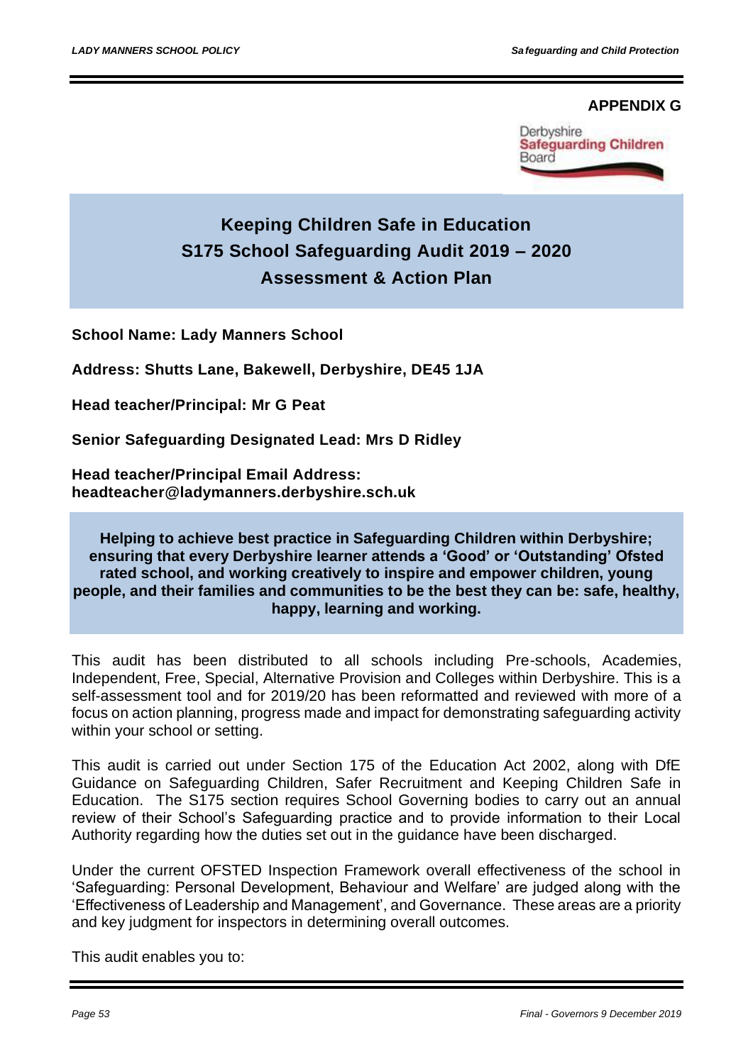**APPENDIX G**

Derbyshire
Safeguarding Children
Board

# Keeping Children Safe in Education
# S175 School Safeguarding Audit 2019 – 2020
# Assessment & Action Plan

**School Name: Lady Manners School**

**Address: Shutts Lane, Bakewell, Derbyshire, DE45 1JA**

**Head teacher/Principal: Mr G Peat**

**Senior Safeguarding Designated Lead: Mrs D Ridley**

**Head teacher/Principal Email Address:**
**headteacher@ladymanners.derbyshire.sch.uk**

**Helping to achieve best practice in Safeguarding Children within Derbyshire; ensuring that every Derbyshire learner attends a 'Good' or 'Outstanding' Ofsted rated school, and working creatively to inspire and empower children, young people, and their families and communities to be the best they can be: safe, healthy, happy, learning and working.**

This audit has been distributed to all schools including Pre-schools, Academies, Independent, Free, Special, Alternative Provision and Colleges within Derbyshire. This is a self-assessment tool and for 2019/20 has been reformatted and reviewed with more of a focus on action planning, progress made and impact for demonstrating safeguarding activity within your school or setting.

This audit is carried out under Section 175 of the Education Act 2002, along with DfE Guidance on Safeguarding Children, Safer Recruitment and Keeping Children Safe in Education. The S175 section requires School Governing bodies to carry out an annual review of their School's Safeguarding practice and to provide information to their Local Authority regarding how the duties set out in the guidance have been discharged.

Under the current OFSTED Inspection Framework overall effectiveness of the school in 'Safeguarding: Personal Development, Behaviour and Welfare' are judged along with the 'Effectiveness of Leadership and Management', and Governance. These areas are a priority and key judgment for inspectors in determining overall outcomes.

This audit enables you to: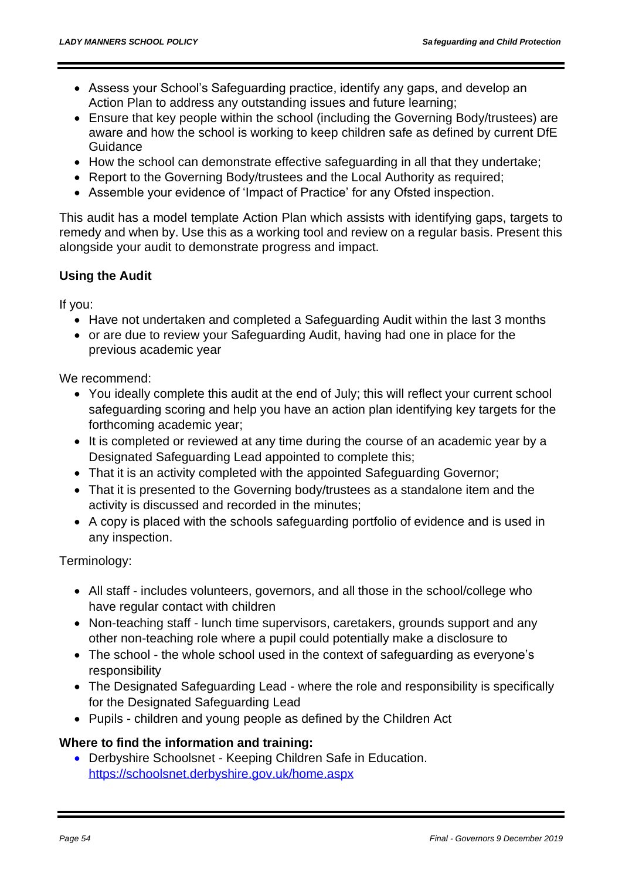- Assess your School's Safeguarding practice, identify any gaps, and develop an Action Plan to address any outstanding issues and future learning;
- Ensure that key people within the school (including the Governing Body/trustees) are aware and how the school is working to keep children safe as defined by current DfE Guidance
- How the school can demonstrate effective safeguarding in all that they undertake;
- Report to the Governing Body/trustees and the Local Authority as required;
- Assemble your evidence of 'Impact of Practice' for any Ofsted inspection.

This audit has a model template Action Plan which assists with identifying gaps, targets to remedy and when by. Use this as a working tool and review on a regular basis. Present this alongside your audit to demonstrate progress and impact.

**Using the Audit**

If you:

- Have not undertaken and completed a Safeguarding Audit within the last 3 months
- or are due to review your Safeguarding Audit, having had one in place for the previous academic year

We recommend:

- You ideally complete this audit at the end of July; this will reflect your current school safeguarding scoring and help you have an action plan identifying key targets for the forthcoming academic year;
- It is completed or reviewed at any time during the course of an academic year by a Designated Safeguarding Lead appointed to complete this;
- That it is an activity completed with the appointed Safeguarding Governor;
- That it is presented to the Governing body/trustees as a standalone item and the activity is discussed and recorded in the minutes;
- A copy is placed with the schools safeguarding portfolio of evidence and is used in any inspection.

Terminology:

- All staff - includes volunteers, governors, and all those in the school/college who have regular contact with children
- Non-teaching staff - lunch time supervisors, caretakers, grounds support and any other non-teaching role where a pupil could potentially make a disclosure to
- The school - the whole school used in the context of safeguarding as everyone's responsibility
- The Designated Safeguarding Lead - where the role and responsibility is specifically for the Designated Safeguarding Lead
- Pupils - children and young people as defined by the Children Act

**Where to find the information and training:**

- Derbyshire Schoolsnet - Keeping Children Safe in Education. https://schoolsnet.derbyshire.gov.uk/home.aspx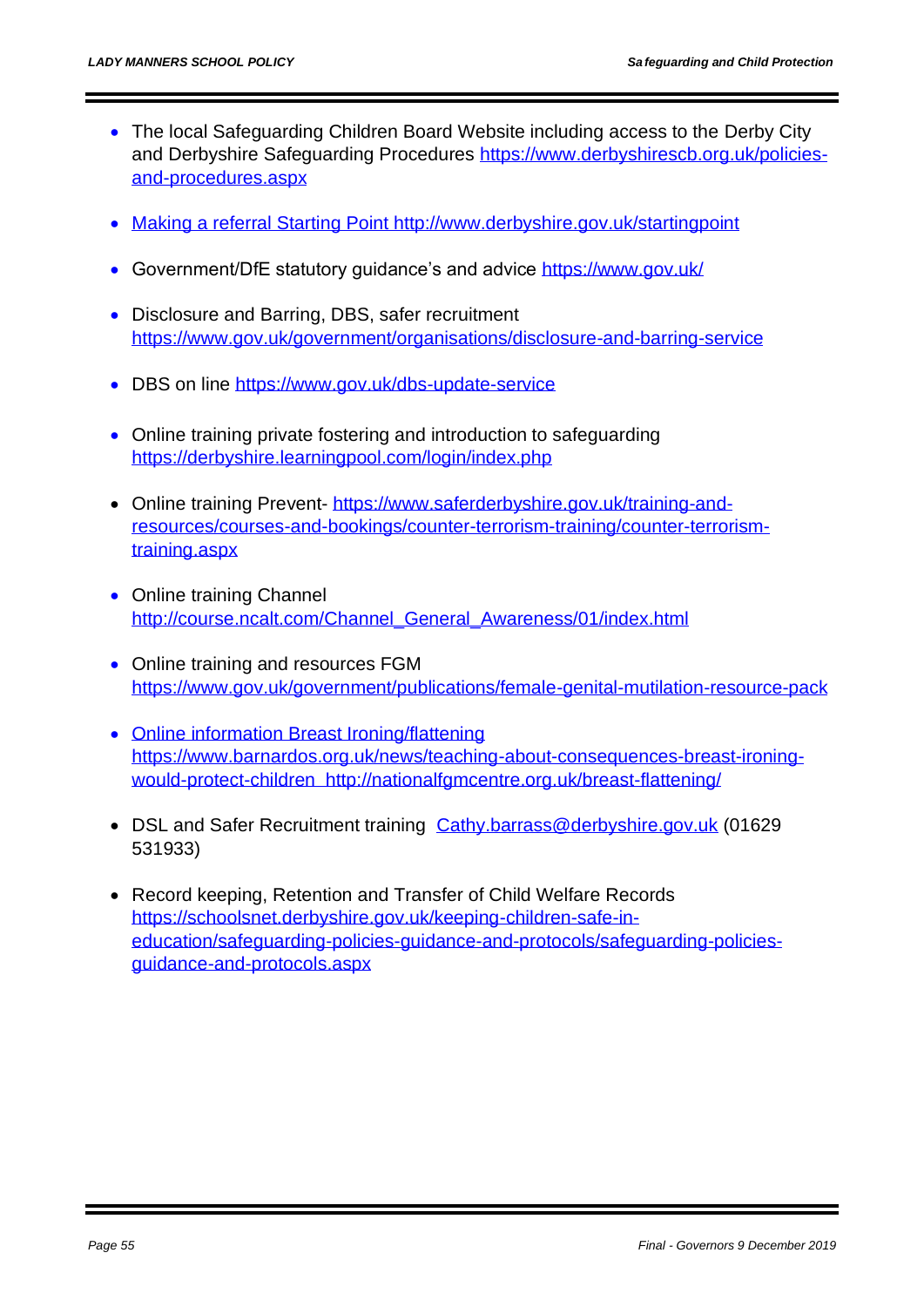- The local Safeguarding Children Board Website including access to the Derby City and Derbyshire Safeguarding Procedures https://www.derbyshirescb.org.uk/policies-and-procedures.aspx

- Making a referral Starting Point http://www.derbyshire.gov.uk/startingpoint

- Government/DfE statutory guidance's and advice https://www.gov.uk/

- Disclosure and Barring, DBS, safer recruitment https://www.gov.uk/government/organisations/disclosure-and-barring-service

- DBS on line https://www.gov.uk/dbs-update-service

- Online training private fostering and introduction to safeguarding https://derbyshire.learningpool.com/login/index.php

- Online training Prevent- https://www.saferderbyshire.gov.uk/training-and-resources/courses-and-bookings/counter-terrorism-training/counter-terrorism-training.aspx

- Online training Channel http://course.ncalt.com/Channel_General_Awareness/01/index.html

- Online training and resources FGM https://www.gov.uk/government/publications/female-genital-mutilation-resource-pack

- Online information Breast Ironing/flattening https://www.barnardos.org.uk/news/teaching-about-consequences-breast-ironing-would-protect-children http://nationalfgmcentre.org.uk/breast-flattening/

- DSL and Safer Recruitment training Cathy.barrass@derbyshire.gov.uk (01629 531933)

- Record keeping, Retention and Transfer of Child Welfare Records https://schoolsnet.derbyshire.gov.uk/keeping-children-safe-in-education/safeguarding-policies-guidance-and-protocols/safeguarding-policies-guidance-and-protocols.aspx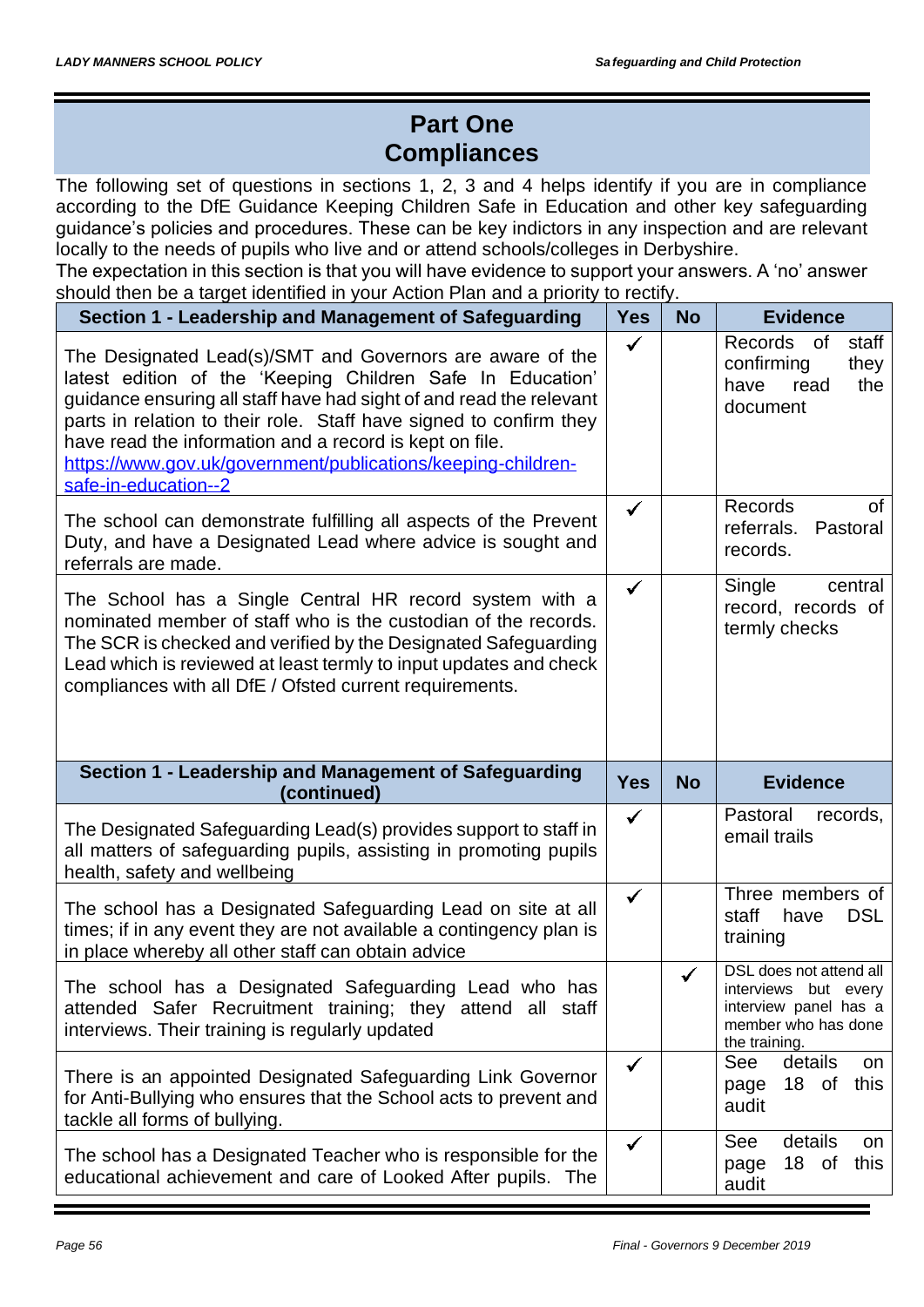# Part One
# Compliances

The following set of questions in sections 1, 2, 3 and 4 helps identify if you are in compliance according to the DfE Guidance Keeping Children Safe in Education and other key safeguarding guidance's policies and procedures. These can be key indictors in any inspection and are relevant locally to the needs of pupils who live and or attend schools/colleges in Derbyshire.

The expectation in this section is that you will have evidence to support your answers. A 'no' answer should then be a target identified in your Action Plan and a priority to rectify.

| Section 1 - Leadership and Management of Safeguarding | Yes | No | Evidence |
|---|---|---|---|
| The Designated Lead(s)/SMT and Governors are aware of the latest edition of the 'Keeping Children Safe In Education' guidance ensuring all staff have had sight of and read the relevant parts in relation to their role. Staff have signed to confirm they have read the information and a record is kept on file. https://www.gov.uk/government/publications/keeping-children-safe-in-education--2 | ✓ | | Records of staff confirming they have read the document |
| The school can demonstrate fulfilling all aspects of the Prevent Duty, and have a Designated Lead where advice is sought and referrals are made. | ✓ | | Records of referrals. Pastoral records. |
| The School has a Single Central HR record system with a nominated member of staff who is the custodian of the records. The SCR is checked and verified by the Designated Safeguarding Lead which is reviewed at least termly to input updates and check compliances with all DfE / Ofsted current requirements. | ✓ | | Single central record, records of termly checks |

| Section 1 - Leadership and Management of Safeguarding (continued) | Yes | No | Evidence |
|---|---|---|---|
| The Designated Safeguarding Lead(s) provides support to staff in all matters of safeguarding pupils, assisting in promoting pupils health, safety and wellbeing | ✓ | | Pastoral records, email trails |
| The school has a Designated Safeguarding Lead on site at all times; if in any event they are not available a contingency plan is in place whereby all other staff can obtain advice | ✓ | | Three members of staff have DSL training |
| The school has a Designated Safeguarding Lead who has attended Safer Recruitment training; they attend all staff interviews. Their training is regularly updated | | ✓ | DSL does not attend all interviews but every interview panel has a member who has done the training. |
| There is an appointed Designated Safeguarding Link Governor for Anti-Bullying who ensures that the School acts to prevent and tackle all forms of bullying. | ✓ | | See details on page 18 of this audit |
| The school has a Designated Teacher who is responsible for the educational achievement and care of Looked After pupils. The | ✓ | | See details on page 18 of this audit |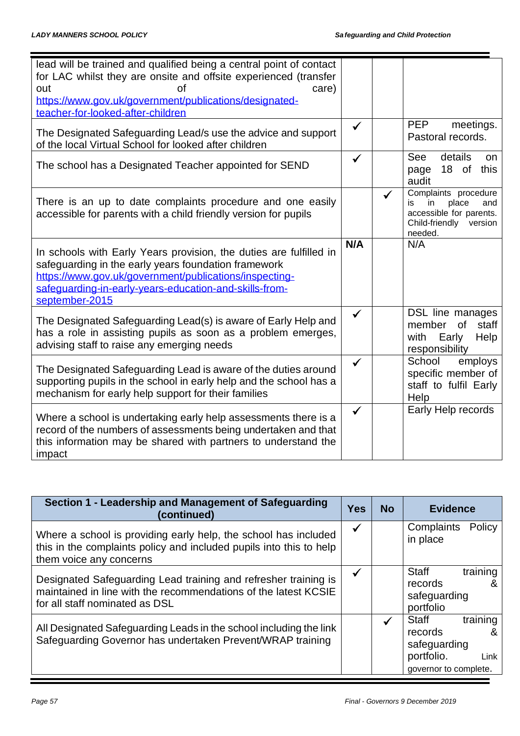| | | | |
|---|---|---|---|
| lead will be trained and qualified being a central point of contact for LAC whilst they are onsite and offsite experienced (transfer out of care) https://www.gov.uk/government/publications/designated-teacher-for-looked-after-children | | | |
| The Designated Safeguarding Lead/s use the advice and support of the local Virtual School for looked after children | ✓ | | PEP meetings. Pastoral records. |
| The school has a Designated Teacher appointed for SEND | ✓ | | See details on page 18 of this audit |
| There is an up to date complaints procedure and one easily accessible for parents with a child friendly version for pupils | | ✓ | Complaints procedure is in place and accessible for parents. Child-friendly version needed. |
| In schools with Early Years provision, the duties are fulfilled in safeguarding in the early years foundation framework https://www.gov.uk/government/publications/inspecting-safeguarding-in-early-years-education-and-skills-from-september-2015 | **N/A** | | N/A |
| The Designated Safeguarding Lead(s) is aware of Early Help and has a role in assisting pupils as soon as a problem emerges, advising staff to raise any emerging needs | ✓ | | DSL line manages member of staff with Early Help responsibility |
| The Designated Safeguarding Lead is aware of the duties around supporting pupils in the school in early help and the school has a mechanism for early help support for their families | ✓ | | School employs specific member of staff to fulfil Early Help |
| Where a school is undertaking early help assessments there is a record of the numbers of assessments being undertaken and that this information may be shared with partners to understand the impact | ✓ | | Early Help records |

| Section 1 - Leadership and Management of Safeguarding (continued) | Yes | No | Evidence |
|---|---|---|---|
| Where a school is providing early help, the school has included this in the complaints policy and included pupils into this to help them voice any concerns | ✓ | | Complaints Policy in place |
| Designated Safeguarding Lead training and refresher training is maintained in line with the recommendations of the latest KCSIE for all staff nominated as DSL | ✓ | | Staff training records & safeguarding portfolio |
| All Designated Safeguarding Leads in the school including the link Safeguarding Governor has undertaken Prevent/WRAP training | | ✓ | Staff training records & safeguarding portfolio. Link governor to complete. |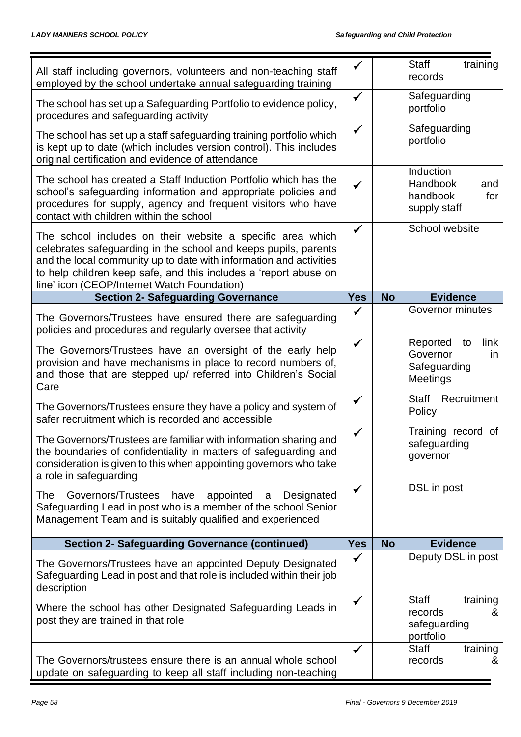| | | | |
|---|---|---|---|
| All staff including governors, volunteers and non-teaching staff employed by the school undertake annual safeguarding training | ✓ | | Staff training records |
| The school has set up a Safeguarding Portfolio to evidence policy, procedures and safeguarding activity | ✓ | | Safeguarding portfolio |
| The school has set up a staff safeguarding training portfolio which is kept up to date (which includes version control). This includes original certification and evidence of attendance | ✓ | | Safeguarding portfolio |
| The school has created a Staff Induction Portfolio which has the school's safeguarding information and appropriate policies and procedures for supply, agency and frequent visitors who have contact with children within the school | ✓ | | Induction Handbook and handbook for supply staff |
| The school includes on their website a specific area which celebrates safeguarding in the school and keeps pupils, parents and the local community up to date with information and activities to help children keep safe, and this includes a 'report abuse on line' icon (CEOP/Internet Watch Foundation) | ✓ | | School website |
| **Section 2- Safeguarding Governance** | **Yes** | **No** | **Evidence** |
| The Governors/Trustees have ensured there are safeguarding policies and procedures and regularly oversee that activity | ✓ | | Governor minutes |
| The Governors/Trustees have an oversight of the early help provision and have mechanisms in place to record numbers of, and those that are stepped up/ referred into Children's Social Care | ✓ | | Reported to link Governor in Safeguarding Meetings |
| The Governors/Trustees ensure they have a policy and system of safer recruitment which is recorded and accessible | ✓ | | Staff Recruitment Policy |
| The Governors/Trustees are familiar with information sharing and the boundaries of confidentiality in matters of safeguarding and consideration is given to this when appointing governors who take a role in safeguarding | ✓ | | Training record of safeguarding governor |
| The Governors/Trustees have appointed a Designated Safeguarding Lead in post who is a member of the school Senior Management Team and is suitably qualified and experienced | ✓ | | DSL in post |
| **Section 2- Safeguarding Governance (continued)** | **Yes** | **No** | **Evidence** |
| The Governors/Trustees have an appointed Deputy Designated Safeguarding Lead in post and that role is included within their job description | ✓ | | Deputy DSL in post |
| Where the school has other Designated Safeguarding Leads in post they are trained in that role | ✓ | | Staff training records & safeguarding portfolio |
| The Governors/trustees ensure there is an annual whole school update on safeguarding to keep all staff including non-teaching | ✓ | | Staff training records & |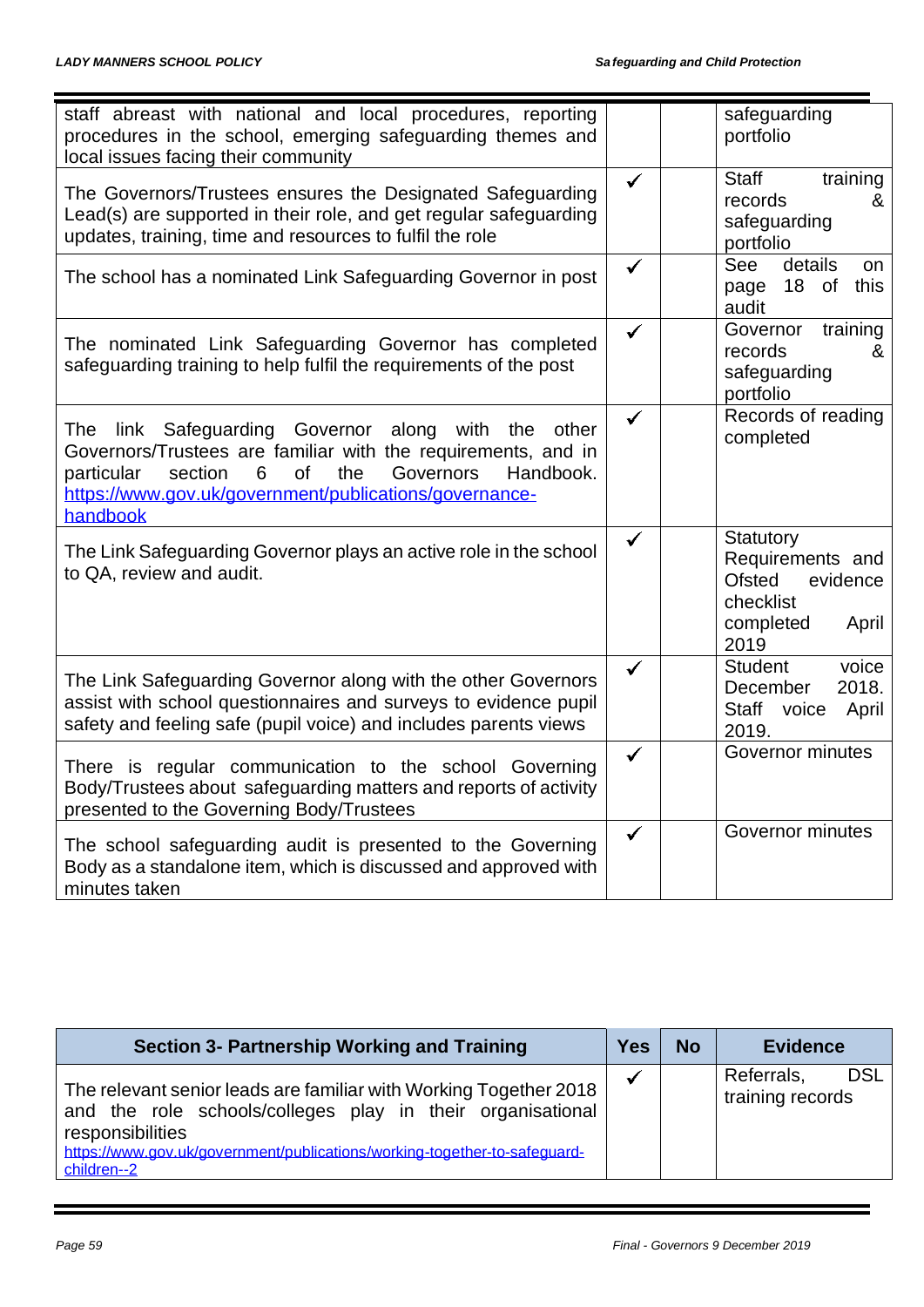| | | | |
|---|---|---|---|
| staff abreast with national and local procedures, reporting procedures in the school, emerging safeguarding themes and local issues facing their community | | | safeguarding portfolio |
| The Governors/Trustees ensures the Designated Safeguarding Lead(s) are supported in their role, and get regular safeguarding updates, training, time and resources to fulfil the role | ✓ | | Staff training records & safeguarding portfolio |
| The school has a nominated Link Safeguarding Governor in post | ✓ | | See details on page 18 of this audit |
| The nominated Link Safeguarding Governor has completed safeguarding training to help fulfil the requirements of the post | ✓ | | Governor training records & safeguarding portfolio |
| The link Safeguarding Governor along with the other Governors/Trustees are familiar with the requirements, and in particular section 6 of the Governors Handbook. https://www.gov.uk/government/publications/governance-handbook | ✓ | | Records of reading completed |
| The Link Safeguarding Governor plays an active role in the school to QA, review and audit. | ✓ | | Statutory Requirements and Ofsted evidence checklist completed April 2019 |
| The Link Safeguarding Governor along with the other Governors assist with school questionnaires and surveys to evidence pupil safety and feeling safe (pupil voice) and includes parents views | ✓ | | Student voice December 2018. Staff voice April 2019. |
| There is regular communication to the school Governing Body/Trustees about safeguarding matters and reports of activity presented to the Governing Body/Trustees | ✓ | | Governor minutes |
| The school safeguarding audit is presented to the Governing Body as a standalone item, which is discussed and approved with minutes taken | ✓ | | Governor minutes |

| Section 3- Partnership Working and Training | Yes | No | Evidence |
|---|---|---|---|
| The relevant senior leads are familiar with Working Together 2018 and the role schools/colleges play in their organisational responsibilities https://www.gov.uk/government/publications/working-together-to-safeguard-children--2 | ✓ | | Referrals, DSL training records |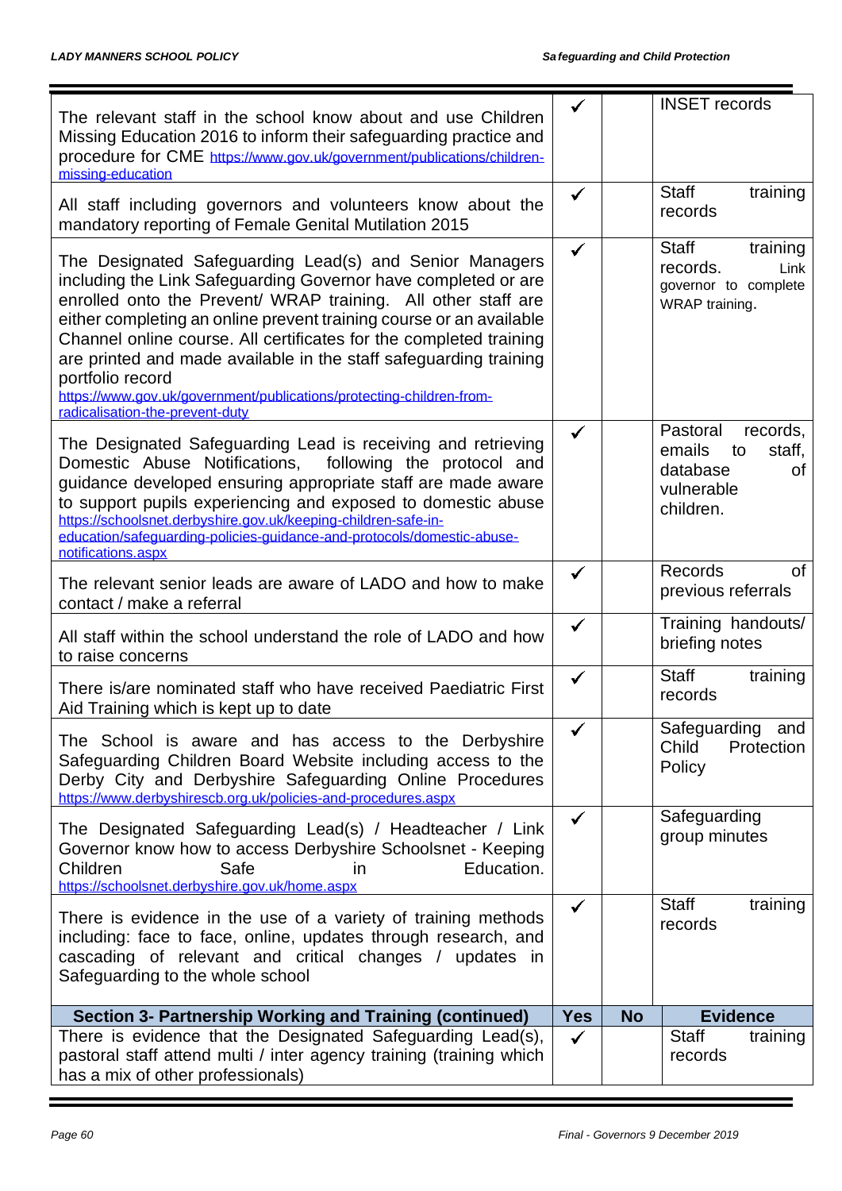| | | | |
|---|---|---|---|
| The relevant staff in the school know about and use Children Missing Education 2016 to inform their safeguarding practice and procedure for CME https://www.gov.uk/government/publications/children-missing-education | ✓ | | INSET records |
| All staff including governors and volunteers know about the mandatory reporting of Female Genital Mutilation 2015 | ✓ | | Staff training records |
| The Designated Safeguarding Lead(s) and Senior Managers including the Link Safeguarding Governor have completed or are enrolled onto the Prevent/ WRAP training. All other staff are either completing an online prevent training course or an available Channel online course. All certificates for the completed training are printed and made available in the staff safeguarding training portfolio record https://www.gov.uk/government/publications/protecting-children-from-radicalisation-the-prevent-duty | ✓ | | Staff training records. Link governor to complete WRAP training. |
| The Designated Safeguarding Lead is receiving and retrieving Domestic Abuse Notifications, following the protocol and guidance developed ensuring appropriate staff are made aware to support pupils experiencing and exposed to domestic abuse https://schoolsnet.derbyshire.gov.uk/keeping-children-safe-in-education/safeguarding-policies-guidance-and-protocols/domestic-abuse-notifications.aspx | ✓ | | Pastoral records, emails to staff, database of vulnerable children. |
| The relevant senior leads are aware of LADO and how to make contact / make a referral | ✓ | | Records of previous referrals |
| All staff within the school understand the role of LADO and how to raise concerns | ✓ | | Training handouts/ briefing notes |
| There is/are nominated staff who have received Paediatric First Aid Training which is kept up to date | ✓ | | Staff training records |
| The School is aware and has access to the Derbyshire Safeguarding Children Board Website including access to the Derby City and Derbyshire Safeguarding Online Procedures https://www.derbyshirescb.org.uk/policies-and-procedures.aspx | ✓ | | Safeguarding and Child Protection Policy |
| The Designated Safeguarding Lead(s) / Headteacher / Link Governor know how to access Derbyshire Schoolsnet - Keeping Children Safe in Education. https://schoolsnet.derbyshire.gov.uk/home.aspx | ✓ | | Safeguarding group minutes |
| There is evidence in the use of a variety of training methods including: face to face, online, updates through research, and cascading of relevant and critical changes / updates in Safeguarding to the whole school | ✓ | | Staff training records |
| **Section 3- Partnership Working and Training (continued)** | **Yes** | **No** | **Evidence** |
| There is evidence that the Designated Safeguarding Lead(s), pastoral staff attend multi / inter agency training (training which has a mix of other professionals) | ✓ | | Staff training records |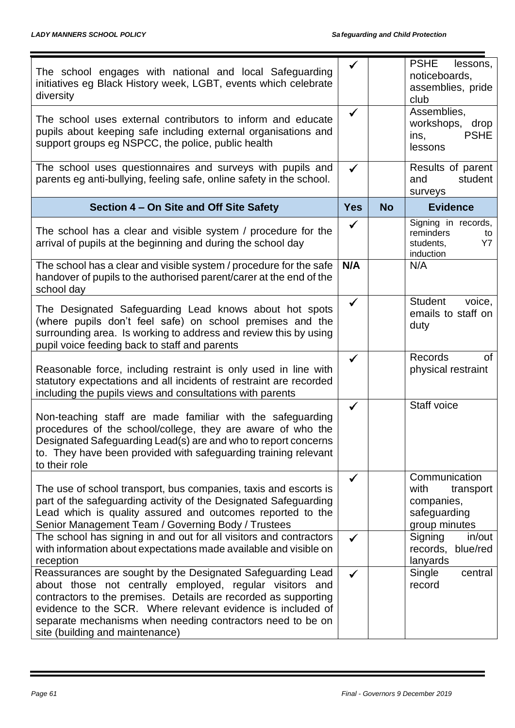| | | | |
|---|---|---|---|
| The school engages with national and local Safeguarding initiatives eg Black History week, LGBT, events which celebrate diversity | ✓ | | PSHE lessons, noticeboards, assemblies, pride club |
| The school uses external contributors to inform and educate pupils about keeping safe including external organisations and support groups eg NSPCC, the police, public health | ✓ | | Assemblies, workshops, drop ins, PSHE lessons |
| The school uses questionnaires and surveys with pupils and parents eg anti-bullying, feeling safe, online safety in the school. | ✓ | | Results of parent and student surveys |
| **Section 4 – On Site and Off Site Safety** | **Yes** | **No** | **Evidence** |
| The school has a clear and visible system / procedure for the arrival of pupils at the beginning and during the school day | ✓ | | Signing in records, reminders to students, Y7 induction |
| The school has a clear and visible system / procedure for the safe handover of pupils to the authorised parent/carer at the end of the school day | **N/A** | | N/A |
| The Designated Safeguarding Lead knows about hot spots (where pupils don't feel safe) on school premises and the surrounding area. Is working to address and review this by using pupil voice feeding back to staff and parents | ✓ | | Student voice, emails to staff on duty |
| Reasonable force, including restraint is only used in line with statutory expectations and all incidents of restraint are recorded including the pupils views and consultations with parents | ✓ | | Records of physical restraint |
| Non-teaching staff are made familiar with the safeguarding procedures of the school/college, they are aware of who the Designated Safeguarding Lead(s) are and who to report concerns to. They have been provided with safeguarding training relevant to their role | ✓ | | Staff voice |
| The use of school transport, bus companies, taxis and escorts is part of the safeguarding activity of the Designated Safeguarding Lead which is quality assured and outcomes reported to the Senior Management Team / Governing Body / Trustees | ✓ | | Communication with transport companies, safeguarding group minutes |
| The school has signing in and out for all visitors and contractors with information about expectations made available and visible on reception | ✓ | | Signing in/out records, blue/red lanyards |
| Reassurances are sought by the Designated Safeguarding Lead about those not centrally employed, regular visitors and contractors to the premises. Details are recorded as supporting evidence to the SCR. Where relevant evidence is included of separate mechanisms when needing contractors need to be on site (building and maintenance) | ✓ | | Single central record |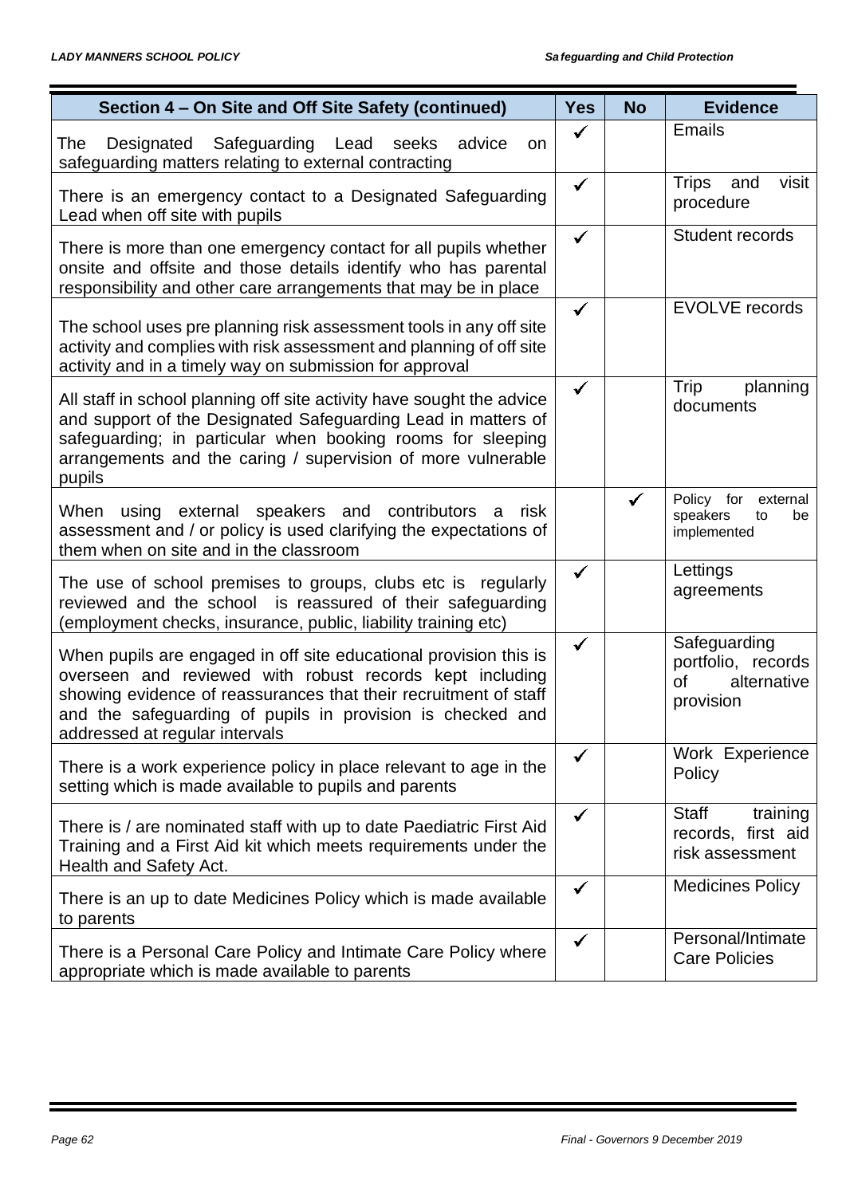| Section 4 – On Site and Off Site Safety (continued) | Yes | No | Evidence |
|---|---|---|---|
| The Designated Safeguarding Lead seeks advice on safeguarding matters relating to external contracting | ✓ | | Emails |
| There is an emergency contact to a Designated Safeguarding Lead when off site with pupils | ✓ | | Trips and visit procedure |
| There is more than one emergency contact for all pupils whether onsite and offsite and those details identify who has parental responsibility and other care arrangements that may be in place | ✓ | | Student records |
| The school uses pre planning risk assessment tools in any off site activity and complies with risk assessment and planning of off site activity and in a timely way on submission for approval | ✓ | | EVOLVE records |
| All staff in school planning off site activity have sought the advice and support of the Designated Safeguarding Lead in matters of safeguarding; in particular when booking rooms for sleeping arrangements and the caring / supervision of more vulnerable pupils | ✓ | | Trip planning documents |
| When using external speakers and contributors a risk assessment and / or policy is used clarifying the expectations of them when on site and in the classroom | | ✓ | Policy for external speakers to be implemented |
| The use of school premises to groups, clubs etc is regularly reviewed and the school is reassured of their safeguarding (employment checks, insurance, public, liability training etc) | ✓ | | Lettings agreements |
| When pupils are engaged in off site educational provision this is overseen and reviewed with robust records kept including showing evidence of reassurances that their recruitment of staff and the safeguarding of pupils in provision is checked and addressed at regular intervals | ✓ | | Safeguarding portfolio, records of alternative provision |
| There is a work experience policy in place relevant to age in the setting which is made available to pupils and parents | ✓ | | Work Experience Policy |
| There is / are nominated staff with up to date Paediatric First Aid Training and a First Aid kit which meets requirements under the Health and Safety Act. | ✓ | | Staff training records, first aid risk assessment |
| There is an up to date Medicines Policy which is made available to parents | ✓ | | Medicines Policy |
| There is a Personal Care Policy and Intimate Care Policy where appropriate which is made available to parents | ✓ | | Personal/Intimate Care Policies |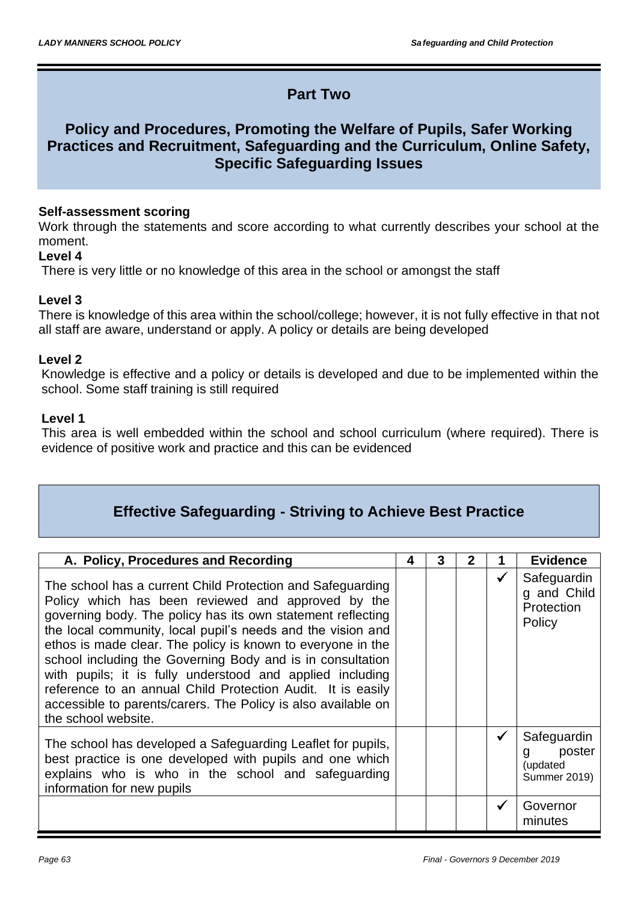## Part Two

## Policy and Procedures, Promoting the Welfare of Pupils, Safer Working Practices and Recruitment, Safeguarding and the Curriculum, Online Safety, Specific Safeguarding Issues

**Self-assessment scoring**

Work through the statements and score according to what currently describes your school at the moment.

**Level 4**

There is very little or no knowledge of this area in the school or amongst the staff

**Level 3**

There is knowledge of this area within the school/college; however, it is not fully effective in that not all staff are aware, understand or apply. A policy or details are being developed

**Level 2**

Knowledge is effective and a policy or details is developed and due to be implemented within the school. Some staff training is still required

**Level 1**

This area is well embedded within the school and school curriculum (where required). There is evidence of positive work and practice and this can be evidenced

## Effective Safeguarding - Striving to Achieve Best Practice

| A. Policy, Procedures and Recording | 4 | 3 | 2 | 1 | Evidence |
|---|---|---|---|---|---|
| The school has a current Child Protection and Safeguarding Policy which has been reviewed and approved by the governing body. The policy has its own statement reflecting the local community, local pupil's needs and the vision and ethos is made clear. The policy is known to everyone in the school including the Governing Body and is in consultation with pupils; it is fully understood and applied including reference to an annual Child Protection Audit. It is easily accessible to parents/carers. The Policy is also available on the school website. | | | | ✓ | Safeguarding and Child Protection Policy |
| The school has developed a Safeguarding Leaflet for pupils, best practice is one developed with pupils and one which explains who is who in the school and safeguarding information for new pupils | | | | ✓ | Safeguarding poster (updated Summer 2019) |
| | | | | ✓ | Governor minutes |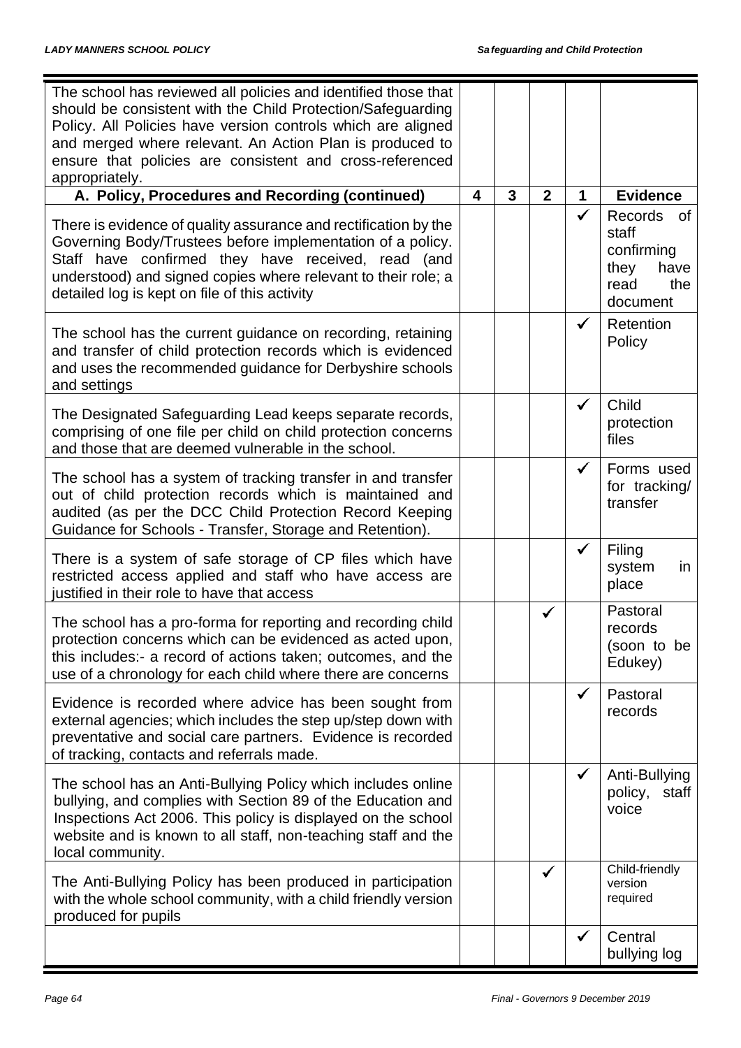| | | | | | |
|---|---|---|---|---|---|
| The school has reviewed all policies and identified those that should be consistent with the Child Protection/Safeguarding Policy. All Policies have version controls which are aligned and merged where relevant. An Action Plan is produced to ensure that policies are consistent and cross-referenced appropriately. | | | | | |
| **A. Policy, Procedures and Recording (continued)** | **4** | **3** | **2** | **1** | **Evidence** |
| There is evidence of quality assurance and rectification by the Governing Body/Trustees before implementation of a policy. Staff have confirmed they have received, read (and understood) and signed copies where relevant to their role; a detailed log is kept on file of this activity | | | | ✓ | Records of staff confirming they have read the document |
| The school has the current guidance on recording, retaining and transfer of child protection records which is evidenced and uses the recommended guidance for Derbyshire schools and settings | | | | ✓ | Retention Policy |
| The Designated Safeguarding Lead keeps separate records, comprising of one file per child on child protection concerns and those that are deemed vulnerable in the school. | | | | ✓ | Child protection files |
| The school has a system of tracking transfer in and transfer out of child protection records which is maintained and audited (as per the DCC Child Protection Record Keeping Guidance for Schools - Transfer, Storage and Retention). | | | | ✓ | Forms used for tracking/ transfer |
| There is a system of safe storage of CP files which have restricted access applied and staff who have access are justified in their role to have that access | | | | ✓ | Filing system in place |
| The school has a pro-forma for reporting and recording child protection concerns which can be evidenced as acted upon, this includes:- a record of actions taken; outcomes, and the use of a chronology for each child where there are concerns | | | ✓ | | Pastoral records (soon to be Edukey) |
| Evidence is recorded where advice has been sought from external agencies; which includes the step up/step down with preventative and social care partners. Evidence is recorded of tracking, contacts and referrals made. | | | | ✓ | Pastoral records |
| The school has an Anti-Bullying Policy which includes online bullying, and complies with Section 89 of the Education and Inspections Act 2006. This policy is displayed on the school website and is known to all staff, non-teaching staff and the local community. | | | | ✓ | Anti-Bullying policy, staff voice |
| The Anti-Bullying Policy has been produced in participation with the whole school community, with a child friendly version produced for pupils | | | ✓ | | Child-friendly version required |
| | | | | ✓ | Central bullying log |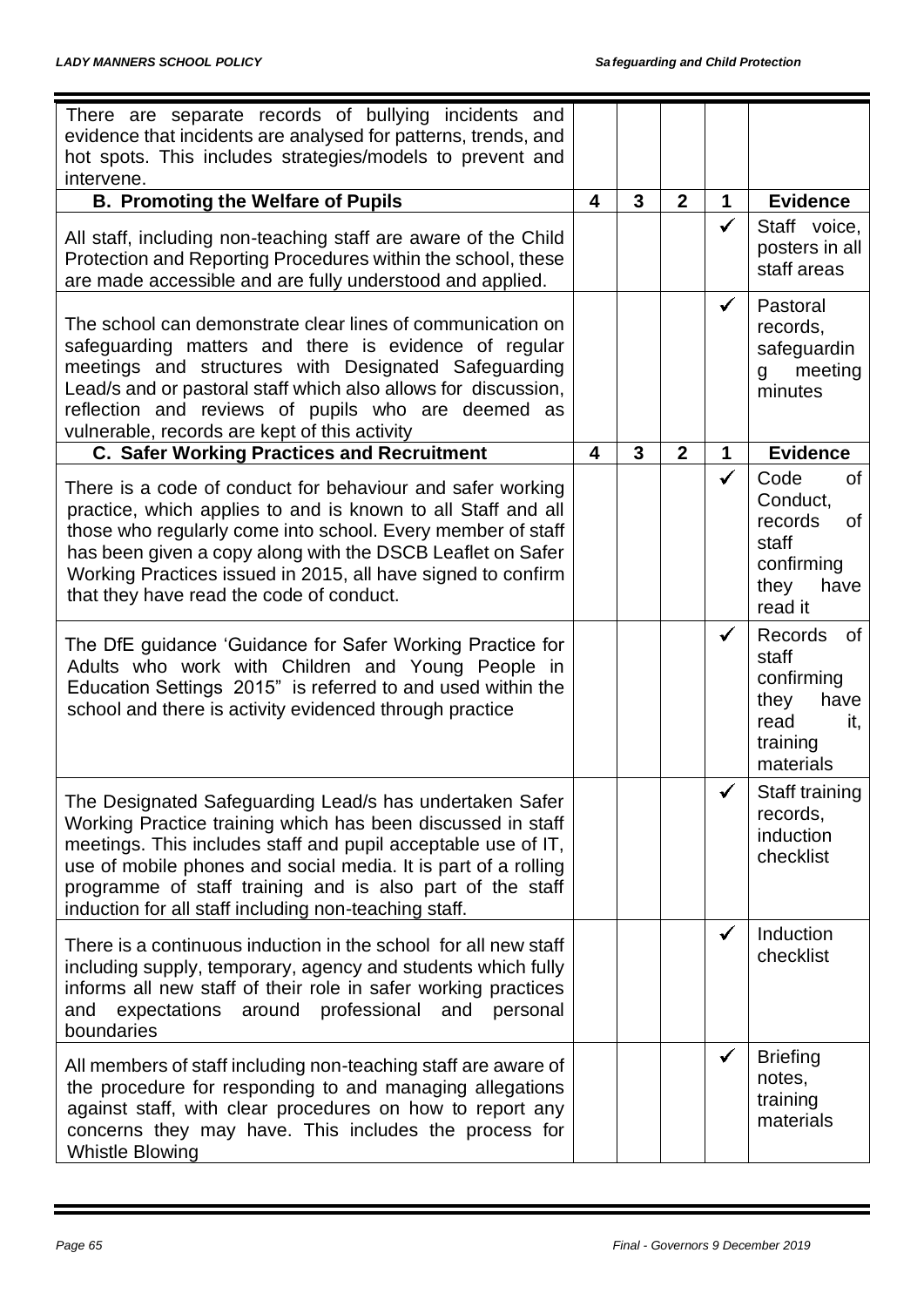| | | | | | |
|---|---|---|---|---|---|
| There are separate records of bullying incidents and evidence that incidents are analysed for patterns, trends, and hot spots. This includes strategies/models to prevent and intervene. | | | | | |
| **B. Promoting the Welfare of Pupils** | **4** | **3** | **2** | **1** | **Evidence** |
| All staff, including non-teaching staff are aware of the Child Protection and Reporting Procedures within the school, these are made accessible and are fully understood and applied. | | | | ✓ | Staff voice, posters in all staff areas |
| The school can demonstrate clear lines of communication on safeguarding matters and there is evidence of regular meetings and structures with Designated Safeguarding Lead/s and or pastoral staff which also allows for discussion, reflection and reviews of pupils who are deemed as vulnerable, records are kept of this activity | | | | ✓ | Pastoral records, safeguarding meeting minutes |
| **C. Safer Working Practices and Recruitment** | **4** | **3** | **2** | **1** | **Evidence** |
| There is a code of conduct for behaviour and safer working practice, which applies to and is known to all Staff and all those who regularly come into school. Every member of staff has been given a copy along with the DSCB Leaflet on Safer Working Practices issued in 2015, all have signed to confirm that they have read the code of conduct. | | | | ✓ | Code of Conduct, records of staff confirming they have read it |
| The DfE guidance 'Guidance for Safer Working Practice for Adults who work with Children and Young People in Education Settings 2015" is referred to and used within the school and there is activity evidenced through practice | | | | ✓ | Records of staff confirming they have read it, training materials |
| The Designated Safeguarding Lead/s has undertaken Safer Working Practice training which has been discussed in staff meetings. This includes staff and pupil acceptable use of IT, use of mobile phones and social media. It is part of a rolling programme of staff training and is also part of the staff induction for all staff including non-teaching staff. | | | | ✓ | Staff training records, induction checklist |
| There is a continuous induction in the school for all new staff including supply, temporary, agency and students which fully informs all new staff of their role in safer working practices and expectations around professional and personal boundaries | | | | ✓ | Induction checklist |
| All members of staff including non-teaching staff are aware of the procedure for responding to and managing allegations against staff, with clear procedures on how to report any concerns they may have. This includes the process for Whistle Blowing | | | | ✓ | Briefing notes, training materials |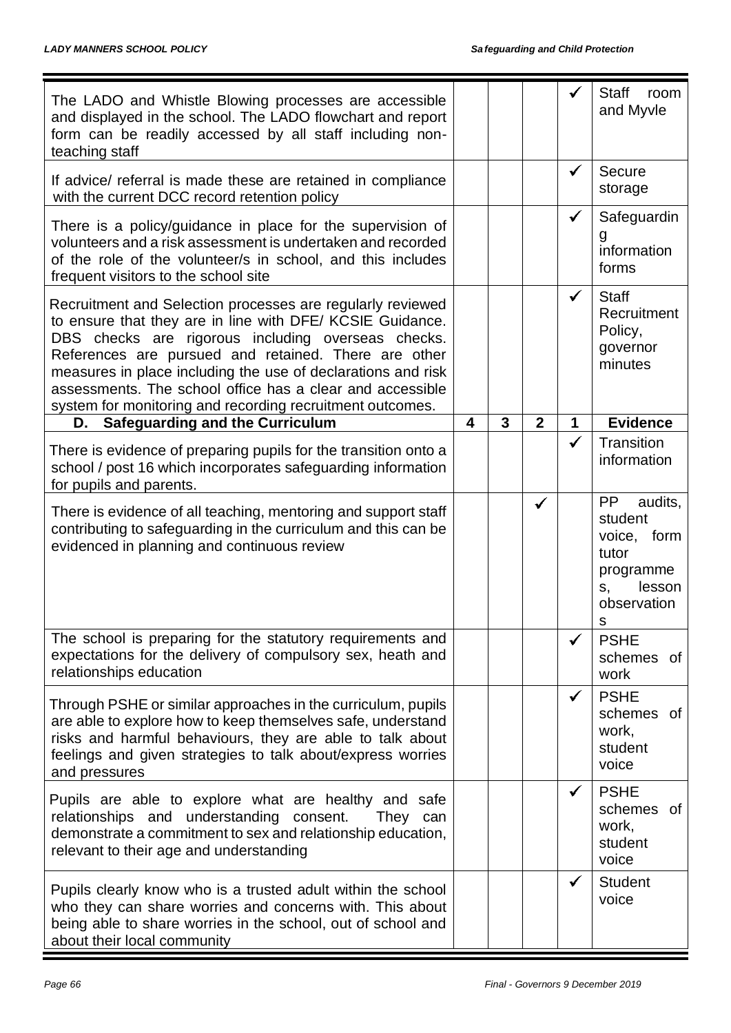| | | | | | |
|---|---|---|---|---|---|
| The LADO and Whistle Blowing processes are accessible and displayed in the school. The LADO flowchart and report form can be readily accessed by all staff including non-teaching staff | | | | ✓ | Staff room and Myvle |
| If advice/ referral is made these are retained in compliance with the current DCC record retention policy | | | | ✓ | Secure storage |
| There is a policy/guidance in place for the supervision of volunteers and a risk assessment is undertaken and recorded of the role of the volunteer/s in school, and this includes frequent visitors to the school site | | | | ✓ | Safeguarding information forms |
| Recruitment and Selection processes are regularly reviewed to ensure that they are in line with DFE/ KCSIE Guidance. DBS checks are rigorous including overseas checks. References are pursued and retained. There are other measures in place including the use of declarations and risk assessments. The school office has a clear and accessible system for monitoring and recording recruitment outcomes. | | | | ✓ | Staff Recruitment Policy, governor minutes |
| **D. Safeguarding and the Curriculum** | **4** | **3** | **2** | **1** | **Evidence** |
| There is evidence of preparing pupils for the transition onto a school / post 16 which incorporates safeguarding information for pupils and parents. | | | | ✓ | Transition information |
| There is evidence of all teaching, mentoring and support staff contributing to safeguarding in the curriculum and this can be evidenced in planning and continuous review | | | ✓ | | PP audits, student voice, form tutor programmes, lesson observations |
| The school is preparing for the statutory requirements and expectations for the delivery of compulsory sex, heath and relationships education | | | | ✓ | PSHE schemes of work |
| Through PSHE or similar approaches in the curriculum, pupils are able to explore how to keep themselves safe, understand risks and harmful behaviours, they are able to talk about feelings and given strategies to talk about/express worries and pressures | | | | ✓ | PSHE schemes of work, student voice |
| Pupils are able to explore what are healthy and safe relationships and understanding consent. They can demonstrate a commitment to sex and relationship education, relevant to their age and understanding | | | | ✓ | PSHE schemes of work, student voice |
| Pupils clearly know who is a trusted adult within the school who they can share worries and concerns with. This about being able to share worries in the school, out of school and about their local community | | | | ✓ | Student voice |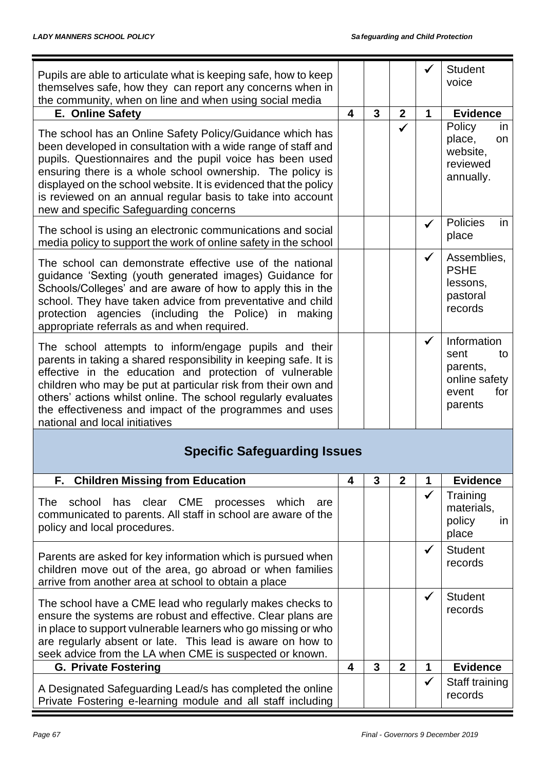| | 4 | 3 | 2 | 1 | Evidence |
|---|---|---|---|---|---|
| Pupils are able to articulate what is keeping safe, how to keep themselves safe, how they can report any concerns when in the community, when on line and when using social media | | | | ✓ | Student voice |
| **E. Online Safety** | **4** | **3** | **2** | **1** | **Evidence** |
| The school has an Online Safety Policy/Guidance which has been developed in consultation with a wide range of staff and pupils. Questionnaires and the pupil voice has been used ensuring there is a whole school ownership. The policy is displayed on the school website. It is evidenced that the policy is reviewed on an annual regular basis to take into account new and specific Safeguarding concerns | | | ✓ | | Policy in place, on website, reviewed annually. |
| The school is using an electronic communications and social media policy to support the work of online safety in the school | | | | ✓ | Policies in place |
| The school can demonstrate effective use of the national guidance 'Sexting (youth generated images) Guidance for Schools/Colleges' and are aware of how to apply this in the school. They have taken advice from preventative and child protection agencies (including the Police) in making appropriate referrals as and when required. | | | | ✓ | Assemblies, PSHE lessons, pastoral records |
| The school attempts to inform/engage pupils and their parents in taking a shared responsibility in keeping safe. It is effective in the education and protection of vulnerable children who may be put at particular risk from their own and others' actions whilst online. The school regularly evaluates the effectiveness and impact of the programmes and uses national and local initiatives | | | | ✓ | Information sent to parents, online safety event for parents |

## Specific Safeguarding Issues

| F. Children Missing from Education | 4 | 3 | 2 | 1 | Evidence |
|---|---|---|---|---|---|
| The school has clear CME processes which are communicated to parents. All staff in school are aware of the policy and local procedures. | | | | ✓ | Training materials, policy in place |
| Parents are asked for key information which is pursued when children move out of the area, go abroad or when families arrive from another area at school to obtain a place | | | | ✓ | Student records |
| The school have a CME lead who regularly makes checks to ensure the systems are robust and effective. Clear plans are in place to support vulnerable learners who go missing or who are regularly absent or late. This lead is aware on how to seek advice from the LA when CME is suspected or known. | | | | ✓ | Student records |
| **G. Private Fostering** | **4** | **3** | **2** | **1** | **Evidence** |
| A Designated Safeguarding Lead/s has completed the online Private Fostering e-learning module and all staff including | | | | ✓ | Staff training records |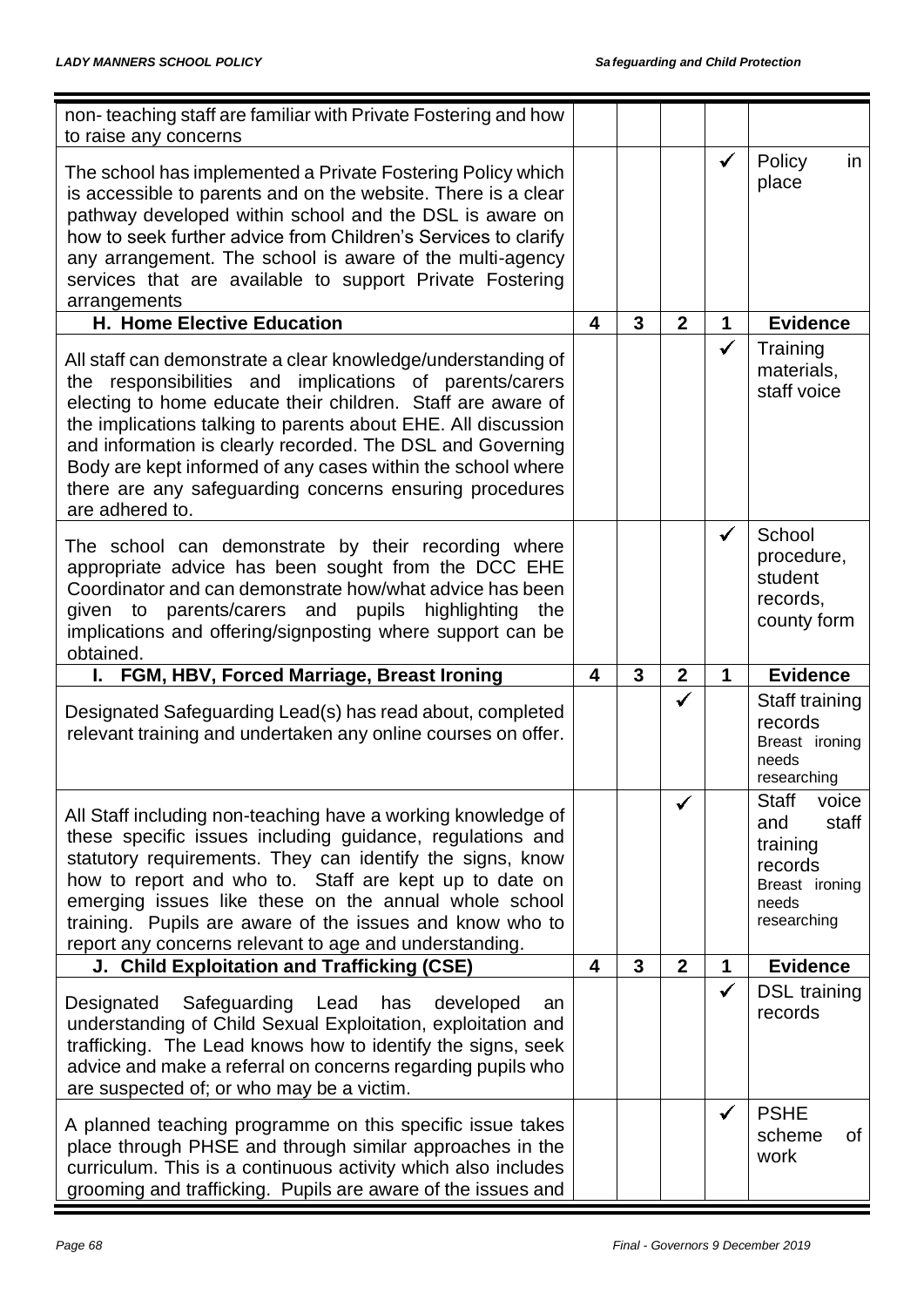| | 4 | 3 | 2 | 1 | Evidence |
|---|---|---|---|---|---|
| non- teaching staff are familiar with Private Fostering and how to raise any concerns | | | | | |
| The school has implemented a Private Fostering Policy which is accessible to parents and on the website. There is a clear pathway developed within school and the DSL is aware on how to seek further advice from Children's Services to clarify any arrangement. The school is aware of the multi-agency services that are available to support Private Fostering arrangements | | | | ✓ | Policy in place |
| **H. Home Elective Education** | **4** | **3** | **2** | **1** | **Evidence** |
| All staff can demonstrate a clear knowledge/understanding of the responsibilities and implications of parents/carers electing to home educate their children. Staff are aware of the implications talking to parents about EHE. All discussion and information is clearly recorded. The DSL and Governing Body are kept informed of any cases within the school where there are any safeguarding concerns ensuring procedures are adhered to. | | | | ✓ | Training materials, staff voice |
| The school can demonstrate by their recording where appropriate advice has been sought from the DCC EHE Coordinator and can demonstrate how/what advice has been given to parents/carers and pupils highlighting the implications and offering/signposting where support can be obtained. | | | | ✓ | School procedure, student records, county form |
| **I. FGM, HBV, Forced Marriage, Breast Ironing** | **4** | **3** | **2** | **1** | **Evidence** |
| Designated Safeguarding Lead(s) has read about, completed relevant training and undertaken any online courses on offer. | | | ✓ | | Staff training records Breast ironing needs researching |
| All Staff including non-teaching have a working knowledge of these specific issues including guidance, regulations and statutory requirements. They can identify the signs, know how to report and who to. Staff are kept up to date on emerging issues like these on the annual whole school training. Pupils are aware of the issues and know who to report any concerns relevant to age and understanding. | | | ✓ | | Staff voice and staff training records Breast ironing needs researching |
| **J. Child Exploitation and Trafficking (CSE)** | **4** | **3** | **2** | **1** | **Evidence** |
| Designated Safeguarding Lead has developed an understanding of Child Sexual Exploitation, exploitation and trafficking. The Lead knows how to identify the signs, seek advice and make a referral on concerns regarding pupils who are suspected of; or who may be a victim. | | | | ✓ | DSL training records |
| A planned teaching programme on this specific issue takes place through PHSE and through similar approaches in the curriculum. This is a continuous activity which also includes grooming and trafficking. Pupils are aware of the issues and | | | | ✓ | PSHE scheme of work |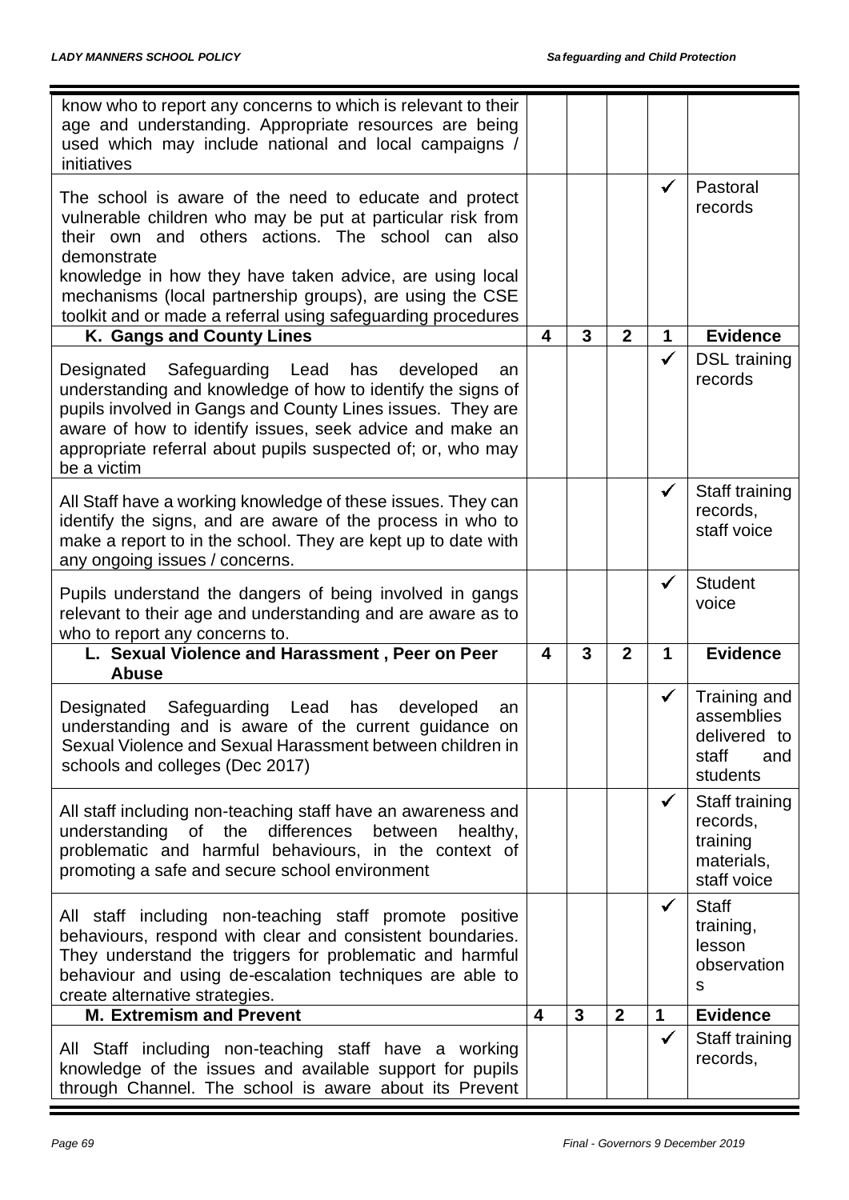| | | | | | |
|---|---|---|---|---|---|
| know who to report any concerns to which is relevant to their age and understanding. Appropriate resources are being used which may include national and local campaigns / initiatives | | | | | |
| The school is aware of the need to educate and protect vulnerable children who may be put at particular risk from their own and others actions. The school can also demonstrate knowledge in how they have taken advice, are using local mechanisms (local partnership groups), are using the CSE toolkit and or made a referral using safeguarding procedures | | | | ✓ | Pastoral records |
| **K. Gangs and County Lines** | **4** | **3** | **2** | **1** | **Evidence** |
| Designated Safeguarding Lead has developed an understanding and knowledge of how to identify the signs of pupils involved in Gangs and County Lines issues. They are aware of how to identify issues, seek advice and make an appropriate referral about pupils suspected of; or, who may be a victim | | | | ✓ | DSL training records |
| All Staff have a working knowledge of these issues. They can identify the signs, and are aware of the process in who to make a report to in the school. They are kept up to date with any ongoing issues / concerns. | | | | ✓ | Staff training records, staff voice |
| Pupils understand the dangers of being involved in gangs relevant to their age and understanding and are aware as to who to report any concerns to. | | | | ✓ | Student voice |
| **L. Sexual Violence and Harassment , Peer on Peer Abuse** | **4** | **3** | **2** | **1** | **Evidence** |
| Designated Safeguarding Lead has developed an understanding and is aware of the current guidance on Sexual Violence and Sexual Harassment between children in schools and colleges (Dec 2017) | | | | ✓ | Training and assemblies delivered to staff and students |
| All staff including non-teaching staff have an awareness and understanding of the differences between healthy, problematic and harmful behaviours, in the context of promoting a safe and secure school environment | | | | ✓ | Staff training records, training materials, staff voice |
| All staff including non-teaching staff promote positive behaviours, respond with clear and consistent boundaries. They understand the triggers for problematic and harmful behaviour and using de-escalation techniques are able to create alternative strategies. | | | | ✓ | Staff training, lesson observations |
| **M. Extremism and Prevent** | **4** | **3** | **2** | **1** | **Evidence** |
| All Staff including non-teaching staff have a working knowledge of the issues and available support for pupils through Channel. The school is aware about its Prevent | | | | ✓ | Staff training records, |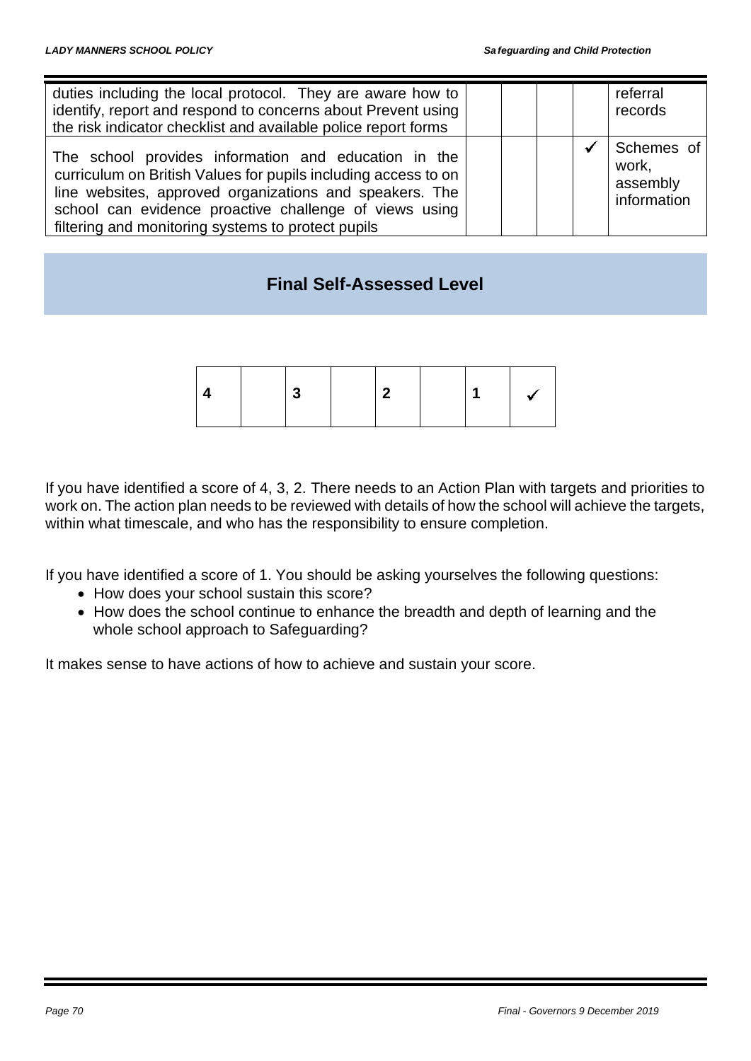| | | | | | |
|---|---|---|---|---|---|
| duties including the local protocol. They are aware how to identify, report and respond to concerns about Prevent using the risk indicator checklist and available police report forms | | | | | referral records |
| The school provides information and education in the curriculum on British Values for pupils including access to on line websites, approved organizations and speakers. The school can evidence proactive challenge of views using filtering and monitoring systems to protect pupils | | | | ✓ | Schemes of work, assembly information |

## Final Self-Assessed Level

| 4 | | 3 | | 2 | | 1 | ✓ |
|---|---|---|---|---|---|---|---|

If you have identified a score of 4, 3, 2. There needs to an Action Plan with targets and priorities to work on. The action plan needs to be reviewed with details of how the school will achieve the targets, within what timescale, and who has the responsibility to ensure completion.

If you have identified a score of 1. You should be asking yourselves the following questions:

- How does your school sustain this score?
- How does the school continue to enhance the breadth and depth of learning and the whole school approach to Safeguarding?

It makes sense to have actions of how to achieve and sustain your score.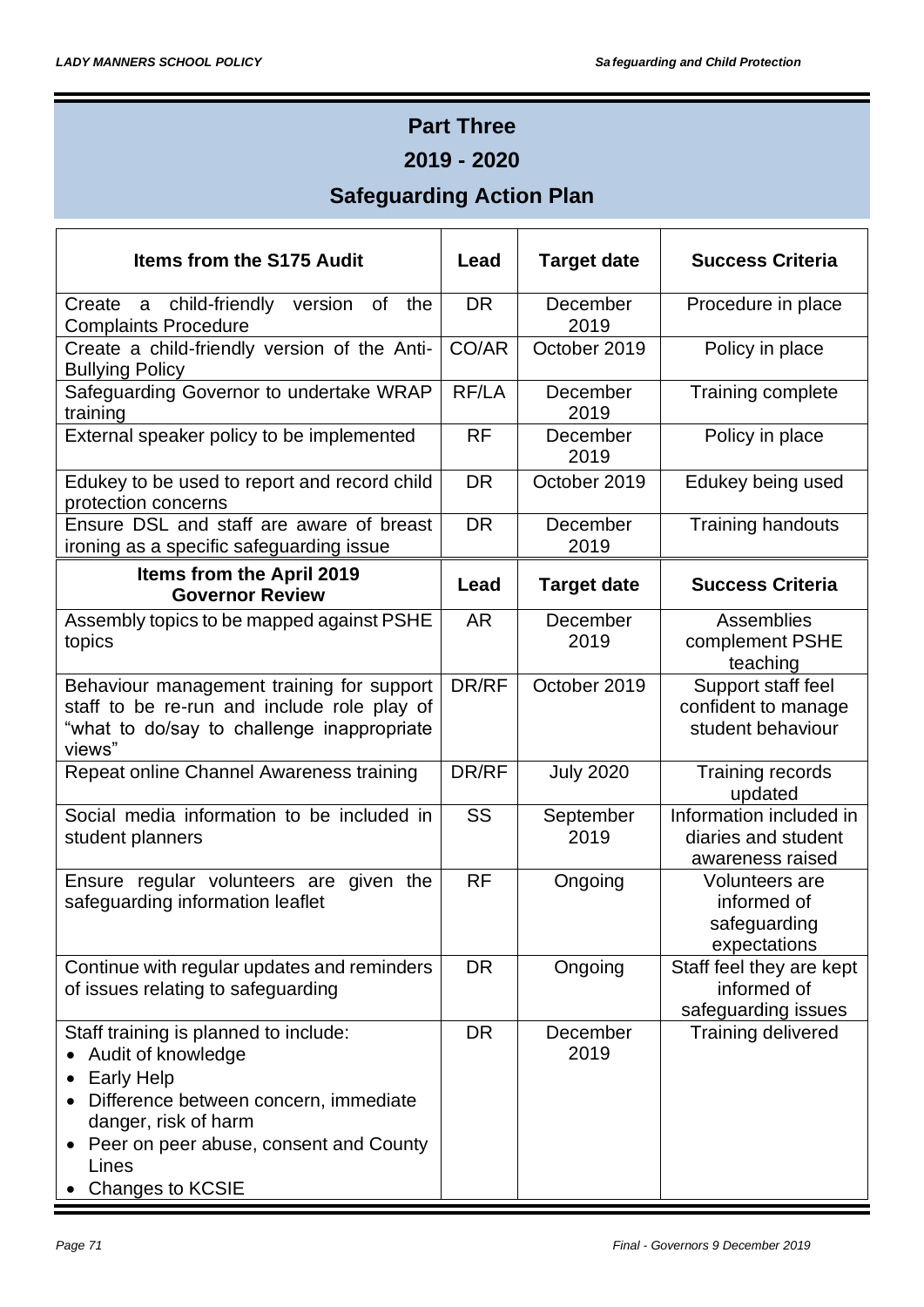# Part Three

## 2019 - 2020

## Safeguarding Action Plan

| Items from the S175 Audit | Lead | Target date | Success Criteria |
|---|---|---|---|
| Create a child-friendly version of the Complaints Procedure | DR | December 2019 | Procedure in place |
| Create a child-friendly version of the Anti-Bullying Policy | CO/AR | October 2019 | Policy in place |
| Safeguarding Governor to undertake WRAP training | RF/LA | December 2019 | Training complete |
| External speaker policy to be implemented | RF | December 2019 | Policy in place |
| Edukey to be used to report and record child protection concerns | DR | October 2019 | Edukey being used |
| Ensure DSL and staff are aware of breast ironing as a specific safeguarding issue | DR | December 2019 | Training handouts |
| **Items from the April 2019 Governor Review** | **Lead** | **Target date** | **Success Criteria** |
| Assembly topics to be mapped against PSHE topics | AR | December 2019 | Assemblies complement PSHE teaching |
| Behaviour management training for support staff to be re-run and include role play of "what to do/say to challenge inappropriate views" | DR/RF | October 2019 | Support staff feel confident to manage student behaviour |
| Repeat online Channel Awareness training | DR/RF | July 2020 | Training records updated |
| Social media information to be included in student planners | SS | September 2019 | Information included in diaries and student awareness raised |
| Ensure regular volunteers are given the safeguarding information leaflet | RF | Ongoing | Volunteers are informed of safeguarding expectations |
| Continue with regular updates and reminders of issues relating to safeguarding | DR | Ongoing | Staff feel they are kept informed of safeguarding issues |
| Staff training is planned to include:<br>• Audit of knowledge<br>• Early Help<br>• Difference between concern, immediate danger, risk of harm<br>• Peer on peer abuse, consent and County Lines<br>• Changes to KCSIE | DR | December 2019 | Training delivered |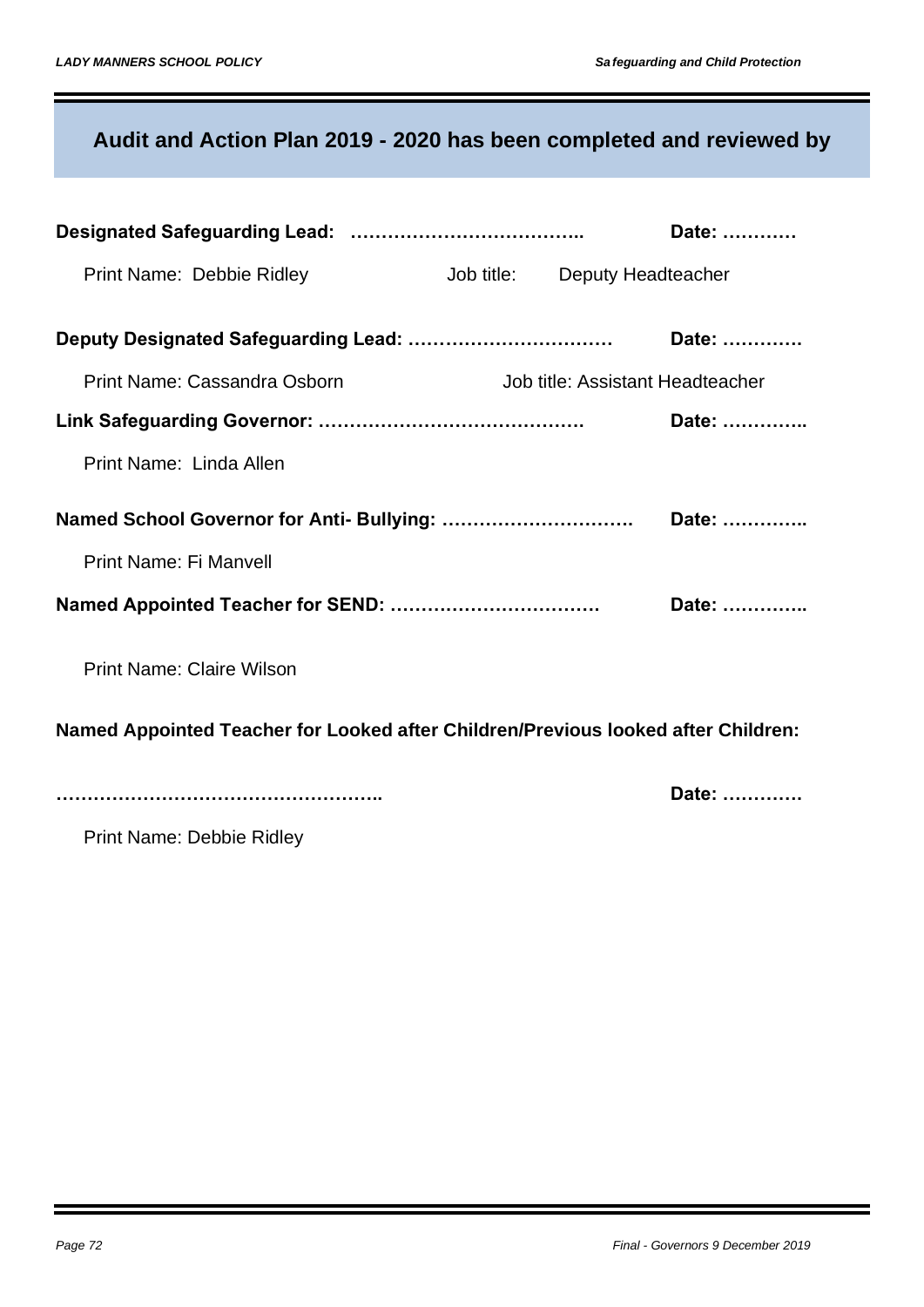## Audit and Action Plan 2019 - 2020 has been completed and reviewed by

**Designated Safeguarding Lead: ………………………………..** **Date: …………**

Print Name: Debbie Ridley Job title: Deputy Headteacher

**Deputy Designated Safeguarding Lead: ……………………………** **Date: ………….**

Print Name: Cassandra Osborn Job title: Assistant Headteacher

**Link Safeguarding Governor: …………………………………….** **Date: …………..**

Print Name: Linda Allen

**Named School Governor for Anti- Bullying: ………………………….** **Date: …………..**

Print Name: Fi Manvell

**Named Appointed Teacher for SEND: ……………………………** **Date: …………..**

Print Name: Claire Wilson

**Named Appointed Teacher for Looked after Children/Previous looked after Children:**

**……………………………………………..** **Date: ………….**

Print Name: Debbie Ridley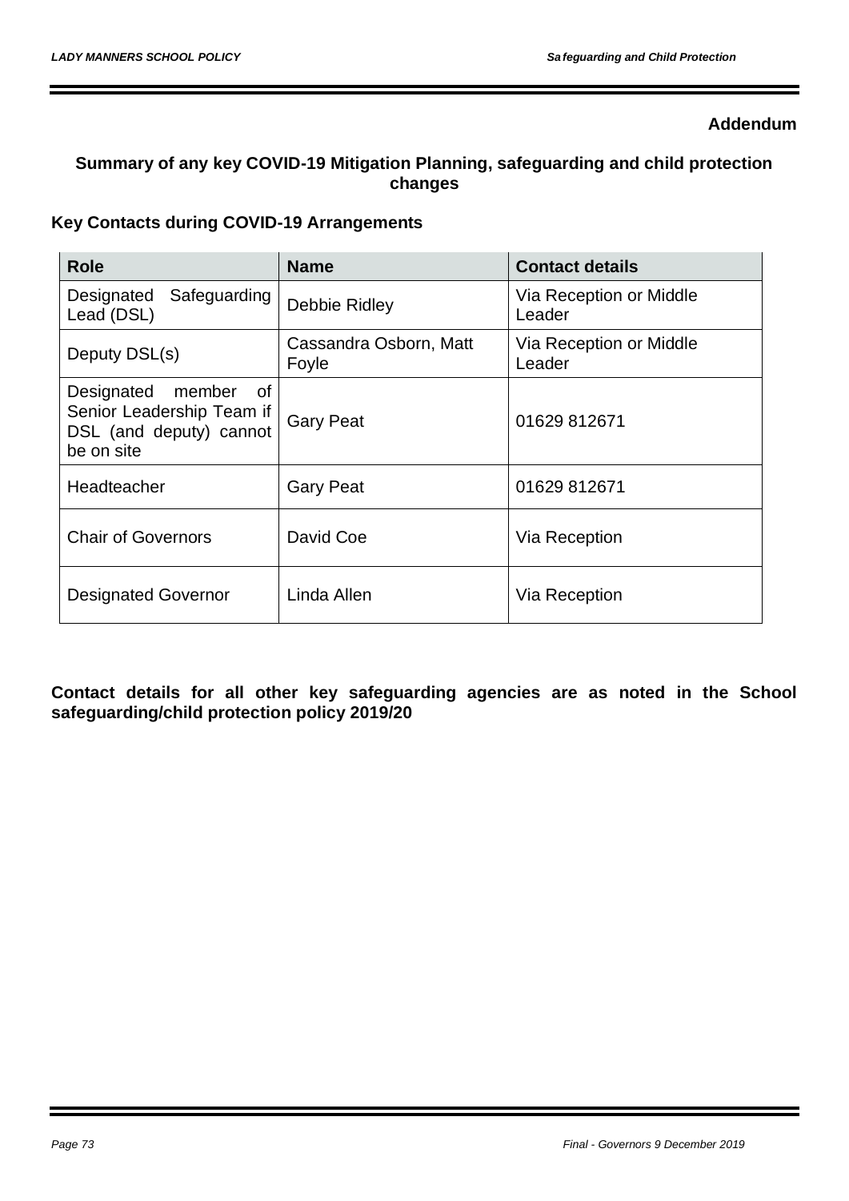**Addendum**

## Summary of any key COVID-19 Mitigation Planning, safeguarding and child protection changes

### Key Contacts during COVID-19 Arrangements

| Role | Name | Contact details |
|---|---|---|
| Designated Safeguarding Lead (DSL) | Debbie Ridley | Via Reception or Middle Leader |
| Deputy DSL(s) | Cassandra Osborn, Matt Foyle | Via Reception or Middle Leader |
| Designated member of Senior Leadership Team if DSL (and deputy) cannot be on site | Gary Peat | 01629 812671 |
| Headteacher | Gary Peat | 01629 812671 |
| Chair of Governors | David Coe | Via Reception |
| Designated Governor | Linda Allen | Via Reception |

**Contact details for all other key safeguarding agencies are as noted in the School safeguarding/child protection policy 2019/20**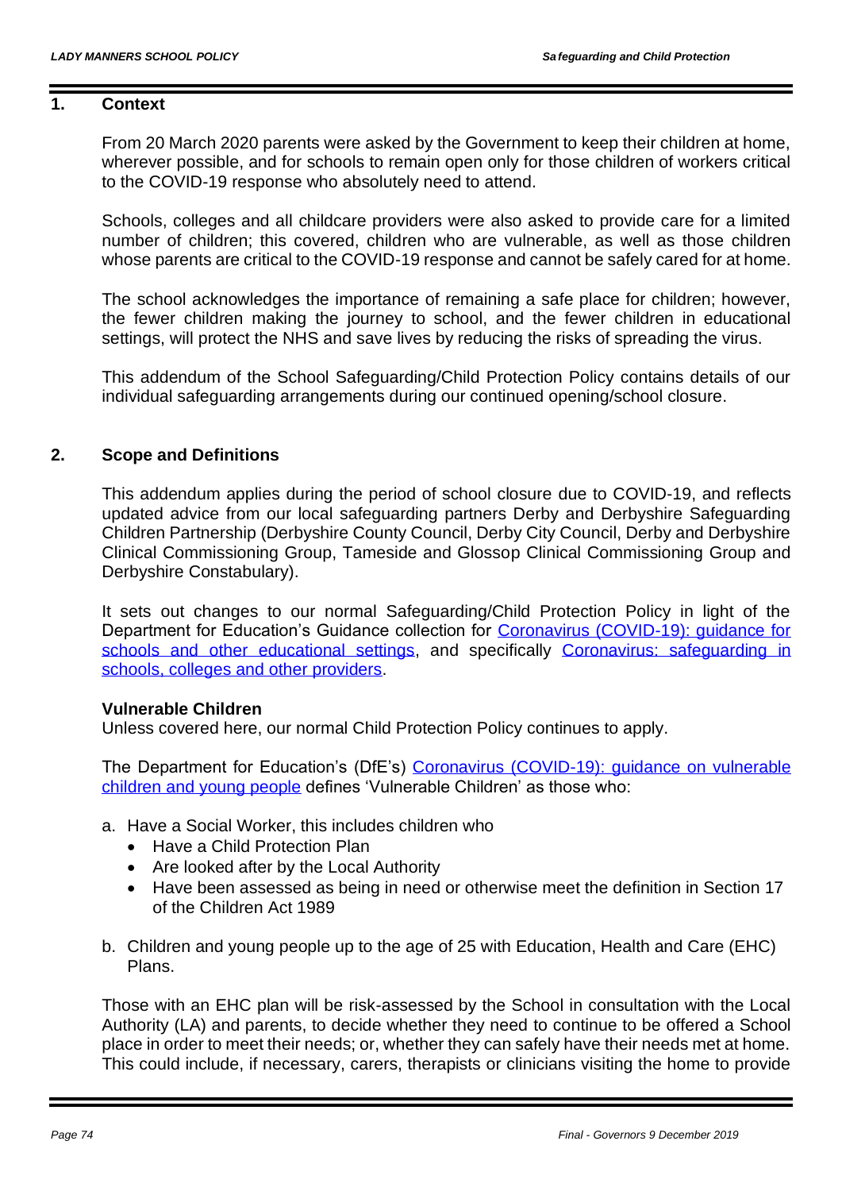## 1. Context

From 20 March 2020 parents were asked by the Government to keep their children at home, wherever possible, and for schools to remain open only for those children of workers critical to the COVID-19 response who absolutely need to attend.

Schools, colleges and all childcare providers were also asked to provide care for a limited number of children; this covered, children who are vulnerable, as well as those children whose parents are critical to the COVID-19 response and cannot be safely cared for at home.

The school acknowledges the importance of remaining a safe place for children; however, the fewer children making the journey to school, and the fewer children in educational settings, will protect the NHS and save lives by reducing the risks of spreading the virus.

This addendum of the School Safeguarding/Child Protection Policy contains details of our individual safeguarding arrangements during our continued opening/school closure.

## 2. Scope and Definitions

This addendum applies during the period of school closure due to COVID-19, and reflects updated advice from our local safeguarding partners Derby and Derbyshire Safeguarding Children Partnership (Derbyshire County Council, Derby City Council, Derby and Derbyshire Clinical Commissioning Group, Tameside and Glossop Clinical Commissioning Group and Derbyshire Constabulary).

It sets out changes to our normal Safeguarding/Child Protection Policy in light of the Department for Education's Guidance collection for Coronavirus (COVID-19): guidance for schools and other educational settings, and specifically Coronavirus: safeguarding in schools, colleges and other providers.

**Vulnerable Children**

Unless covered here, our normal Child Protection Policy continues to apply.

The Department for Education's (DfE's) Coronavirus (COVID-19): guidance on vulnerable children and young people defines 'Vulnerable Children' as those who:

a. Have a Social Worker, this includes children who
   - Have a Child Protection Plan
   - Are looked after by the Local Authority
   - Have been assessed as being in need or otherwise meet the definition in Section 17 of the Children Act 1989

b. Children and young people up to the age of 25 with Education, Health and Care (EHC) Plans.

Those with an EHC plan will be risk-assessed by the School in consultation with the Local Authority (LA) and parents, to decide whether they need to continue to be offered a School place in order to meet their needs; or, whether they can safely have their needs met at home. This could include, if necessary, carers, therapists or clinicians visiting the home to provide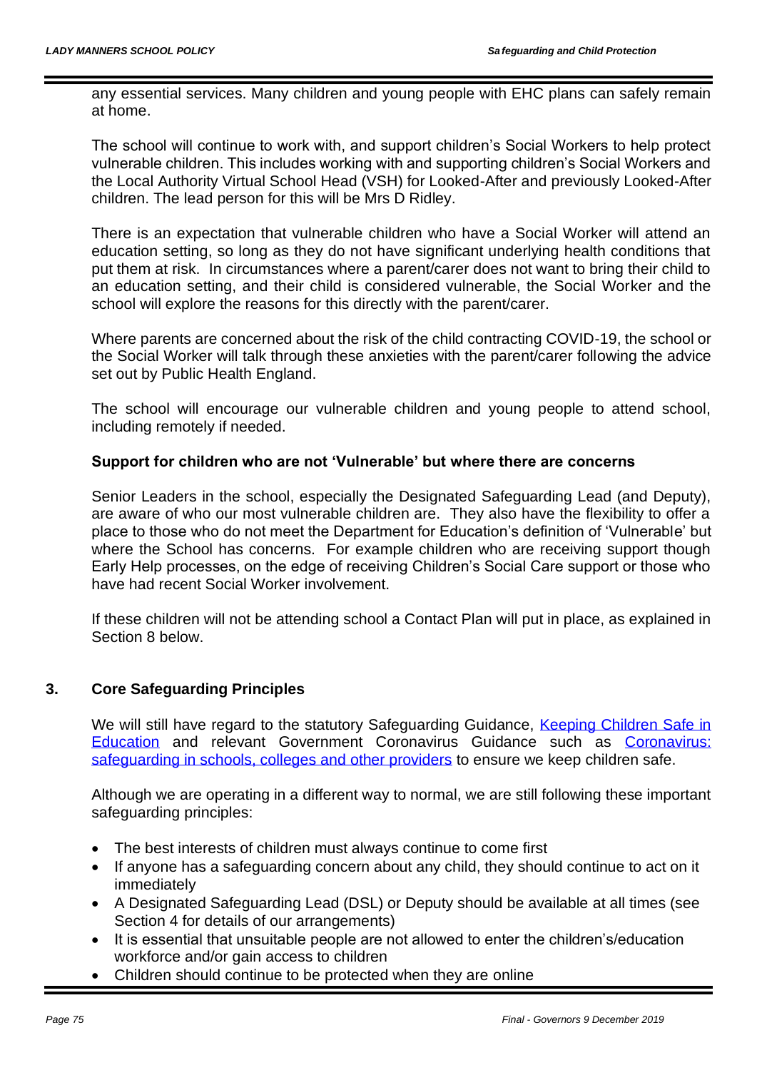any essential services. Many children and young people with EHC plans can safely remain at home.

The school will continue to work with, and support children's Social Workers to help protect vulnerable children. This includes working with and supporting children's Social Workers and the Local Authority Virtual School Head (VSH) for Looked-After and previously Looked-After children. The lead person for this will be Mrs D Ridley.

There is an expectation that vulnerable children who have a Social Worker will attend an education setting, so long as they do not have significant underlying health conditions that put them at risk. In circumstances where a parent/carer does not want to bring their child to an education setting, and their child is considered vulnerable, the Social Worker and the school will explore the reasons for this directly with the parent/carer.

Where parents are concerned about the risk of the child contracting COVID-19, the school or the Social Worker will talk through these anxieties with the parent/carer following the advice set out by Public Health England.

The school will encourage our vulnerable children and young people to attend school, including remotely if needed.

**Support for children who are not 'Vulnerable' but where there are concerns**

Senior Leaders in the school, especially the Designated Safeguarding Lead (and Deputy), are aware of who our most vulnerable children are. They also have the flexibility to offer a place to those who do not meet the Department for Education's definition of 'Vulnerable' but where the School has concerns. For example children who are receiving support though Early Help processes, on the edge of receiving Children's Social Care support or those who have had recent Social Worker involvement.

If these children will not be attending school a Contact Plan will put in place, as explained in Section 8 below.

## 3. Core Safeguarding Principles

We will still have regard to the statutory Safeguarding Guidance, Keeping Children Safe in Education and relevant Government Coronavirus Guidance such as Coronavirus: safeguarding in schools, colleges and other providers to ensure we keep children safe.

Although we are operating in a different way to normal, we are still following these important safeguarding principles:

- The best interests of children must always continue to come first
- If anyone has a safeguarding concern about any child, they should continue to act on it immediately
- A Designated Safeguarding Lead (DSL) or Deputy should be available at all times (see Section 4 for details of our arrangements)
- It is essential that unsuitable people are not allowed to enter the children's/education workforce and/or gain access to children
- Children should continue to be protected when they are online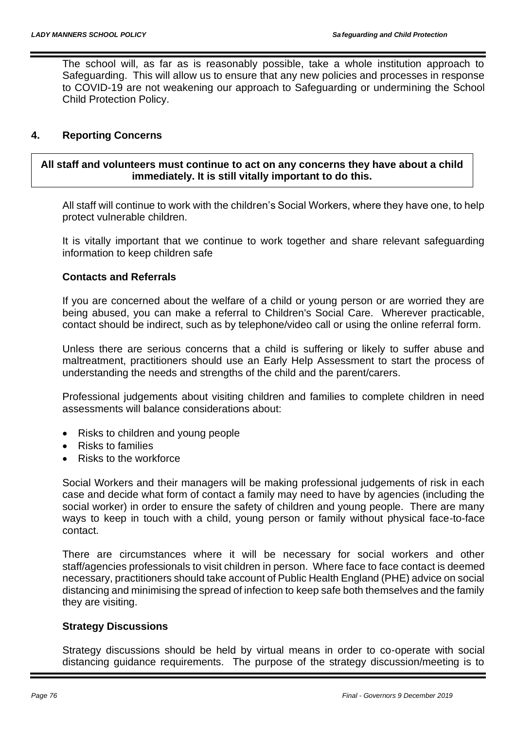The school will, as far as is reasonably possible, take a whole institution approach to Safeguarding. This will allow us to ensure that any new policies and processes in response to COVID-19 are not weakening our approach to Safeguarding or undermining the School Child Protection Policy.

## 4. Reporting Concerns

**All staff and volunteers must continue to act on any concerns they have about a child immediately. It is still vitally important to do this.**

All staff will continue to work with the children's Social Workers, where they have one, to help protect vulnerable children.

It is vitally important that we continue to work together and share relevant safeguarding information to keep children safe

### Contacts and Referrals

If you are concerned about the welfare of a child or young person or are worried they are being abused, you can make a referral to Children's Social Care. Wherever practicable, contact should be indirect, such as by telephone/video call or using the online referral form.

Unless there are serious concerns that a child is suffering or likely to suffer abuse and maltreatment, practitioners should use an Early Help Assessment to start the process of understanding the needs and strengths of the child and the parent/carers.

Professional judgements about visiting children and families to complete children in need assessments will balance considerations about:

- Risks to children and young people
- Risks to families
- Risks to the workforce

Social Workers and their managers will be making professional judgements of risk in each case and decide what form of contact a family may need to have by agencies (including the social worker) in order to ensure the safety of children and young people. There are many ways to keep in touch with a child, young person or family without physical face-to-face contact.

There are circumstances where it will be necessary for social workers and other staff/agencies professionals to visit children in person. Where face to face contact is deemed necessary, practitioners should take account of Public Health England (PHE) advice on social distancing and minimising the spread of infection to keep safe both themselves and the family they are visiting.

### Strategy Discussions

Strategy discussions should be held by virtual means in order to co-operate with social distancing guidance requirements. The purpose of the strategy discussion/meeting is to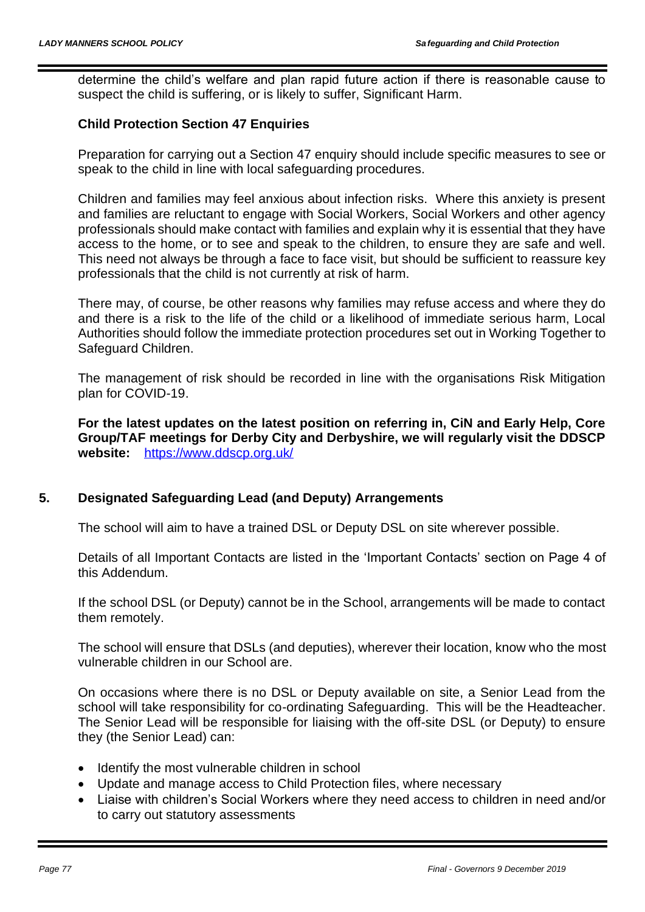determine the child's welfare and plan rapid future action if there is reasonable cause to suspect the child is suffering, or is likely to suffer, Significant Harm.

**Child Protection Section 47 Enquiries**

Preparation for carrying out a Section 47 enquiry should include specific measures to see or speak to the child in line with local safeguarding procedures.

Children and families may feel anxious about infection risks. Where this anxiety is present and families are reluctant to engage with Social Workers, Social Workers and other agency professionals should make contact with families and explain why it is essential that they have access to the home, or to see and speak to the children, to ensure they are safe and well. This need not always be through a face to face visit, but should be sufficient to reassure key professionals that the child is not currently at risk of harm.

There may, of course, be other reasons why families may refuse access and where they do and there is a risk to the life of the child or a likelihood of immediate serious harm, Local Authorities should follow the immediate protection procedures set out in Working Together to Safeguard Children.

The management of risk should be recorded in line with the organisations Risk Mitigation plan for COVID-19.

**For the latest updates on the latest position on referring in, CiN and Early Help, Core Group/TAF meetings for Derby City and Derbyshire, we will regularly visit the DDSCP website:** https://www.ddscp.org.uk/

## 5. Designated Safeguarding Lead (and Deputy) Arrangements

The school will aim to have a trained DSL or Deputy DSL on site wherever possible.

Details of all Important Contacts are listed in the 'Important Contacts' section on Page 4 of this Addendum.

If the school DSL (or Deputy) cannot be in the School, arrangements will be made to contact them remotely.

The school will ensure that DSLs (and deputies), wherever their location, know who the most vulnerable children in our School are.

On occasions where there is no DSL or Deputy available on site, a Senior Lead from the school will take responsibility for co-ordinating Safeguarding. This will be the Headteacher. The Senior Lead will be responsible for liaising with the off-site DSL (or Deputy) to ensure they (the Senior Lead) can:

- Identify the most vulnerable children in school
- Update and manage access to Child Protection files, where necessary
- Liaise with children's Social Workers where they need access to children in need and/or to carry out statutory assessments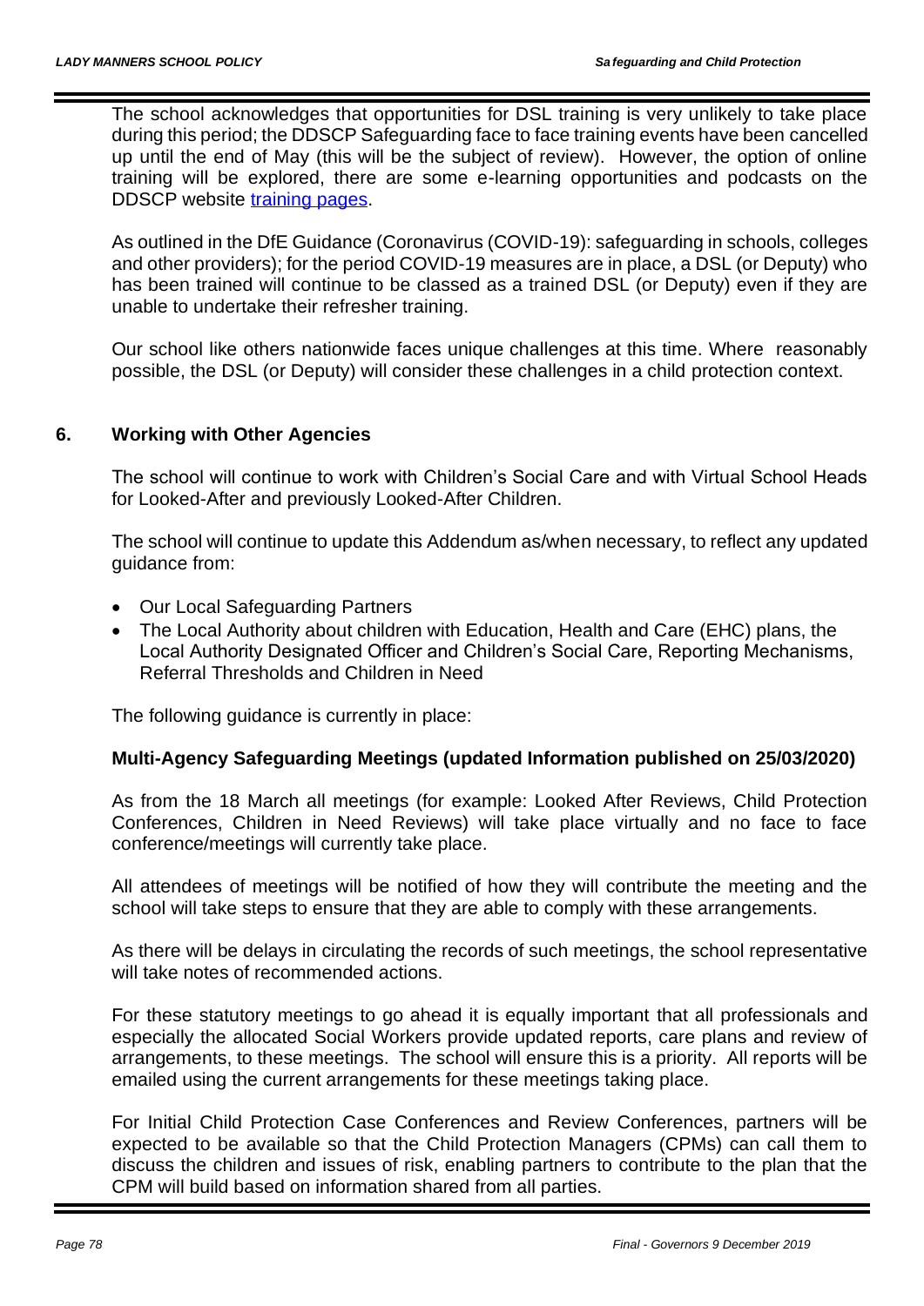The school acknowledges that opportunities for DSL training is very unlikely to take place during this period; the DDSCP Safeguarding face to face training events have been cancelled up until the end of May (this will be the subject of review). However, the option of online training will be explored, there are some e-learning opportunities and podcasts on the DDSCP website training pages.

As outlined in the DfE Guidance (Coronavirus (COVID-19): safeguarding in schools, colleges and other providers); for the period COVID-19 measures are in place, a DSL (or Deputy) who has been trained will continue to be classed as a trained DSL (or Deputy) even if they are unable to undertake their refresher training.

Our school like others nationwide faces unique challenges at this time. Where reasonably possible, the DSL (or Deputy) will consider these challenges in a child protection context.

## 6. Working with Other Agencies

The school will continue to work with Children's Social Care and with Virtual School Heads for Looked-After and previously Looked-After Children.

The school will continue to update this Addendum as/when necessary, to reflect any updated guidance from:

- Our Local Safeguarding Partners
- The Local Authority about children with Education, Health and Care (EHC) plans, the Local Authority Designated Officer and Children's Social Care, Reporting Mechanisms, Referral Thresholds and Children in Need

The following guidance is currently in place:

**Multi-Agency Safeguarding Meetings (updated Information published on 25/03/2020)**

As from the 18 March all meetings (for example: Looked After Reviews, Child Protection Conferences, Children in Need Reviews) will take place virtually and no face to face conference/meetings will currently take place.

All attendees of meetings will be notified of how they will contribute the meeting and the school will take steps to ensure that they are able to comply with these arrangements.

As there will be delays in circulating the records of such meetings, the school representative will take notes of recommended actions.

For these statutory meetings to go ahead it is equally important that all professionals and especially the allocated Social Workers provide updated reports, care plans and review of arrangements, to these meetings. The school will ensure this is a priority. All reports will be emailed using the current arrangements for these meetings taking place.

For Initial Child Protection Case Conferences and Review Conferences, partners will be expected to be available so that the Child Protection Managers (CPMs) can call them to discuss the children and issues of risk, enabling partners to contribute to the plan that the CPM will build based on information shared from all parties.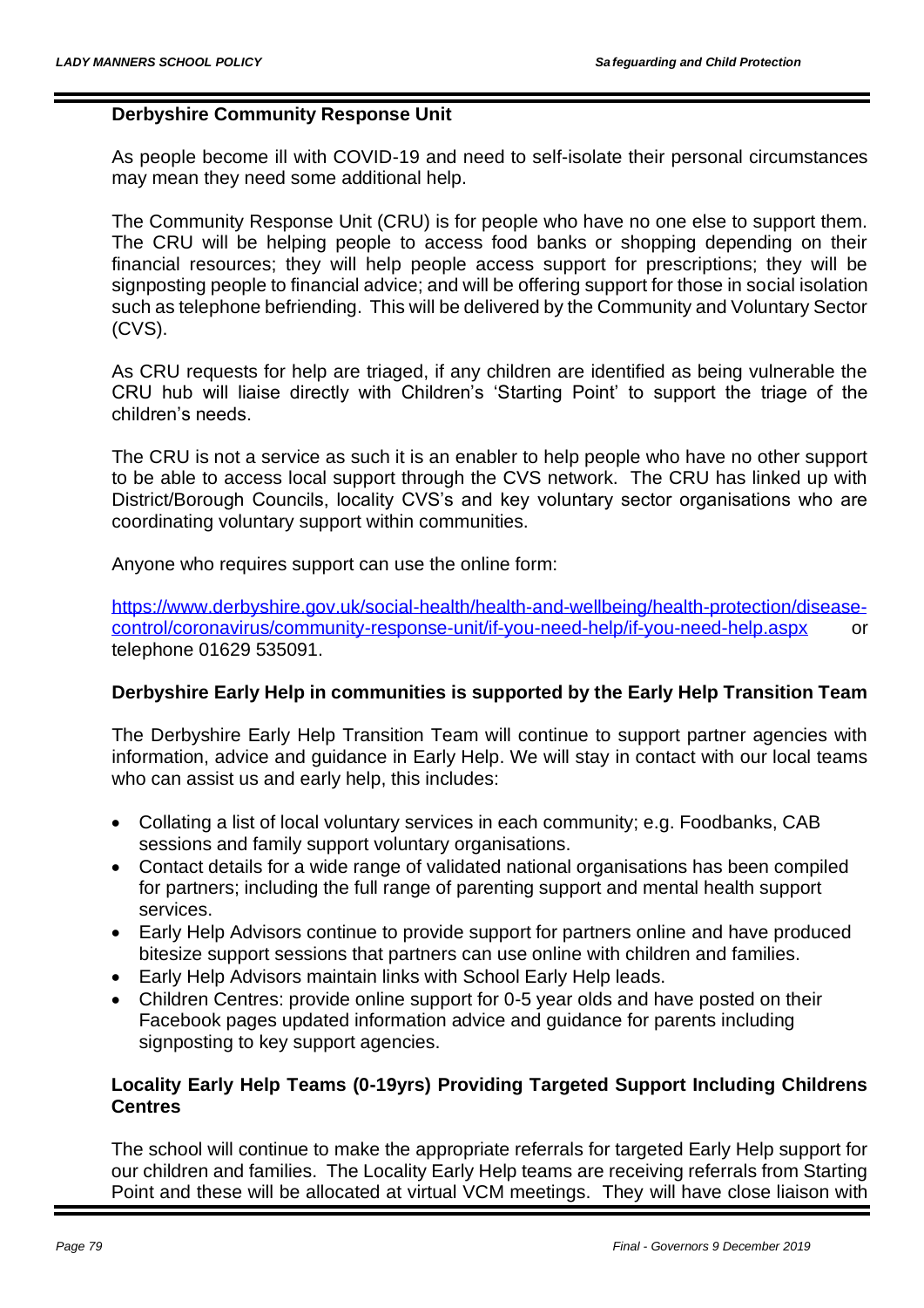### Derbyshire Community Response Unit

As people become ill with COVID-19 and need to self-isolate their personal circumstances may mean they need some additional help.

The Community Response Unit (CRU) is for people who have no one else to support them. The CRU will be helping people to access food banks or shopping depending on their financial resources; they will help people access support for prescriptions; they will be signposting people to financial advice; and will be offering support for those in social isolation such as telephone befriending. This will be delivered by the Community and Voluntary Sector (CVS).

As CRU requests for help are triaged, if any children are identified as being vulnerable the CRU hub will liaise directly with Children's 'Starting Point' to support the triage of the children's needs.

The CRU is not a service as such it is an enabler to help people who have no other support to be able to access local support through the CVS network. The CRU has linked up with District/Borough Councils, locality CVS's and key voluntary sector organisations who are coordinating voluntary support within communities.

Anyone who requires support can use the online form:

https://www.derbyshire.gov.uk/social-health/health-and-wellbeing/health-protection/disease-control/coronavirus/community-response-unit/if-you-need-help/if-you-need-help.aspx or telephone 01629 535091.

### Derbyshire Early Help in communities is supported by the Early Help Transition Team

The Derbyshire Early Help Transition Team will continue to support partner agencies with information, advice and guidance in Early Help. We will stay in contact with our local teams who can assist us and early help, this includes:

- Collating a list of local voluntary services in each community; e.g. Foodbanks, CAB sessions and family support voluntary organisations.
- Contact details for a wide range of validated national organisations has been compiled for partners; including the full range of parenting support and mental health support services.
- Early Help Advisors continue to provide support for partners online and have produced bitesize support sessions that partners can use online with children and families.
- Early Help Advisors maintain links with School Early Help leads.
- Children Centres: provide online support for 0-5 year olds and have posted on their Facebook pages updated information advice and guidance for parents including signposting to key support agencies.

### Locality Early Help Teams (0-19yrs) Providing Targeted Support Including Childrens Centres

The school will continue to make the appropriate referrals for targeted Early Help support for our children and families. The Locality Early Help teams are receiving referrals from Starting Point and these will be allocated at virtual VCM meetings. They will have close liaison with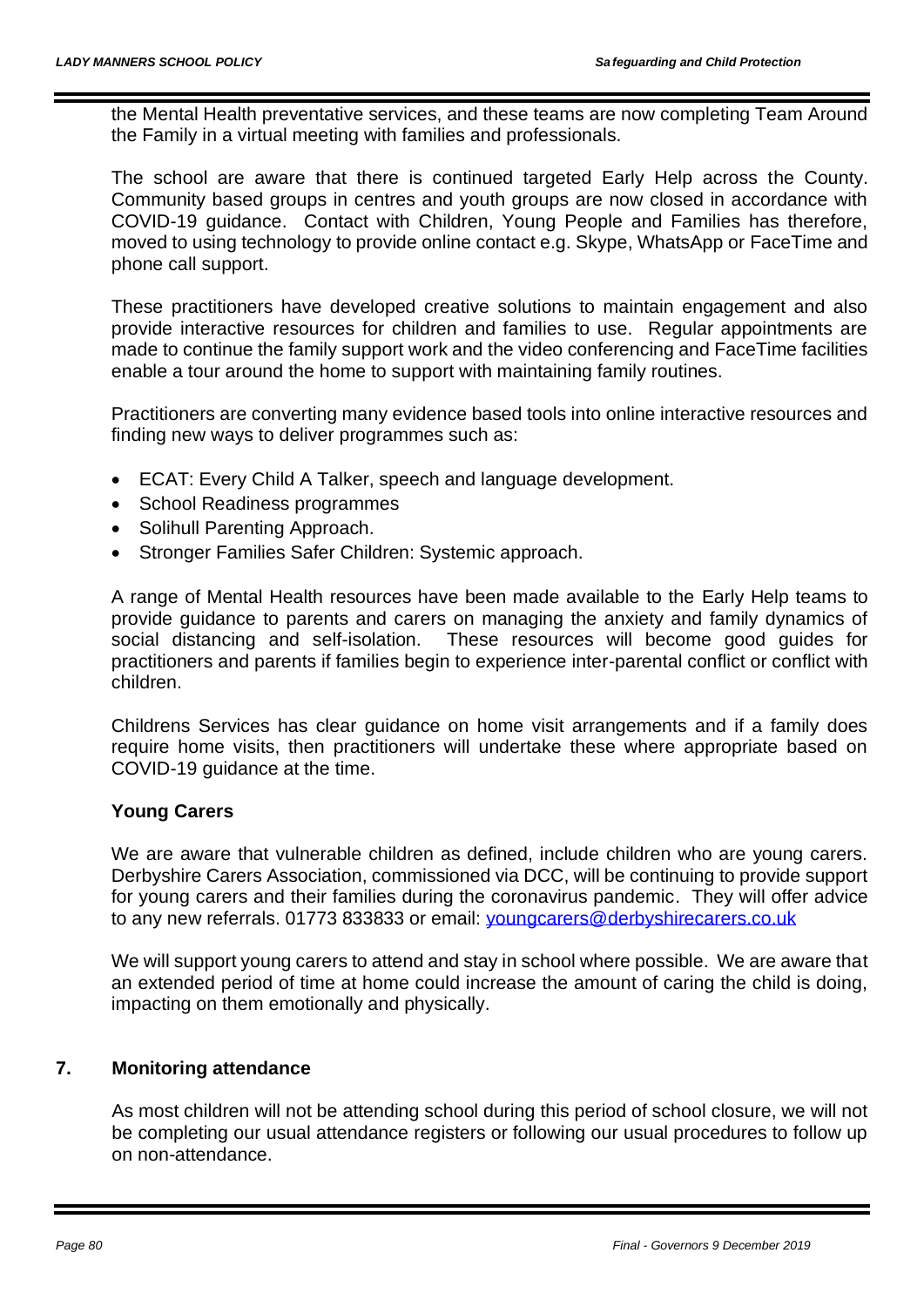the Mental Health preventative services, and these teams are now completing Team Around the Family in a virtual meeting with families and professionals.

The school are aware that there is continued targeted Early Help across the County. Community based groups in centres and youth groups are now closed in accordance with COVID-19 guidance. Contact with Children, Young People and Families has therefore, moved to using technology to provide online contact e.g. Skype, WhatsApp or FaceTime and phone call support.

These practitioners have developed creative solutions to maintain engagement and also provide interactive resources for children and families to use. Regular appointments are made to continue the family support work and the video conferencing and FaceTime facilities enable a tour around the home to support with maintaining family routines.

Practitioners are converting many evidence based tools into online interactive resources and finding new ways to deliver programmes such as:

- ECAT: Every Child A Talker, speech and language development.
- School Readiness programmes
- Solihull Parenting Approach.
- Stronger Families Safer Children: Systemic approach.

A range of Mental Health resources have been made available to the Early Help teams to provide guidance to parents and carers on managing the anxiety and family dynamics of social distancing and self-isolation. These resources will become good guides for practitioners and parents if families begin to experience inter-parental conflict or conflict with children.

Childrens Services has clear guidance on home visit arrangements and if a family does require home visits, then practitioners will undertake these where appropriate based on COVID-19 guidance at the time.

**Young Carers**

We are aware that vulnerable children as defined, include children who are young carers. Derbyshire Carers Association, commissioned via DCC, will be continuing to provide support for young carers and their families during the coronavirus pandemic. They will offer advice to any new referrals. 01773 833833 or email: youngcarers@derbyshirecarers.co.uk

We will support young carers to attend and stay in school where possible. We are aware that an extended period of time at home could increase the amount of caring the child is doing, impacting on them emotionally and physically.

## 7. Monitoring attendance

As most children will not be attending school during this period of school closure, we will not be completing our usual attendance registers or following our usual procedures to follow up on non-attendance.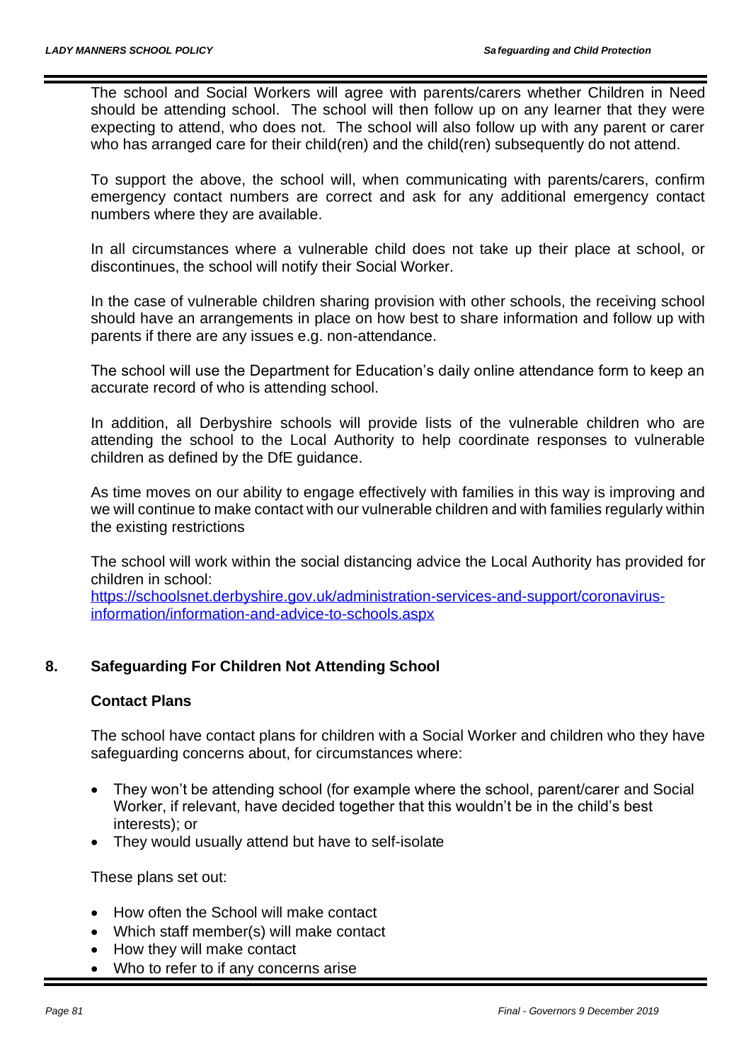The school and Social Workers will agree with parents/carers whether Children in Need should be attending school. The school will then follow up on any learner that they were expecting to attend, who does not. The school will also follow up with any parent or carer who has arranged care for their child(ren) and the child(ren) subsequently do not attend.

To support the above, the school will, when communicating with parents/carers, confirm emergency contact numbers are correct and ask for any additional emergency contact numbers where they are available.

In all circumstances where a vulnerable child does not take up their place at school, or discontinues, the school will notify their Social Worker.

In the case of vulnerable children sharing provision with other schools, the receiving school should have an arrangements in place on how best to share information and follow up with parents if there are any issues e.g. non-attendance.

The school will use the Department for Education's daily online attendance form to keep an accurate record of who is attending school.

In addition, all Derbyshire schools will provide lists of the vulnerable children who are attending the school to the Local Authority to help coordinate responses to vulnerable children as defined by the DfE guidance.

As time moves on our ability to engage effectively with families in this way is improving and we will continue to make contact with our vulnerable children and with families regularly within the existing restrictions

The school will work within the social distancing advice the Local Authority has provided for children in school:
[https://schoolsnet.derbyshire.gov.uk/administration-services-and-support/coronavirus-information/information-and-advice-to-schools.aspx](https://schoolsnet.derbyshire.gov.uk/administration-services-and-support/coronavirus-information/information-and-advice-to-schools.aspx)

## 8. Safeguarding For Children Not Attending School

### Contact Plans

The school have contact plans for children with a Social Worker and children who they have safeguarding concerns about, for circumstances where:

- They won't be attending school (for example where the school, parent/carer and Social Worker, if relevant, have decided together that this wouldn't be in the child's best interests); or
- They would usually attend but have to self-isolate

These plans set out:

- How often the School will make contact
- Which staff member(s) will make contact
- How they will make contact
- Who to refer to if any concerns arise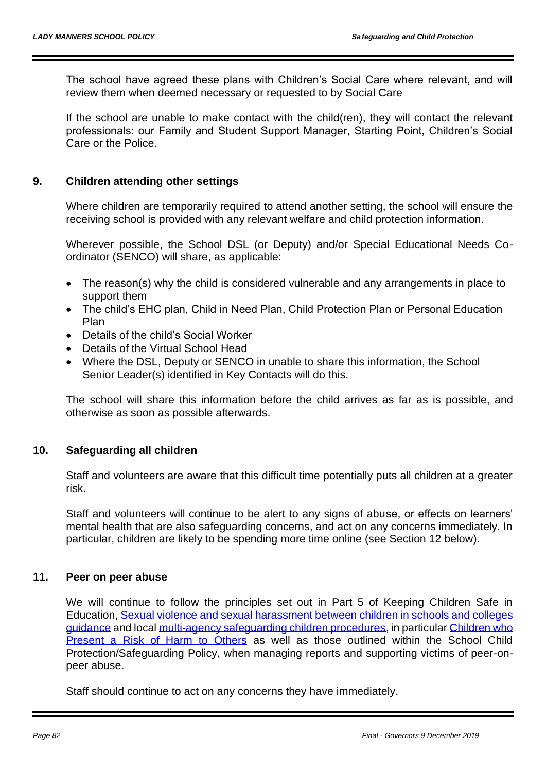The school have agreed these plans with Children's Social Care where relevant, and will review them when deemed necessary or requested to by Social Care

If the school are unable to make contact with the child(ren), they will contact the relevant professionals: our Family and Student Support Manager, Starting Point, Children's Social Care or the Police.

## 9. Children attending other settings

Where children are temporarily required to attend another setting, the school will ensure the receiving school is provided with any relevant welfare and child protection information.

Wherever possible, the School DSL (or Deputy) and/or Special Educational Needs Co-ordinator (SENCO) will share, as applicable:

- The reason(s) why the child is considered vulnerable and any arrangements in place to support them
- The child's EHC plan, Child in Need Plan, Child Protection Plan or Personal Education Plan
- Details of the child's Social Worker
- Details of the Virtual School Head
- Where the DSL, Deputy or SENCO in unable to share this information, the School Senior Leader(s) identified in Key Contacts will do this.

The school will share this information before the child arrives as far as is possible, and otherwise as soon as possible afterwards.

## 10. Safeguarding all children

Staff and volunteers are aware that this difficult time potentially puts all children at a greater risk.

Staff and volunteers will continue to be alert to any signs of abuse, or effects on learners' mental health that are also safeguarding concerns, and act on any concerns immediately. In particular, children are likely to be spending more time online (see Section 12 below).

## 11. Peer on peer abuse

We will continue to follow the principles set out in Part 5 of Keeping Children Safe in Education, Sexual violence and sexual harassment between children in schools and colleges guidance and local multi-agency safeguarding children procedures, in particular Children who Present a Risk of Harm to Others as well as those outlined within the School Child Protection/Safeguarding Policy, when managing reports and supporting victims of peer-on-peer abuse.

Staff should continue to act on any concerns they have immediately.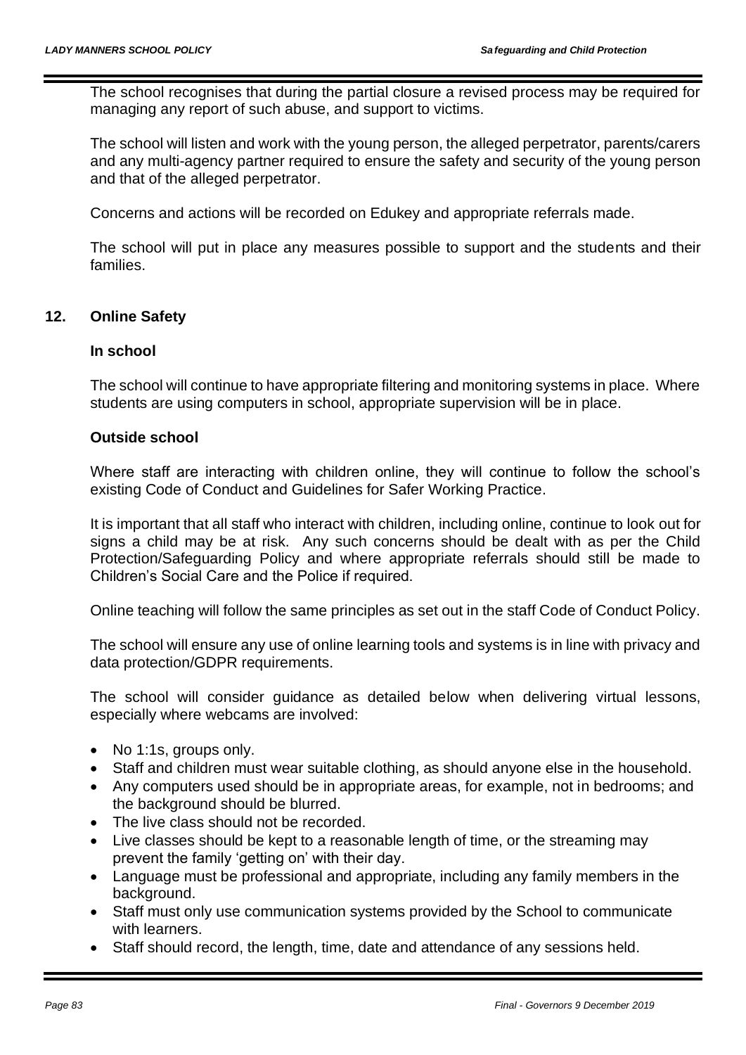The school recognises that during the partial closure a revised process may be required for managing any report of such abuse, and support to victims.

The school will listen and work with the young person, the alleged perpetrator, parents/carers and any multi-agency partner required to ensure the safety and security of the young person and that of the alleged perpetrator.

Concerns and actions will be recorded on Edukey and appropriate referrals made.

The school will put in place any measures possible to support and the students and their families.

## 12. Online Safety

### In school

The school will continue to have appropriate filtering and monitoring systems in place. Where students are using computers in school, appropriate supervision will be in place.

### Outside school

Where staff are interacting with children online, they will continue to follow the school's existing Code of Conduct and Guidelines for Safer Working Practice.

It is important that all staff who interact with children, including online, continue to look out for signs a child may be at risk. Any such concerns should be dealt with as per the Child Protection/Safeguarding Policy and where appropriate referrals should still be made to Children's Social Care and the Police if required.

Online teaching will follow the same principles as set out in the staff Code of Conduct Policy.

The school will ensure any use of online learning tools and systems is in line with privacy and data protection/GDPR requirements.

The school will consider guidance as detailed below when delivering virtual lessons, especially where webcams are involved:

- No 1:1s, groups only.
- Staff and children must wear suitable clothing, as should anyone else in the household.
- Any computers used should be in appropriate areas, for example, not in bedrooms; and the background should be blurred.
- The live class should not be recorded.
- Live classes should be kept to a reasonable length of time, or the streaming may prevent the family 'getting on' with their day.
- Language must be professional and appropriate, including any family members in the background.
- Staff must only use communication systems provided by the School to communicate with learners.
- Staff should record, the length, time, date and attendance of any sessions held.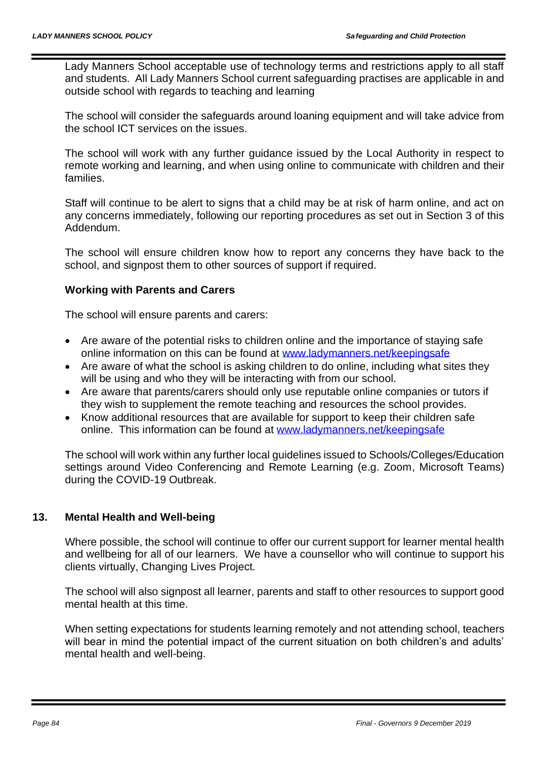Lady Manners School acceptable use of technology terms and restrictions apply to all staff and students. All Lady Manners School current safeguarding practises are applicable in and outside school with regards to teaching and learning

The school will consider the safeguards around loaning equipment and will take advice from the school ICT services on the issues.

The school will work with any further guidance issued by the Local Authority in respect to remote working and learning, and when using online to communicate with children and their families.

Staff will continue to be alert to signs that a child may be at risk of harm online, and act on any concerns immediately, following our reporting procedures as set out in Section 3 of this Addendum.

The school will ensure children know how to report any concerns they have back to the school, and signpost them to other sources of support if required.

**Working with Parents and Carers**

The school will ensure parents and carers:

- Are aware of the potential risks to children online and the importance of staying safe online information on this can be found at www.ladymanners.net/keepingsafe
- Are aware of what the school is asking children to do online, including what sites they will be using and who they will be interacting with from our school.
- Are aware that parents/carers should only use reputable online companies or tutors if they wish to supplement the remote teaching and resources the school provides.
- Know additional resources that are available for support to keep their children safe online. This information can be found at www.ladymanners.net/keepingsafe

The school will work within any further local guidelines issued to Schools/Colleges/Education settings around Video Conferencing and Remote Learning (e.g. Zoom, Microsoft Teams) during the COVID-19 Outbreak.

## 13. Mental Health and Well-being

Where possible, the school will continue to offer our current support for learner mental health and wellbeing for all of our learners. We have a counsellor who will continue to support his clients virtually, Changing Lives Project.

The school will also signpost all learner, parents and staff to other resources to support good mental health at this time.

When setting expectations for students learning remotely and not attending school, teachers will bear in mind the potential impact of the current situation on both children's and adults' mental health and well-being.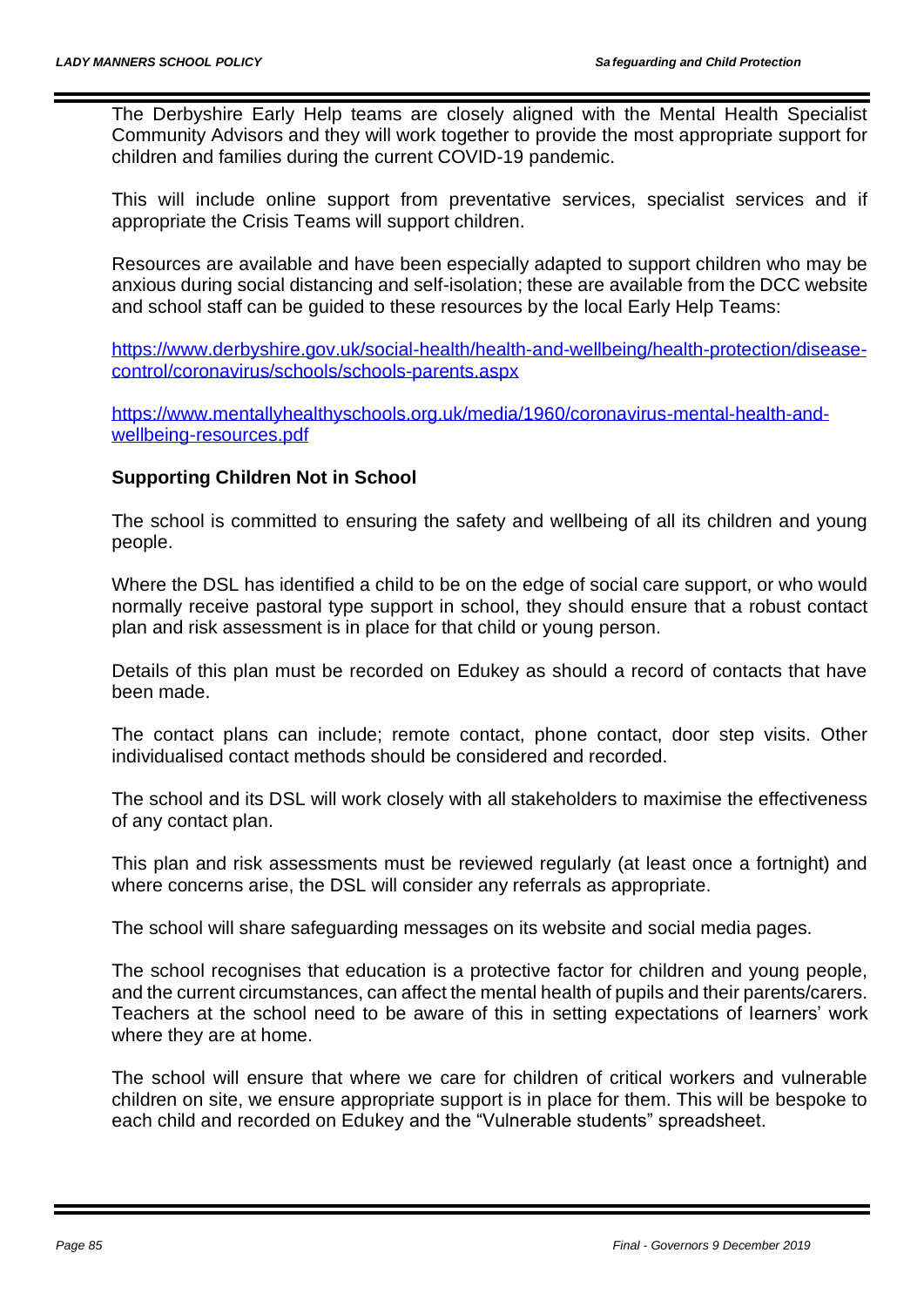The Derbyshire Early Help teams are closely aligned with the Mental Health Specialist Community Advisors and they will work together to provide the most appropriate support for children and families during the current COVID-19 pandemic.

This will include online support from preventative services, specialist services and if appropriate the Crisis Teams will support children.

Resources are available and have been especially adapted to support children who may be anxious during social distancing and self-isolation; these are available from the DCC website and school staff can be guided to these resources by the local Early Help Teams:

https://www.derbyshire.gov.uk/social-health/health-and-wellbeing/health-protection/disease-control/coronavirus/schools/schools-parents.aspx

https://www.mentallyhealthyschools.org.uk/media/1960/coronavirus-mental-health-and-wellbeing-resources.pdf

**Supporting Children Not in School**

The school is committed to ensuring the safety and wellbeing of all its children and young people.

Where the DSL has identified a child to be on the edge of social care support, or who would normally receive pastoral type support in school, they should ensure that a robust contact plan and risk assessment is in place for that child or young person.

Details of this plan must be recorded on Edukey as should a record of contacts that have been made.

The contact plans can include; remote contact, phone contact, door step visits. Other individualised contact methods should be considered and recorded.

The school and its DSL will work closely with all stakeholders to maximise the effectiveness of any contact plan.

This plan and risk assessments must be reviewed regularly (at least once a fortnight) and where concerns arise, the DSL will consider any referrals as appropriate.

The school will share safeguarding messages on its website and social media pages.

The school recognises that education is a protective factor for children and young people, and the current circumstances, can affect the mental health of pupils and their parents/carers. Teachers at the school need to be aware of this in setting expectations of learners' work where they are at home.

The school will ensure that where we care for children of critical workers and vulnerable children on site, we ensure appropriate support is in place for them. This will be bespoke to each child and recorded on Edukey and the "Vulnerable students" spreadsheet.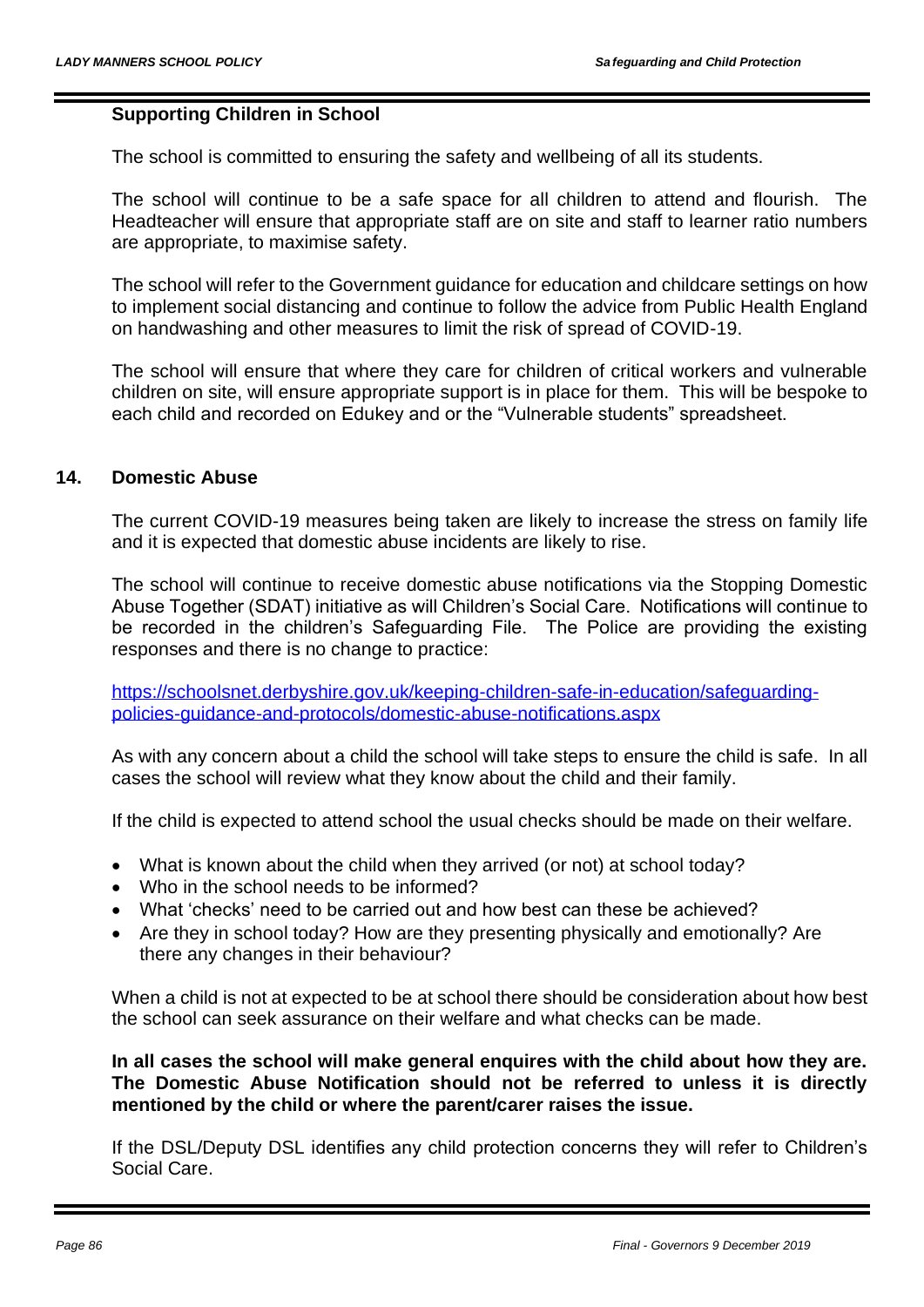**Supporting Children in School**

The school is committed to ensuring the safety and wellbeing of all its students.

The school will continue to be a safe space for all children to attend and flourish. The Headteacher will ensure that appropriate staff are on site and staff to learner ratio numbers are appropriate, to maximise safety.

The school will refer to the Government guidance for education and childcare settings on how to implement social distancing and continue to follow the advice from Public Health England on handwashing and other measures to limit the risk of spread of COVID-19.

The school will ensure that where they care for children of critical workers and vulnerable children on site, will ensure appropriate support is in place for them. This will be bespoke to each child and recorded on Edukey and or the "Vulnerable students" spreadsheet.

## 14. Domestic Abuse

The current COVID-19 measures being taken are likely to increase the stress on family life and it is expected that domestic abuse incidents are likely to rise.

The school will continue to receive domestic abuse notifications via the Stopping Domestic Abuse Together (SDAT) initiative as will Children's Social Care. Notifications will continue to be recorded in the children's Safeguarding File. The Police are providing the existing responses and there is no change to practice:

[https://schoolsnet.derbyshire.gov.uk/keeping-children-safe-in-education/safeguarding-policies-guidance-and-protocols/domestic-abuse-notifications.aspx](https://schoolsnet.derbyshire.gov.uk/keeping-children-safe-in-education/safeguarding-policies-guidance-and-protocols/domestic-abuse-notifications.aspx)

As with any concern about a child the school will take steps to ensure the child is safe. In all cases the school will review what they know about the child and their family.

If the child is expected to attend school the usual checks should be made on their welfare.

- What is known about the child when they arrived (or not) at school today?
- Who in the school needs to be informed?
- What 'checks' need to be carried out and how best can these be achieved?
- Are they in school today? How are they presenting physically and emotionally? Are there any changes in their behaviour?

When a child is not at expected to be at school there should be consideration about how best the school can seek assurance on their welfare and what checks can be made.

**In all cases the school will make general enquires with the child about how they are. The Domestic Abuse Notification should not be referred to unless it is directly mentioned by the child or where the parent/carer raises the issue.**

If the DSL/Deputy DSL identifies any child protection concerns they will refer to Children's Social Care.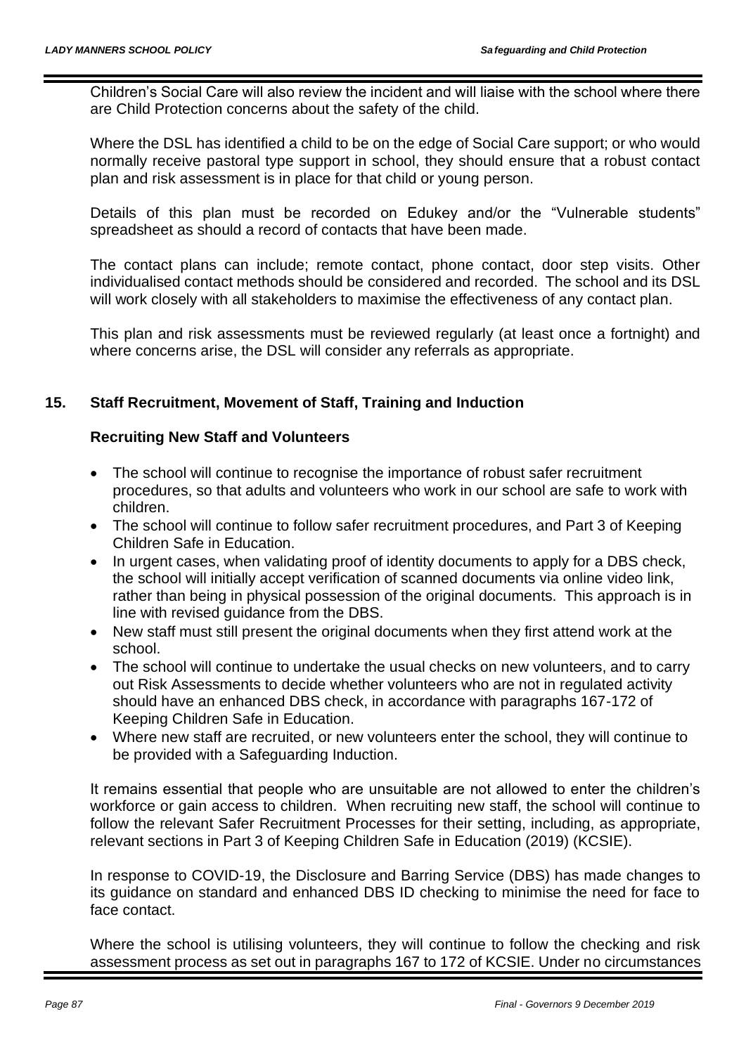Children's Social Care will also review the incident and will liaise with the school where there are Child Protection concerns about the safety of the child.

Where the DSL has identified a child to be on the edge of Social Care support; or who would normally receive pastoral type support in school, they should ensure that a robust contact plan and risk assessment is in place for that child or young person.

Details of this plan must be recorded on Edukey and/or the "Vulnerable students" spreadsheet as should a record of contacts that have been made.

The contact plans can include; remote contact, phone contact, door step visits. Other individualised contact methods should be considered and recorded. The school and its DSL will work closely with all stakeholders to maximise the effectiveness of any contact plan.

This plan and risk assessments must be reviewed regularly (at least once a fortnight) and where concerns arise, the DSL will consider any referrals as appropriate.

## 15. Staff Recruitment, Movement of Staff, Training and Induction

### Recruiting New Staff and Volunteers

- The school will continue to recognise the importance of robust safer recruitment procedures, so that adults and volunteers who work in our school are safe to work with children.
- The school will continue to follow safer recruitment procedures, and Part 3 of Keeping Children Safe in Education.
- In urgent cases, when validating proof of identity documents to apply for a DBS check, the school will initially accept verification of scanned documents via online video link, rather than being in physical possession of the original documents. This approach is in line with revised guidance from the DBS.
- New staff must still present the original documents when they first attend work at the school.
- The school will continue to undertake the usual checks on new volunteers, and to carry out Risk Assessments to decide whether volunteers who are not in regulated activity should have an enhanced DBS check, in accordance with paragraphs 167-172 of Keeping Children Safe in Education.
- Where new staff are recruited, or new volunteers enter the school, they will continue to be provided with a Safeguarding Induction.

It remains essential that people who are unsuitable are not allowed to enter the children's workforce or gain access to children. When recruiting new staff, the school will continue to follow the relevant Safer Recruitment Processes for their setting, including, as appropriate, relevant sections in Part 3 of Keeping Children Safe in Education (2019) (KCSIE).

In response to COVID-19, the Disclosure and Barring Service (DBS) has made changes to its guidance on standard and enhanced DBS ID checking to minimise the need for face to face contact.

Where the school is utilising volunteers, they will continue to follow the checking and risk assessment process as set out in paragraphs 167 to 172 of KCSIE. Under no circumstances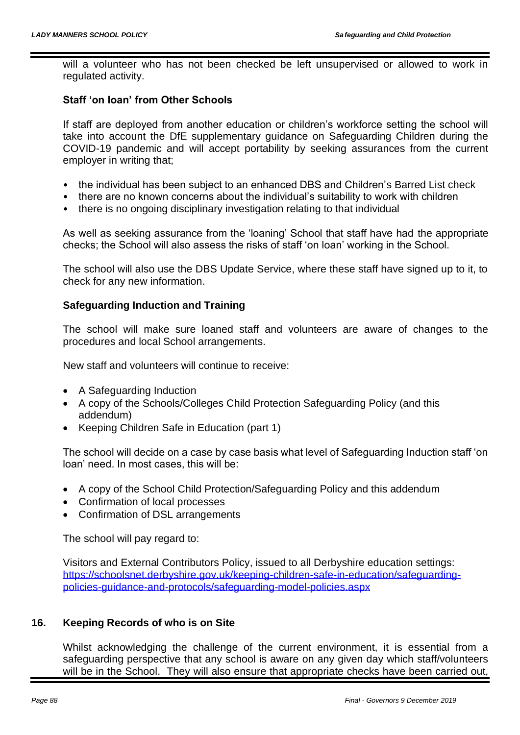will a volunteer who has not been checked be left unsupervised or allowed to work in regulated activity.

**Staff 'on loan' from Other Schools**

If staff are deployed from another education or children's workforce setting the school will take into account the DfE supplementary guidance on Safeguarding Children during the COVID-19 pandemic and will accept portability by seeking assurances from the current employer in writing that;

- the individual has been subject to an enhanced DBS and Children's Barred List check
- there are no known concerns about the individual's suitability to work with children
- there is no ongoing disciplinary investigation relating to that individual

As well as seeking assurance from the 'loaning' School that staff have had the appropriate checks; the School will also assess the risks of staff 'on loan' working in the School.

The school will also use the DBS Update Service, where these staff have signed up to it, to check for any new information.

**Safeguarding Induction and Training**

The school will make sure loaned staff and volunteers are aware of changes to the procedures and local School arrangements.

New staff and volunteers will continue to receive:

- A Safeguarding Induction
- A copy of the Schools/Colleges Child Protection Safeguarding Policy (and this addendum)
- Keeping Children Safe in Education (part 1)

The school will decide on a case by case basis what level of Safeguarding Induction staff 'on loan' need. In most cases, this will be:

- A copy of the School Child Protection/Safeguarding Policy and this addendum
- Confirmation of local processes
- Confirmation of DSL arrangements

The school will pay regard to:

Visitors and External Contributors Policy, issued to all Derbyshire education settings: [https://schoolsnet.derbyshire.gov.uk/keeping-children-safe-in-education/safeguarding-policies-guidance-and-protocols/safeguarding-model-policies.aspx](https://schoolsnet.derbyshire.gov.uk/keeping-children-safe-in-education/safeguarding-policies-guidance-and-protocols/safeguarding-model-policies.aspx)

## 16. Keeping Records of who is on Site

Whilst acknowledging the challenge of the current environment, it is essential from a safeguarding perspective that any school is aware on any given day which staff/volunteers will be in the School. They will also ensure that appropriate checks have been carried out,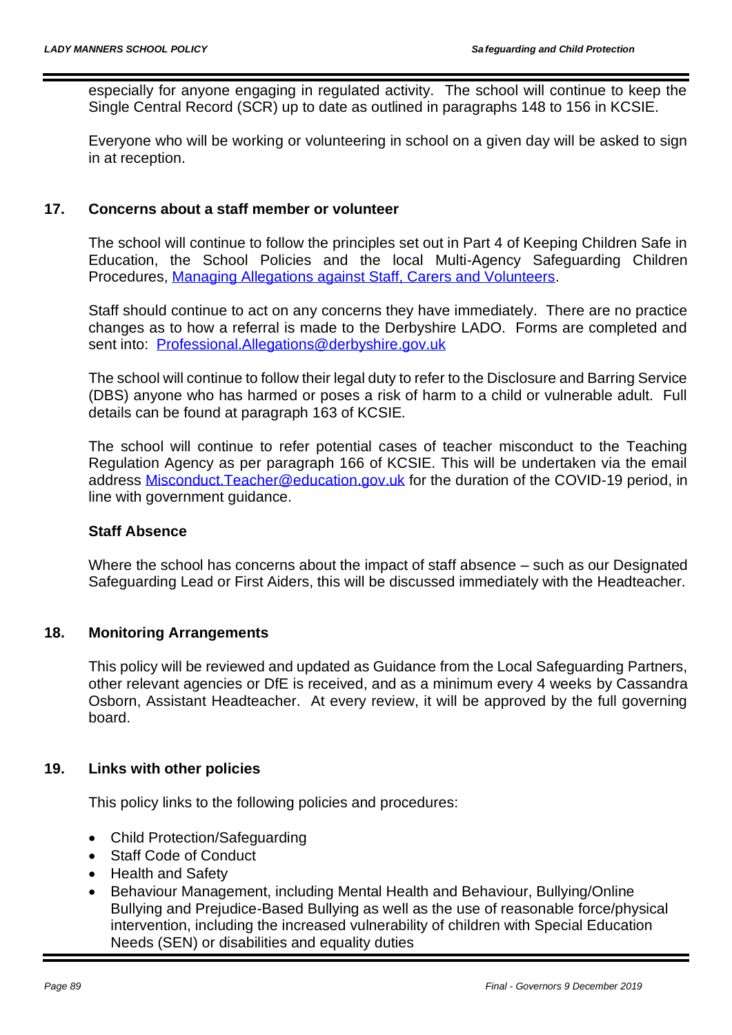especially for anyone engaging in regulated activity. The school will continue to keep the Single Central Record (SCR) up to date as outlined in paragraphs 148 to 156 in KCSIE.

Everyone who will be working or volunteering in school on a given day will be asked to sign in at reception.

## 17. Concerns about a staff member or volunteer

The school will continue to follow the principles set out in Part 4 of Keeping Children Safe in Education, the School Policies and the local Multi-Agency Safeguarding Children Procedures, Managing Allegations against Staff, Carers and Volunteers.

Staff should continue to act on any concerns they have immediately. There are no practice changes as to how a referral is made to the Derbyshire LADO. Forms are completed and sent into: Professional.Allegations@derbyshire.gov.uk

The school will continue to follow their legal duty to refer to the Disclosure and Barring Service (DBS) anyone who has harmed or poses a risk of harm to a child or vulnerable adult. Full details can be found at paragraph 163 of KCSIE.

The school will continue to refer potential cases of teacher misconduct to the Teaching Regulation Agency as per paragraph 166 of KCSIE. This will be undertaken via the email address Misconduct.Teacher@education.gov.uk for the duration of the COVID-19 period, in line with government guidance.

### Staff Absence

Where the school has concerns about the impact of staff absence – such as our Designated Safeguarding Lead or First Aiders, this will be discussed immediately with the Headteacher.

## 18. Monitoring Arrangements

This policy will be reviewed and updated as Guidance from the Local Safeguarding Partners, other relevant agencies or DfE is received, and as a minimum every 4 weeks by Cassandra Osborn, Assistant Headteacher. At every review, it will be approved by the full governing board.

## 19. Links with other policies

This policy links to the following policies and procedures:

- Child Protection/Safeguarding
- Staff Code of Conduct
- Health and Safety
- Behaviour Management, including Mental Health and Behaviour, Bullying/Online Bullying and Prejudice-Based Bullying as well as the use of reasonable force/physical intervention, including the increased vulnerability of children with Special Education Needs (SEN) or disabilities and equality duties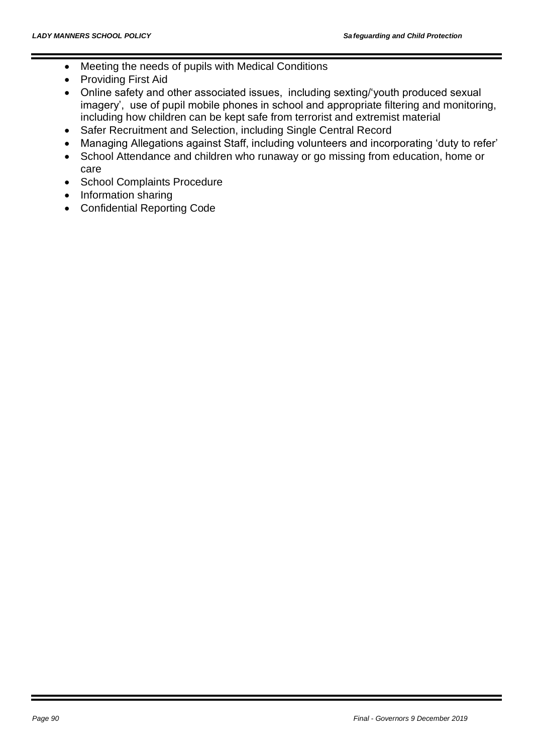- Meeting the needs of pupils with Medical Conditions
- Providing First Aid
- Online safety and other associated issues, including sexting/'youth produced sexual imagery', use of pupil mobile phones in school and appropriate filtering and monitoring, including how children can be kept safe from terrorist and extremist material
- Safer Recruitment and Selection, including Single Central Record
- Managing Allegations against Staff, including volunteers and incorporating 'duty to refer'
- School Attendance and children who runaway or go missing from education, home or care
- School Complaints Procedure
- Information sharing
- Confidential Reporting Code